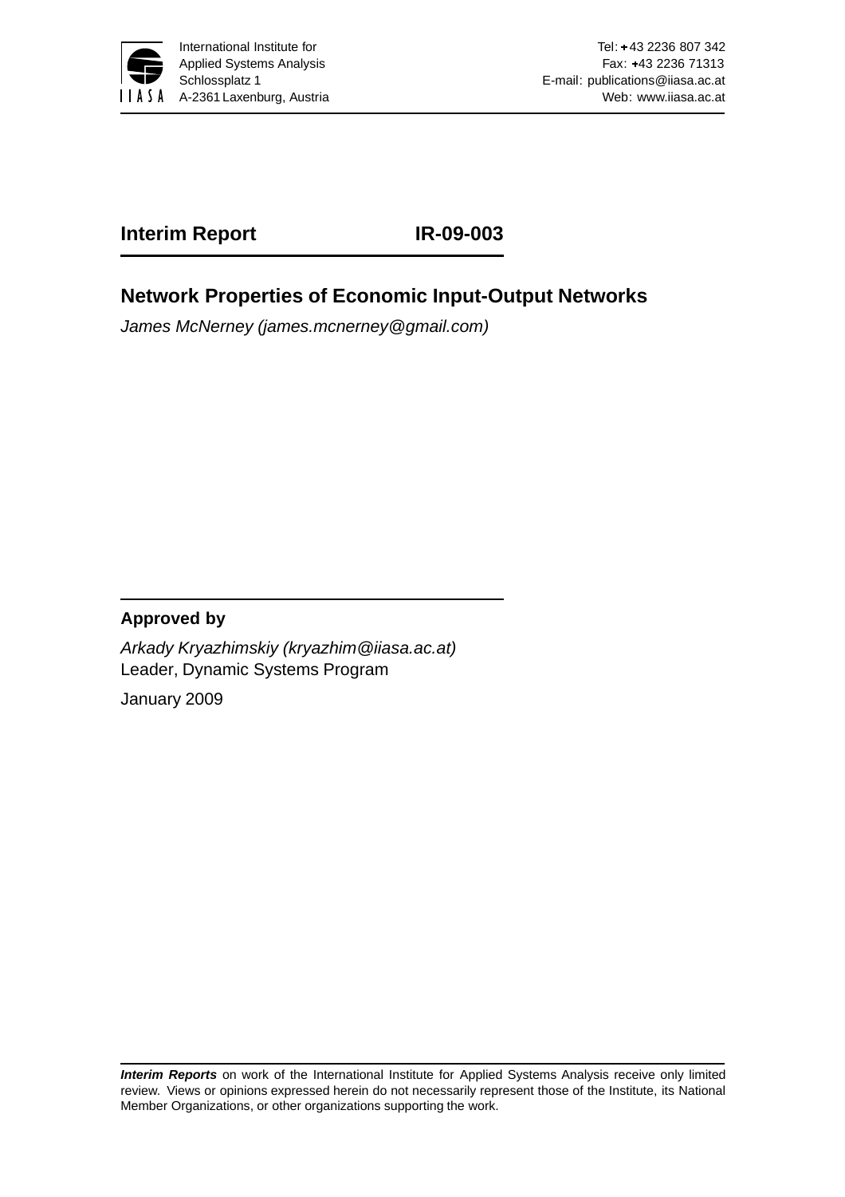International Institute for Applied Systems Analysis
Schlossplatz 1
A-2361 Laxenburg, Austria

Tel: +43 2236 807 342
Fax: +43 2236 71313
E-mail: publications@iiasa.ac.at
Web: www.iiasa.ac.at

**Interim Report** **IR-09-003**

# Network Properties of Economic Input-Output Networks

*James McNerney (james.mcnerney@gmail.com)*

**Approved by**

*Arkady Kryazhimskiy (kryazhim@iiasa.ac.at)*
Leader, Dynamic Systems Program

January 2009

***Interim Reports*** on work of the International Institute for Applied Systems Analysis receive only limited review. Views or opinions expressed herein do not necessarily represent those of the Institute, its National Member Organizations, or other organizations supporting the work.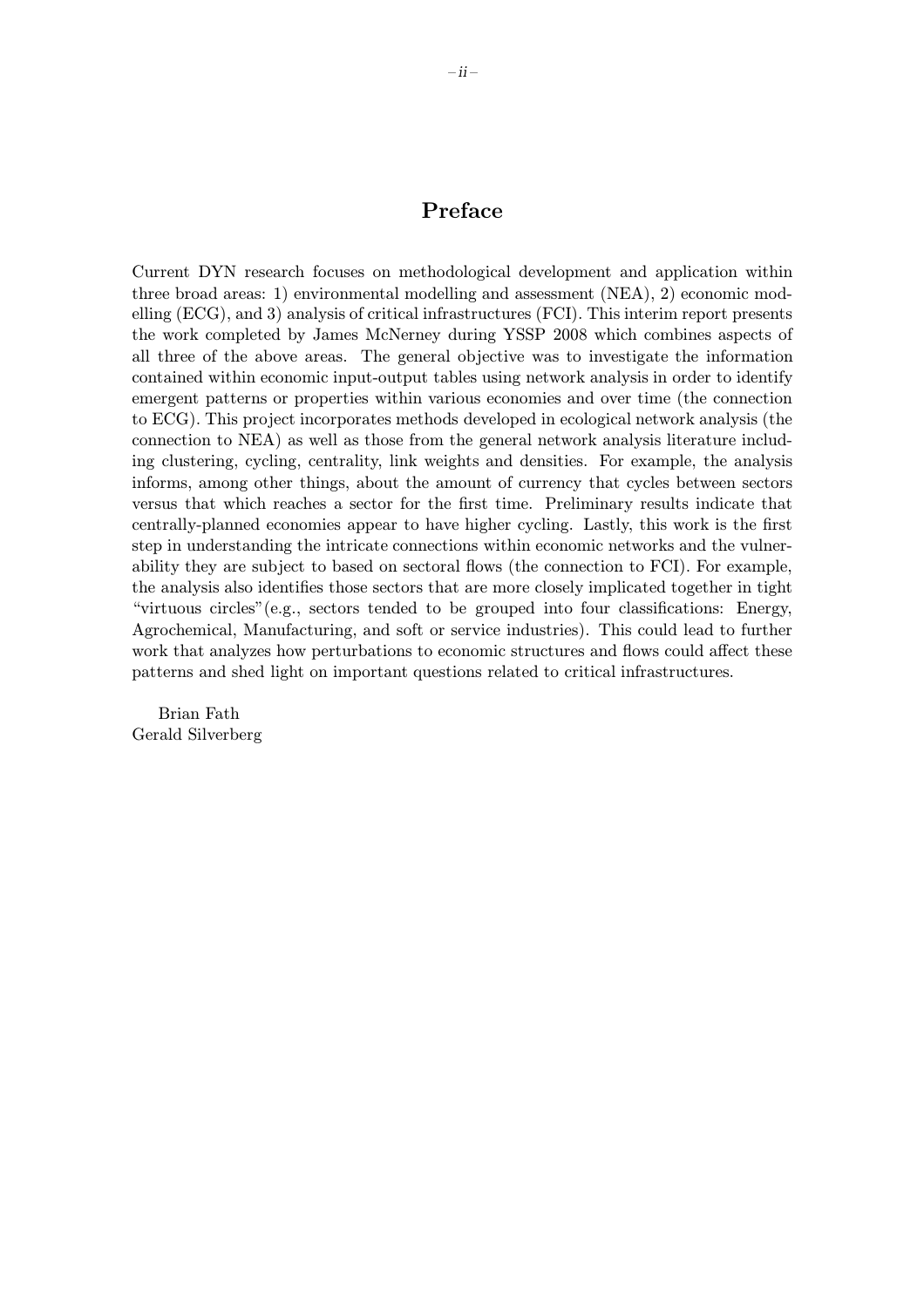# Preface

Current DYN research focuses on methodological development and application within three broad areas: 1) environmental modelling and assessment (NEA), 2) economic modelling (ECG), and 3) analysis of critical infrastructures (FCI). This interim report presents the work completed by James McNerney during YSSP 2008 which combines aspects of all three of the above areas. The general objective was to investigate the information contained within economic input-output tables using network analysis in order to identify emergent patterns or properties within various economies and over time (the connection to ECG). This project incorporates methods developed in ecological network analysis (the connection to NEA) as well as those from the general network analysis literature including clustering, cycling, centrality, link weights and densities. For example, the analysis informs, among other things, about the amount of currency that cycles between sectors versus that which reaches a sector for the first time. Preliminary results indicate that centrally-planned economies appear to have higher cycling. Lastly, this work is the first step in understanding the intricate connections within economic networks and the vulnerability they are subject to based on sectoral flows (the connection to FCI). For example, the analysis also identifies those sectors that are more closely implicated together in tight "virtuous circles"(e.g., sectors tended to be grouped into four classifications: Energy, Agrochemical, Manufacturing, and soft or service industries). This could lead to further work that analyzes how perturbations to economic structures and flows could affect these patterns and shed light on important questions related to critical infrastructures.

Brian Fath
Gerald Silverberg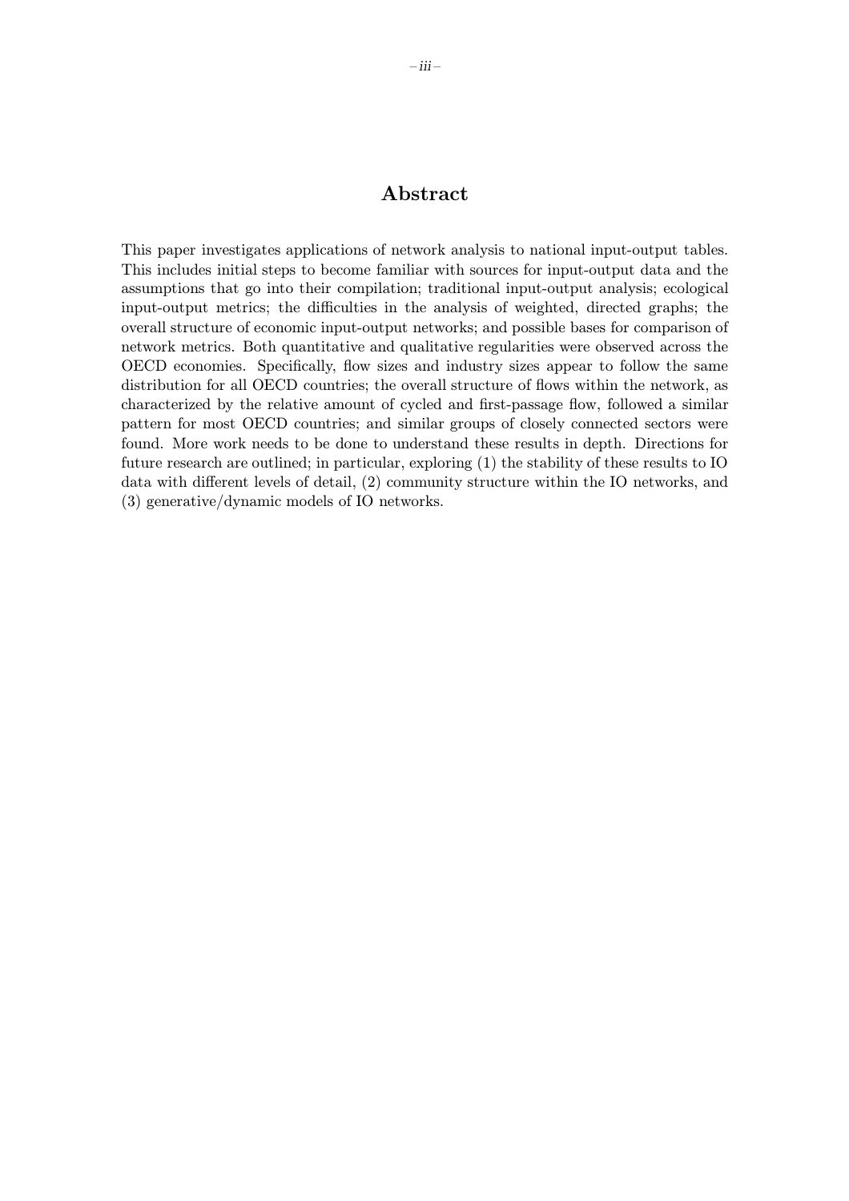# Abstract

This paper investigates applications of network analysis to national input-output tables. This includes initial steps to become familiar with sources for input-output data and the assumptions that go into their compilation; traditional input-output analysis; ecological input-output metrics; the difficulties in the analysis of weighted, directed graphs; the overall structure of economic input-output networks; and possible bases for comparison of network metrics. Both quantitative and qualitative regularities were observed across the OECD economies. Specifically, flow sizes and industry sizes appear to follow the same distribution for all OECD countries; the overall structure of flows within the network, as characterized by the relative amount of cycled and first-passage flow, followed a similar pattern for most OECD countries; and similar groups of closely connected sectors were found. More work needs to be done to understand these results in depth. Directions for future research are outlined; in particular, exploring (1) the stability of these results to IO data with different levels of detail, (2) community structure within the IO networks, and (3) generative/dynamic models of IO networks.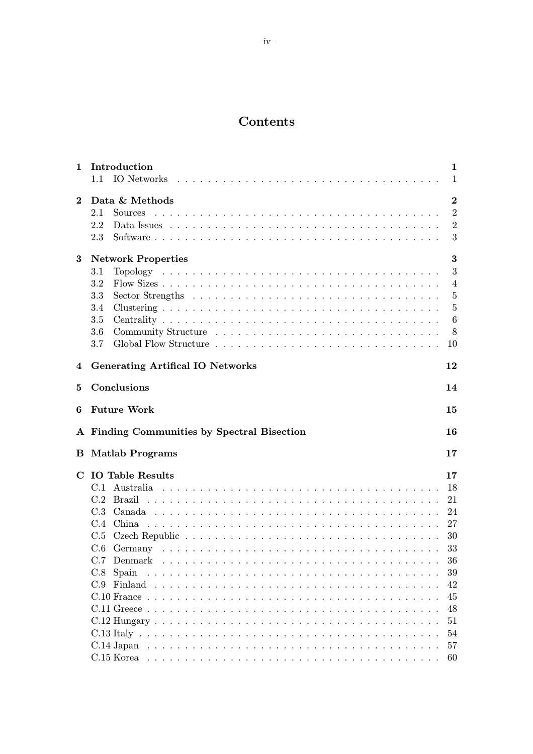# Contents

| | | |
|---|---|---|
| **1** | **Introduction** | **1** |
| | 1.1 IO Networks | 1 |
| **2** | **Data & Methods** | **2** |
| | 2.1 Sources | 2 |
| | 2.2 Data Issues | 2 |
| | 2.3 Software | 3 |
| **3** | **Network Properties** | **3** |
| | 3.1 Topology | 3 |
| | 3.2 Flow Sizes | 4 |
| | 3.3 Sector Strengths | 5 |
| | 3.4 Clustering | 5 |
| | 3.5 Centrality | 6 |
| | 3.6 Community Structure | 8 |
| | 3.7 Global Flow Structure | 10 |
| **4** | **Generating Artifical IO Networks** | **12** |
| **5** | **Conclusions** | **14** |
| **6** | **Future Work** | **15** |
| **A** | **Finding Communities by Spectral Bisection** | **16** |
| **B** | **Matlab Programs** | **17** |
| **C** | **IO Table Results** | **17** |
| | C.1 Australia | 18 |
| | C.2 Brazil | 21 |
| | C.3 Canada | 24 |
| | C.4 China | 27 |
| | C.5 Czech Republic | 30 |
| | C.6 Germany | 33 |
| | C.7 Denmark | 36 |
| | C.8 Spain | 39 |
| | C.9 Finland | 42 |
| | C.10 France | 45 |
| | C.11 Greece | 48 |
| | C.12 Hungary | 51 |
| | C.13 Italy | 54 |
| | C.14 Japan | 57 |
| | C.15 Korea | 60 |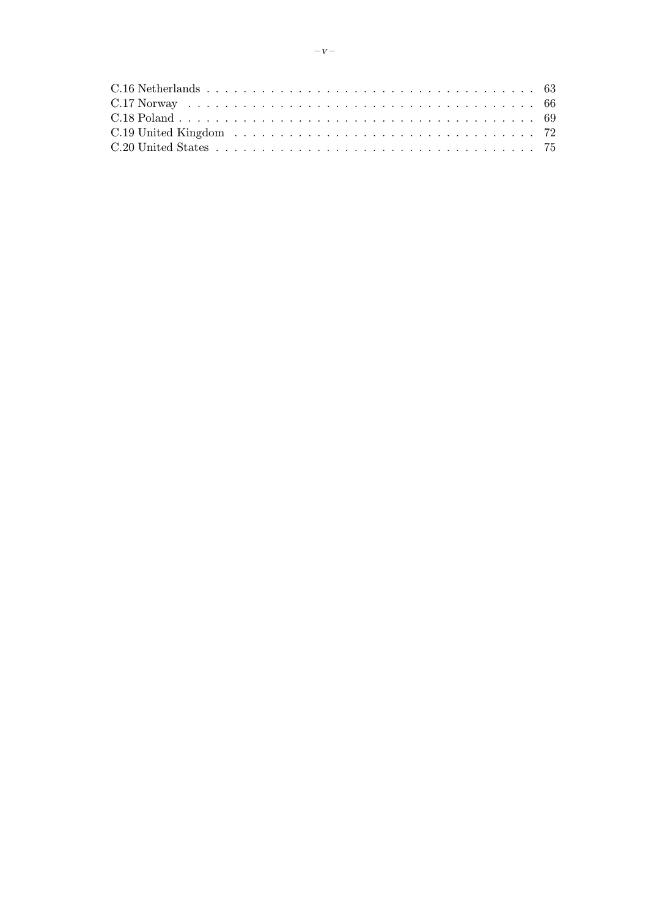C.16 Netherlands . . . . . . . . . . . . . . . . . . . . . . . . . . . . . . . . . . . . 63
C.17 Norway . . . . . . . . . . . . . . . . . . . . . . . . . . . . . . . . . . . . . 66
C.18 Poland . . . . . . . . . . . . . . . . . . . . . . . . . . . . . . . . . . . . . . 69
C.19 United Kingdom . . . . . . . . . . . . . . . . . . . . . . . . . . . . . . . . . 72
C.20 United States . . . . . . . . . . . . . . . . . . . . . . . . . . . . . . . . . . 75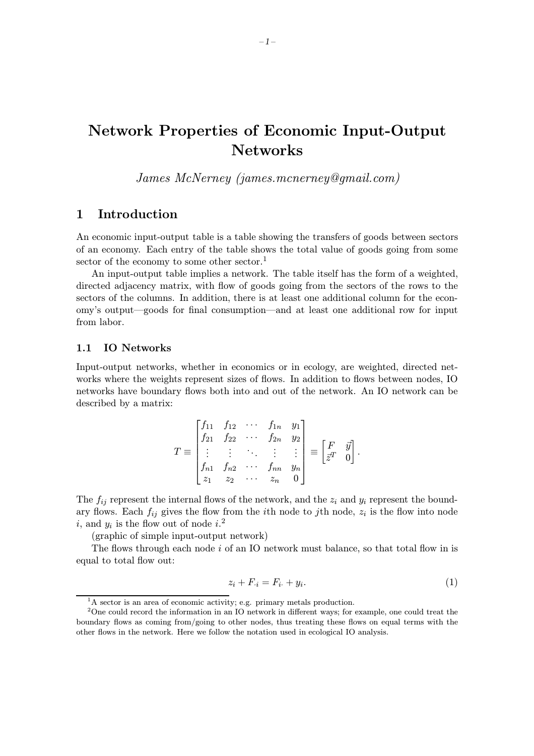// Network Properties of Economic Input-Output Networks

*James McNerney (james.mcnerney@gmail.com)*

## 1 Introduction

An economic input-output table is a table showing the transfers of goods between sectors of an economy. Each entry of the table shows the total value of goods going from some sector of the economy to some other sector.[1]

An input-output table implies a network. The table itself has the form of a weighted, directed adjacency matrix, with flow of goods going from the sectors of the rows to the sectors of the columns. In addition, there is at least one additional column for the economy's output—goods for final consumption—and at least one additional row for input from labor.

### 1.1 IO Networks

Input-output networks, whether in economics or in ecology, are weighted, directed networks where the weights represent sizes of flows. In addition to flows between nodes, IO networks have boundary flows both into and out of the network. An IO network can be described by a matrix:

$$T \equiv \begin{bmatrix} f_{11} & f_{12} & \cdots & f_{1n} & y_1 \\ f_{21} & f_{22} & \cdots & f_{2n} & y_2 \\ \vdots & \vdots & \ddots & \vdots & \vdots \\ f_{n1} & f_{n2} & \cdots & f_{nn} & y_n \\ z_1 & z_2 & \cdots & z_n & 0 \end{bmatrix} \equiv \begin{bmatrix} F & \vec{y} \\ \vec{z}^T & 0 \end{bmatrix}.$$

The $f_{ij}$ represent the internal flows of the network, and the $z_i$ and $y_i$ represent the boundary flows. Each $f_{ij}$ gives the flow from the $i$th node to $j$th node, $z_i$ is the flow into node $i$, and $y_i$ is the flow out of node $i$.[2]

(graphic of simple input-output network)

The flows through each node $i$ of an IO network must balance, so that total flow in is equal to total flow out:

$$z_i + F_{\cdot i} = F_{i\cdot} + y_i. \tag{1}$$

[1] A sector is an area of economic activity; e.g. primary metals production.

[2] One could record the information in an IO network in different ways; for example, one could treat the boundary flows as coming from/going to other nodes, thus treating these flows on equal terms with the other flows in the network. Here we follow the notation used in ecological IO analysis.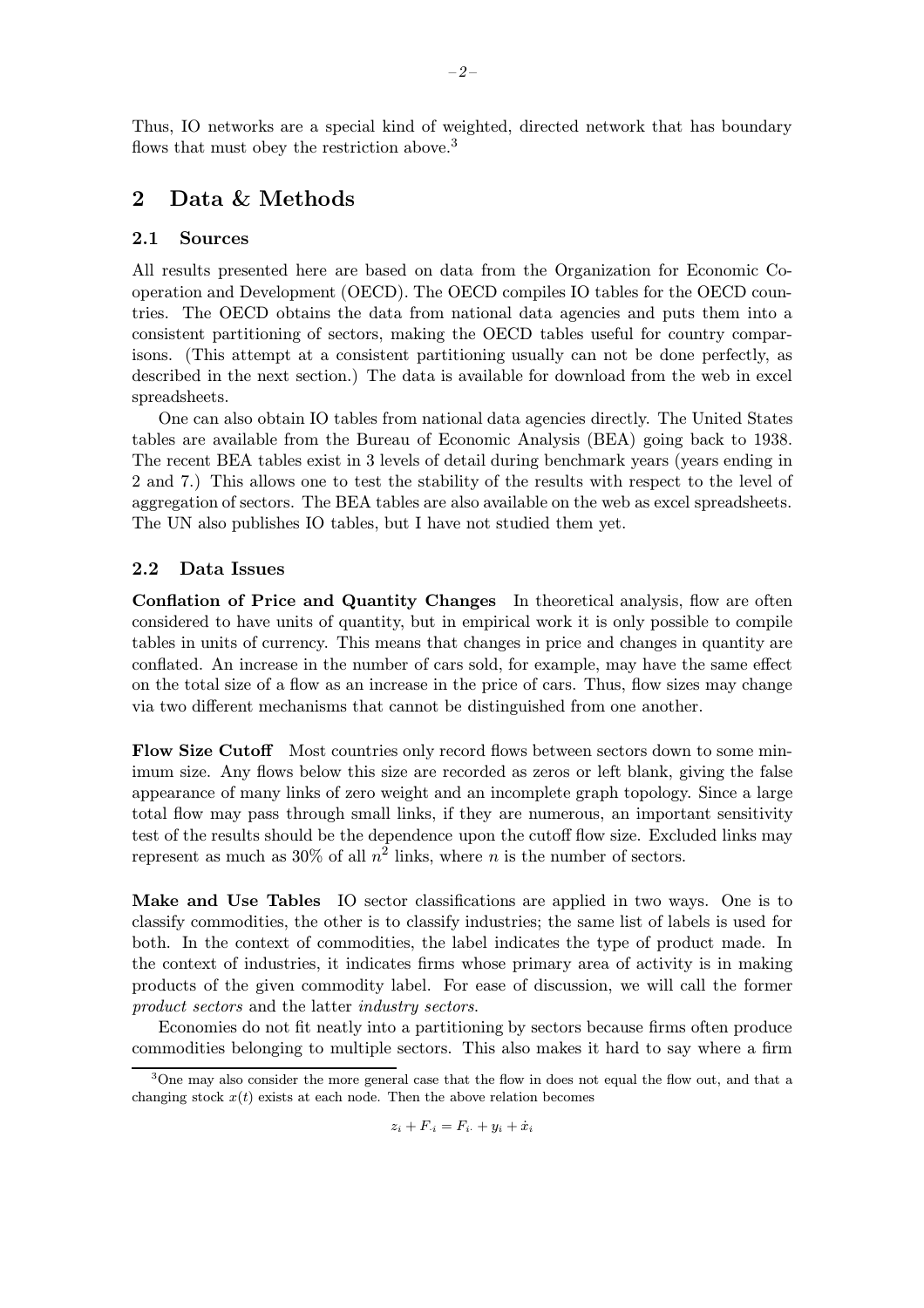Thus, IO networks are a special kind of weighted, directed network that has boundary flows that must obey the restriction above.[3]

## 2 Data & Methods

### 2.1 Sources

All results presented here are based on data from the Organization for Economic Cooperation and Development (OECD). The OECD compiles IO tables for the OECD countries. The OECD obtains the data from national data agencies and puts them into a consistent partitioning of sectors, making the OECD tables useful for country comparisons. (This attempt at a consistent partitioning usually can not be done perfectly, as described in the next section.) The data is available for download from the web in excel spreadsheets.

One can also obtain IO tables from national data agencies directly. The United States tables are available from the Bureau of Economic Analysis (BEA) going back to 1938. The recent BEA tables exist in 3 levels of detail during benchmark years (years ending in 2 and 7.) This allows one to test the stability of the results with respect to the level of aggregation of sectors. The BEA tables are also available on the web as excel spreadsheets. The UN also publishes IO tables, but I have not studied them yet.

### 2.2 Data Issues

**Conflation of Price and Quantity Changes** In theoretical analysis, flow are often considered to have units of quantity, but in empirical work it is only possible to compile tables in units of currency. This means that changes in price and changes in quantity are conflated. An increase in the number of cars sold, for example, may have the same effect on the total size of a flow as an increase in the price of cars. Thus, flow sizes may change via two different mechanisms that cannot be distinguished from one another.

**Flow Size Cutoff** Most countries only record flows between sectors down to some minimum size. Any flows below this size are recorded as zeros or left blank, giving the false appearance of many links of zero weight and an incomplete graph topology. Since a large total flow may pass through small links, if they are numerous, an important sensitivity test of the results should be the dependence upon the cutoff flow size. Excluded links may represent as much as 30% of all $n^2$ links, where $n$ is the number of sectors.

**Make and Use Tables** IO sector classifications are applied in two ways. One is to classify commodities, the other is to classify industries; the same list of labels is used for both. In the context of commodities, the label indicates the type of product made. In the context of industries, it indicates firms whose primary area of activity is in making products of the given commodity label. For ease of discussion, we will call the former *product sectors* and the latter *industry sectors*.

Economies do not fit neatly into a partitioning by sectors because firms often produce commodities belonging to multiple sectors. This also makes it hard to say where a firm

[3] One may also consider the more general case that the flow in does not equal the flow out, and that a changing stock $x(t)$ exists at each node. Then the above relation becomes

$$z_i + F_{\cdot i} = F_{i\cdot} + y_i + \dot{x}_i$$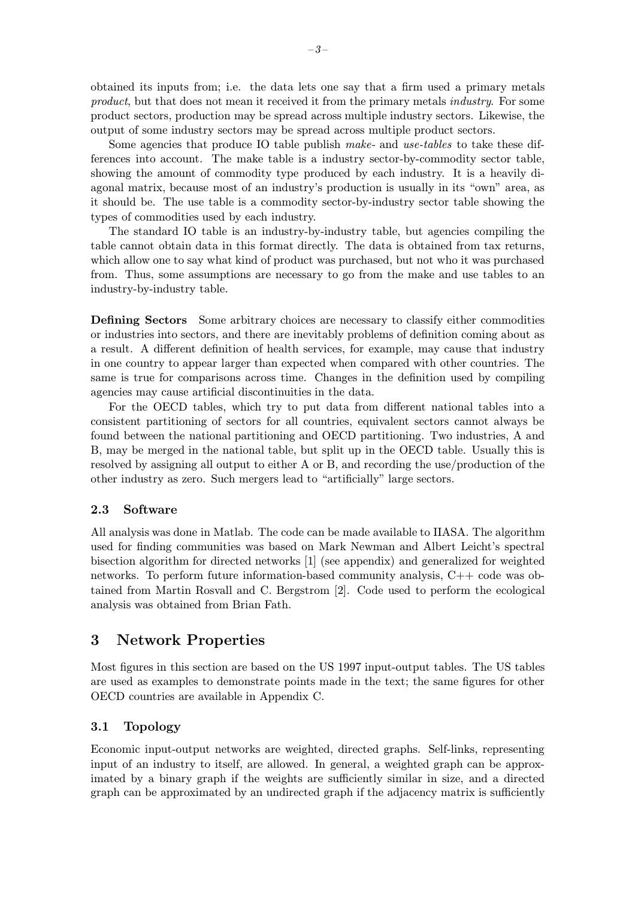obtained its inputs from; i.e. the data lets one say that a firm used a primary metals *product*, but that does not mean it received it from the primary metals *industry*. For some product sectors, production may be spread across multiple industry sectors. Likewise, the output of some industry sectors may be spread across multiple product sectors.

Some agencies that produce IO table publish *make-* and *use-tables* to take these differences into account. The make table is a industry sector-by-commodity sector table, showing the amount of commodity type produced by each industry. It is a heavily diagonal matrix, because most of an industry's production is usually in its "own" area, as it should be. The use table is a commodity sector-by-industry sector table showing the types of commodities used by each industry.

The standard IO table is an industry-by-industry table, but agencies compiling the table cannot obtain data in this format directly. The data is obtained from tax returns, which allow one to say what kind of product was purchased, but not who it was purchased from. Thus, some assumptions are necessary to go from the make and use tables to an industry-by-industry table.

**Defining Sectors** Some arbitrary choices are necessary to classify either commodities or industries into sectors, and there are inevitably problems of definition coming about as a result. A different definition of health services, for example, may cause that industry in one country to appear larger than expected when compared with other countries. The same is true for comparisons across time. Changes in the definition used by compiling agencies may cause artificial discontinuities in the data.

For the OECD tables, which try to put data from different national tables into a consistent partitioning of sectors for all countries, equivalent sectors cannot always be found between the national partitioning and OECD partitioning. Two industries, A and B, may be merged in the national table, but split up in the OECD table. Usually this is resolved by assigning all output to either A or B, and recording the use/production of the other industry as zero. Such mergers lead to "artificially" large sectors.

### 2.3 Software

All analysis was done in Matlab. The code can be made available to IIASA. The algorithm used for finding communities was based on Mark Newman and Albert Leicht's spectral bisection algorithm for directed networks [1] (see appendix) and generalized for weighted networks. To perform future information-based community analysis, C++ code was obtained from Martin Rosvall and C. Bergstrom [2]. Code used to perform the ecological analysis was obtained from Brian Fath.

## 3 Network Properties

Most figures in this section are based on the US 1997 input-output tables. The US tables are used as examples to demonstrate points made in the text; the same figures for other OECD countries are available in Appendix C.

### 3.1 Topology

Economic input-output networks are weighted, directed graphs. Self-links, representing input of an industry to itself, are allowed. In general, a weighted graph can be approximated by a binary graph if the weights are sufficiently similar in size, and a directed graph can be approximated by an undirected graph if the adjacency matrix is sufficiently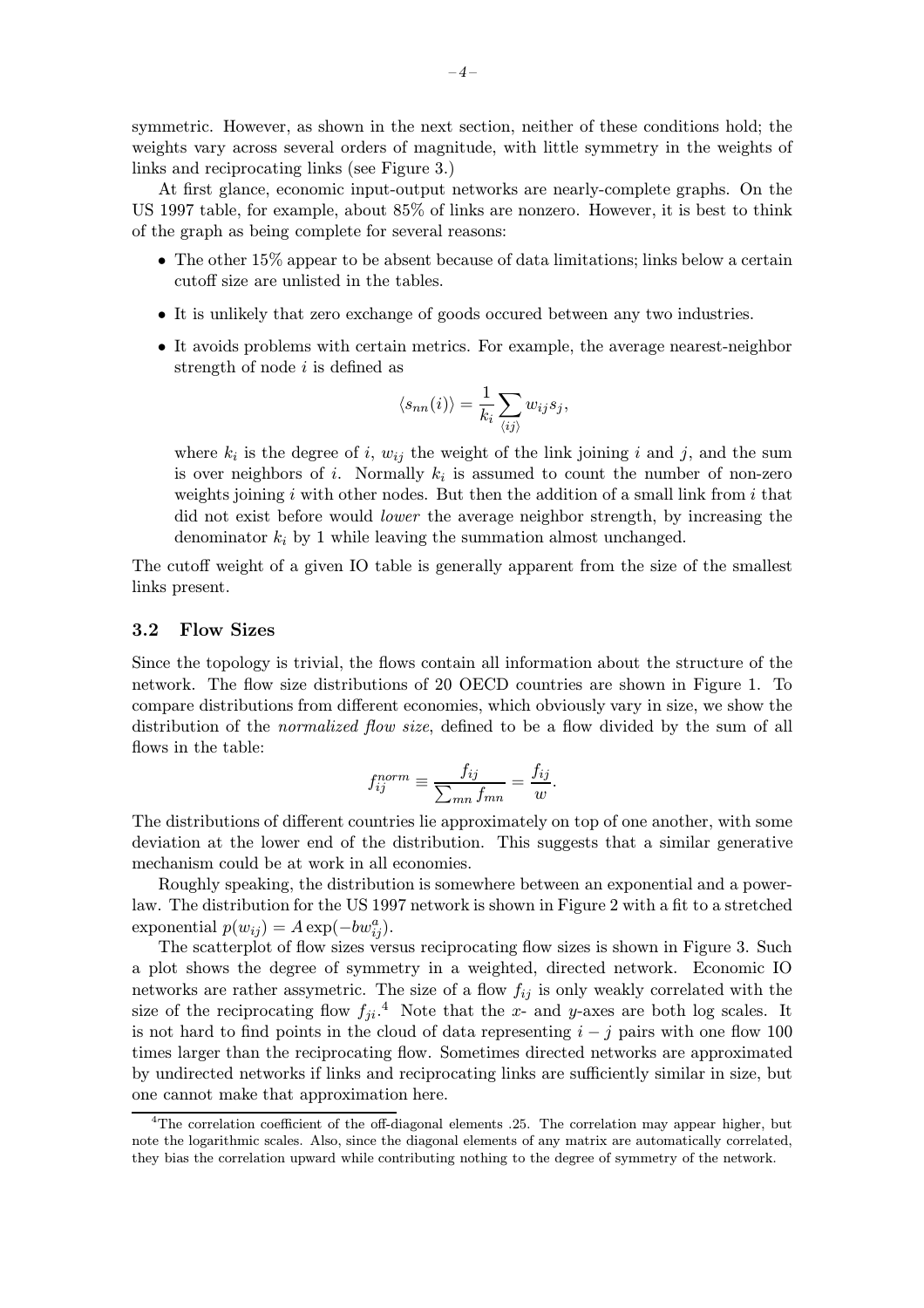symmetric. However, as shown in the next section, neither of these conditions hold; the weights vary across several orders of magnitude, with little symmetry in the weights of links and reciprocating links (see Figure 3.)

At first glance, economic input-output networks are nearly-complete graphs. On the US 1997 table, for example, about 85% of links are nonzero. However, it is best to think of the graph as being complete for several reasons:

- The other 15% appear to be absent because of data limitations; links below a certain cutoff size are unlisted in the tables.
- It is unlikely that zero exchange of goods occured between any two industries.
- It avoids problems with certain metrics. For example, the average nearest-neighbor strength of node $i$ is defined as

$$\langle s_{nn}(i)\rangle = \frac{1}{k_i}\sum_{\langle ij\rangle} w_{ij}s_j,$$

  where $k_i$ is the degree of $i$, $w_{ij}$ the weight of the link joining $i$ and $j$, and the sum is over neighbors of $i$. Normally $k_i$ is assumed to count the number of non-zero weights joining $i$ with other nodes. But then the addition of a small link from $i$ that did not exist before would *lower* the average neighbor strength, by increasing the denominator $k_i$ by 1 while leaving the summation almost unchanged.

The cutoff weight of a given IO table is generally apparent from the size of the smallest links present.

### 3.2 Flow Sizes

Since the topology is trivial, the flows contain all information about the structure of the network. The flow size distributions of 20 OECD countries are shown in Figure 1. To compare distributions from different economies, which obviously vary in size, we show the distribution of the *normalized flow size*, defined to be a flow divided by the sum of all flows in the table:

$$f_{ij}^{norm} \equiv \frac{f_{ij}}{\sum_{mn} f_{mn}} = \frac{f_{ij}}{w}.$$

The distributions of different countries lie approximately on top of one another, with some deviation at the lower end of the distribution. This suggests that a similar generative mechanism could be at work in all economies.

Roughly speaking, the distribution is somewhere between an exponential and a power-law. The distribution for the US 1997 network is shown in Figure 2 with a fit to a stretched exponential $p(w_{ij}) = A\exp(-bw_{ij}^a)$.

The scatterplot of flow sizes versus reciprocating flow sizes is shown in Figure 3. Such a plot shows the degree of symmetry in a weighted, directed network. Economic IO networks are rather assymetric. The size of a flow $f_{ij}$ is only weakly correlated with the size of the reciprocating flow $f_{ji}$.[4] Note that the $x$- and $y$-axes are both log scales. It is not hard to find points in the cloud of data representing $i-j$ pairs with one flow 100 times larger than the reciprocating flow. Sometimes directed networks are approximated by undirected networks if links and reciprocating links are sufficiently similar in size, but one cannot make that approximation here.

[4] The correlation coefficient of the off-diagonal elements .25. The correlation may appear higher, but note the logarithmic scales. Also, since the diagonal elements of any matrix are automatically correlated, they bias the correlation upward while contributing nothing to the degree of symmetry of the network.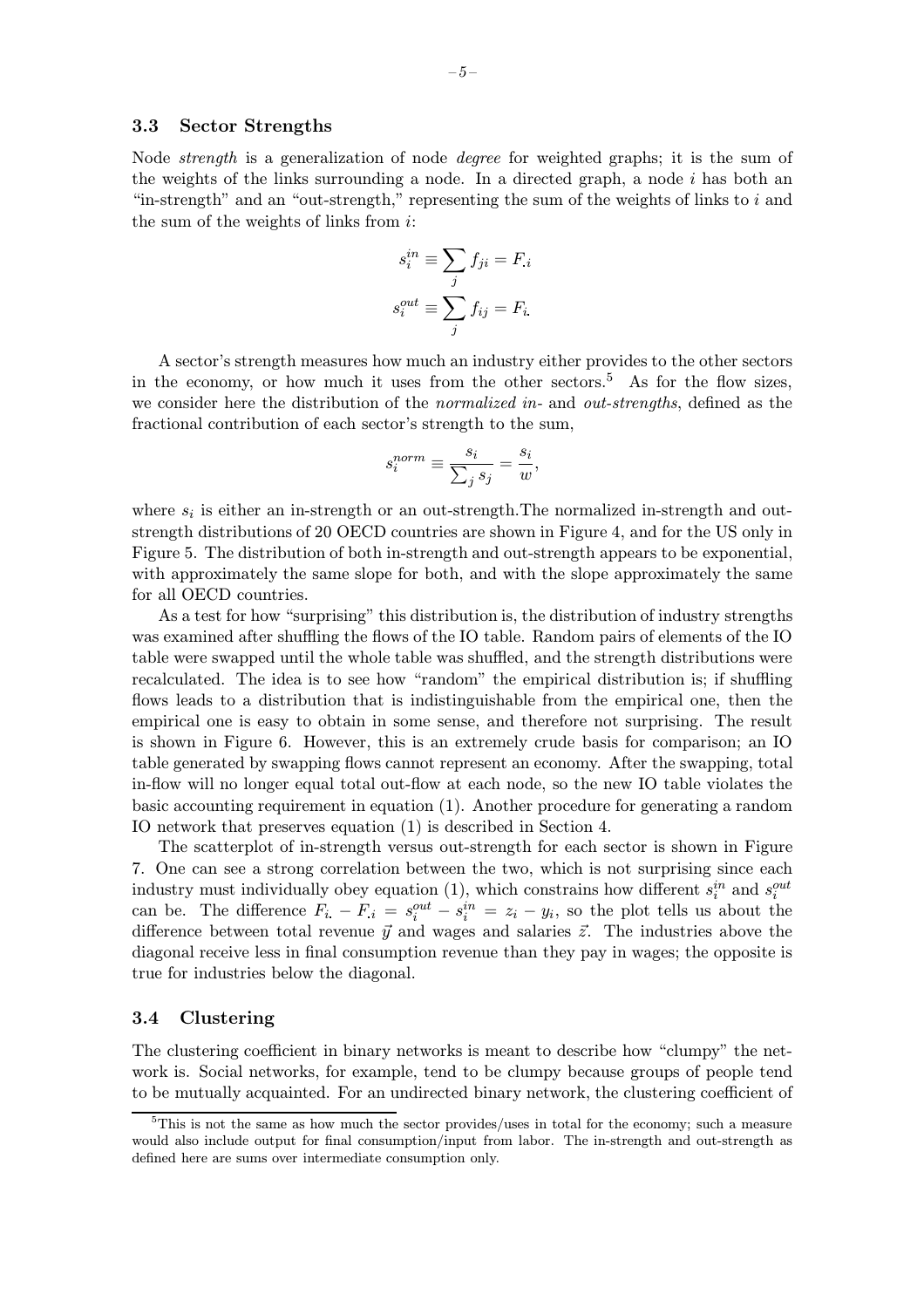### 3.3 Sector Strengths

Node *strength* is a generalization of node *degree* for weighted graphs; it is the sum of the weights of the links surrounding a node. In a directed graph, a node $i$ has both an "in-strength" and an "out-strength," representing the sum of the weights of links to $i$ and the sum of the weights of links from $i$:

$$s_i^{in} \equiv \sum_j f_{ji} = F_{.i}$$

$$s_i^{out} \equiv \sum_j f_{ij} = F_{i.}$$

A sector's strength measures how much an industry either provides to the other sectors in the economy, or how much it uses from the other sectors.[5] As for the flow sizes, we consider here the distribution of the *normalized in-* and *out-strengths*, defined as the fractional contribution of each sector's strength to the sum,

$$s_i^{norm} \equiv \frac{s_i}{\sum_j s_j} = \frac{s_i}{w},$$

where $s_i$ is either an in-strength or an out-strength.The normalized in-strength and out-strength distributions of 20 OECD countries are shown in Figure 4, and for the US only in Figure 5. The distribution of both in-strength and out-strength appears to be exponential, with approximately the same slope for both, and with the slope approximately the same for all OECD countries.

As a test for how "surprising" this distribution is, the distribution of industry strengths was examined after shuffling the flows of the IO table. Random pairs of elements of the IO table were swapped until the whole table was shuffled, and the strength distributions were recalculated. The idea is to see how "random" the empirical distribution is; if shuffling flows leads to a distribution that is indistinguishable from the empirical one, then the empirical one is easy to obtain in some sense, and therefore not surprising. The result is shown in Figure 6. However, this is an extremely crude basis for comparison; an IO table generated by swapping flows cannot represent an economy. After the swapping, total in-flow will no longer equal total out-flow at each node, so the new IO table violates the basic accounting requirement in equation (1). Another procedure for generating a random IO network that preserves equation (1) is described in Section 4.

The scatterplot of in-strength versus out-strength for each sector is shown in Figure 7. One can see a strong correlation between the two, which is not surprising since each industry must individually obey equation (1), which constrains how different $s_i^{in}$ and $s_i^{out}$ can be. The difference $F_{i.} - F_{.i} = s_i^{out} - s_i^{in} = z_i - y_i$, so the plot tells us about the difference between total revenue $\vec{y}$ and wages and salaries $\vec{z}$. The industries above the diagonal receive less in final consumption revenue than they pay in wages; the opposite is true for industries below the diagonal.

### 3.4 Clustering

The clustering coefficient in binary networks is meant to describe how "clumpy" the network is. Social networks, for example, tend to be clumpy because groups of people tend to be mutually acquainted. For an undirected binary network, the clustering coefficient of

[5] This is not the same as how much the sector provides/uses in total for the economy; such a measure would also include output for final consumption/input from labor. The in-strength and out-strength as defined here are sums over intermediate consumption only.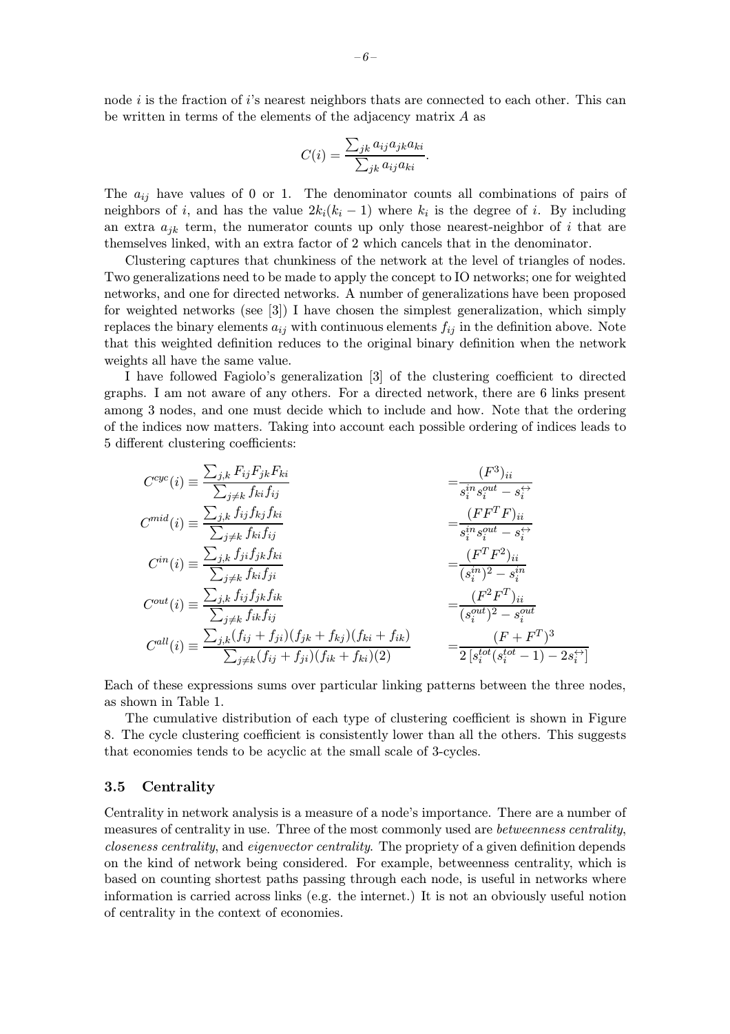node $i$ is the fraction of $i$'s nearest neighbors thats are connected to each other. This can be written in terms of the elements of the adjacency matrix $A$ as

$$C(i) = \frac{\sum_{jk} a_{ij} a_{jk} a_{ki}}{\sum_{jk} a_{ij} a_{ki}}.$$

The $a_{ij}$ have values of 0 or 1. The denominator counts all combinations of pairs of neighbors of $i$, and has the value $2k_i(k_i - 1)$ where $k_i$ is the degree of $i$. By including an extra $a_{jk}$ term, the numerator counts up only those nearest-neighbor of $i$ that are themselves linked, with an extra factor of 2 which cancels that in the denominator.

Clustering captures that chunkiness of the network at the level of triangles of nodes. Two generalizations need to be made to apply the concept to IO networks; one for weighted networks, and one for directed networks. A number of generalizations have been proposed for weighted networks (see [3]) I have chosen the simplest generalization, which simply replaces the binary elements $a_{ij}$ with continuous elements $f_{ij}$ in the definition above. Note that this weighted definition reduces to the original binary definition when the network weights all have the same value.

I have followed Fagiolo's generalization [3] of the clustering coefficient to directed graphs. I am not aware of any others. For a directed network, there are 6 links present among 3 nodes, and one must decide which to include and how. Note that the ordering of the indices now matters. Taking into account each possible ordering of indices leads to 5 different clustering coefficients:

$$
\begin{aligned}
C^{cyc}(i) &\equiv \frac{\sum_{j,k} F_{ij} F_{jk} F_{ki}}{\sum_{j \neq k} f_{ki} f_{ij}} &&= \frac{(F^3)_{ii}}{s_i^{in} s_i^{out} - s_i^{\leftrightarrow}} \\
C^{mid}(i) &\equiv \frac{\sum_{j,k} f_{ij} f_{kj} f_{ki}}{\sum_{j \neq k} f_{ki} f_{ij}} &&= \frac{(F F^T F)_{ii}}{s_i^{in} s_i^{out} - s_i^{\leftrightarrow}} \\
C^{in}(i) &\equiv \frac{\sum_{j,k} f_{ji} f_{jk} f_{ki}}{\sum_{j \neq k} f_{ki} f_{ji}} &&= \frac{(F^T F^2)_{ii}}{(s_i^{in})^2 - s_i^{in}} \\
C^{out}(i) &\equiv \frac{\sum_{j,k} f_{ij} f_{jk} f_{ik}}{\sum_{j \neq k} f_{ik} f_{ij}} &&= \frac{(F^2 F^T)_{ii}}{(s_i^{out})^2 - s_i^{out}} \\
C^{all}(i) &\equiv \frac{\sum_{j,k} (f_{ij} + f_{ji})(f_{jk} + f_{kj})(f_{ki} + f_{ik})}{\sum_{j \neq k} (f_{ij} + f_{ji})(f_{ik} + f_{ki})(2)} &&= \frac{(F + F^T)^3}{2\left[s_i^{tot}(s_i^{tot} - 1) - 2 s_i^{\leftrightarrow}\right]}
\end{aligned}
$$

Each of these expressions sums over particular linking patterns between the three nodes, as shown in Table 1.

The cumulative distribution of each type of clustering coefficient is shown in Figure 8. The cycle clustering coefficient is consistently lower than all the others. This suggests that economies tends to be acyclic at the small scale of 3-cycles.

### 3.5 Centrality

Centrality in network analysis is a measure of a node's importance. There are a number of measures of centrality in use. Three of the most commonly used are *betweenness centrality*, *closeness centrality*, and *eigenvector centrality*. The propriety of a given definition depends on the kind of network being considered. For example, betweenness centrality, which is based on counting shortest paths passing through each node, is useful in networks where information is carried across links (e.g. the internet.) It is not an obviously useful notion of centrality in the context of economies.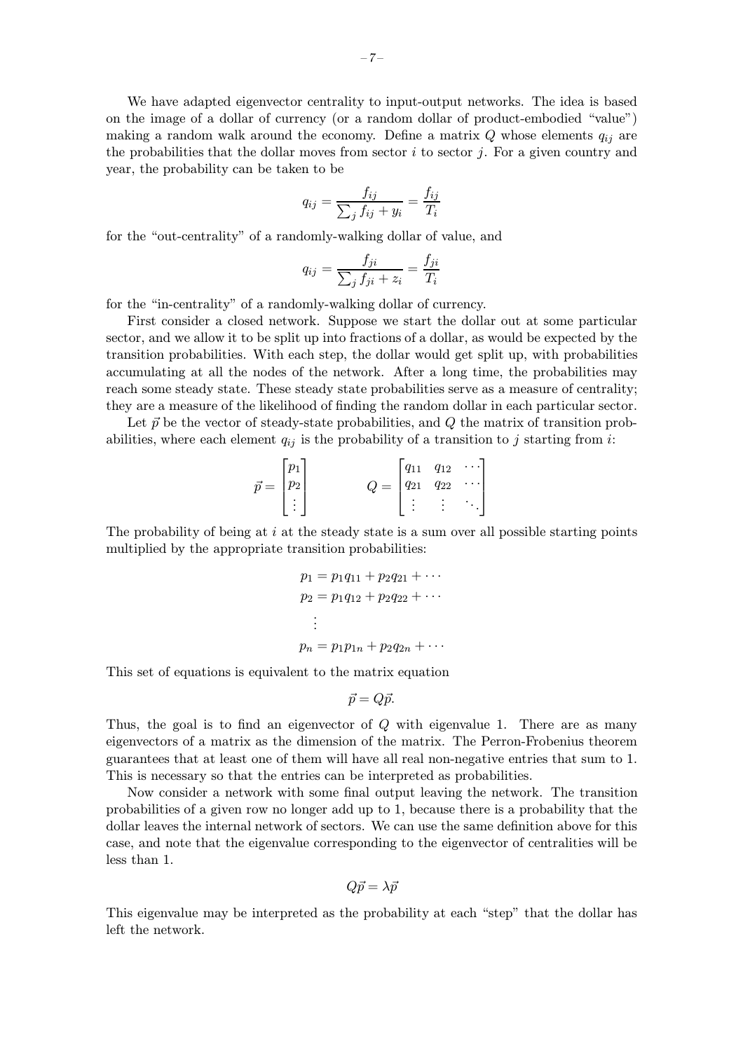We have adapted eigenvector centrality to input-output networks. The idea is based on the image of a dollar of currency (or a random dollar of product-embodied "value") making a random walk around the economy. Define a matrix $Q$ whose elements $q_{ij}$ are the probabilities that the dollar moves from sector $i$ to sector $j$. For a given country and year, the probability can be taken to be

$$q_{ij} = \frac{f_{ij}}{\sum_j f_{ij} + y_i} = \frac{f_{ij}}{T_i}$$

for the "out-centrality" of a randomly-walking dollar of value, and

$$q_{ij} = \frac{f_{ji}}{\sum_j f_{ji} + z_i} = \frac{f_{ji}}{T_i}$$

for the "in-centrality" of a randomly-walking dollar of currency.

First consider a closed network. Suppose we start the dollar out at some particular sector, and we allow it to be split up into fractions of a dollar, as would be expected by the transition probabilities. With each step, the dollar would get split up, with probabilities accumulating at all the nodes of the network. After a long time, the probabilities may reach some steady state. These steady state probabilities serve as a measure of centrality; they are a measure of the likelihood of finding the random dollar in each particular sector.

Let $\vec{p}$ be the vector of steady-state probabilities, and $Q$ the matrix of transition probabilities, where each element $q_{ij}$ is the probability of a transition to $j$ starting from $i$:

$$\vec{p} = \begin{bmatrix} p_1 \\ p_2 \\ \vdots \end{bmatrix} \qquad Q = \begin{bmatrix} q_{11} & q_{12} & \cdots \\ q_{21} & q_{22} & \cdots \\ \vdots & \vdots & \ddots \end{bmatrix}$$

The probability of being at $i$ at the steady state is a sum over all possible starting points multiplied by the appropriate transition probabilities:

$$\begin{aligned} p_1 &= p_1 q_{11} + p_2 q_{21} + \cdots \\ p_2 &= p_1 q_{12} + p_2 q_{22} + \cdots \\ &\vdots \\ p_n &= p_1 p_{1n} + p_2 q_{2n} + \cdots \end{aligned}$$

This set of equations is equivalent to the matrix equation

$$\vec{p} = Q\vec{p}.$$

Thus, the goal is to find an eigenvector of $Q$ with eigenvalue 1. There are as many eigenvectors of a matrix as the dimension of the matrix. The Perron-Frobenius theorem guarantees that at least one of them will have all real non-negative entries that sum to 1. This is necessary so that the entries can be interpreted as probabilities.

Now consider a network with some final output leaving the network. The transition probabilities of a given row no longer add up to 1, because there is a probability that the dollar leaves the internal network of sectors. We can use the same definition above for this case, and note that the eigenvalue corresponding to the eigenvector of centralities will be less than 1.

$$Q\vec{p} = \lambda\vec{p}$$

This eigenvalue may be interpreted as the probability at each "step" that the dollar has left the network.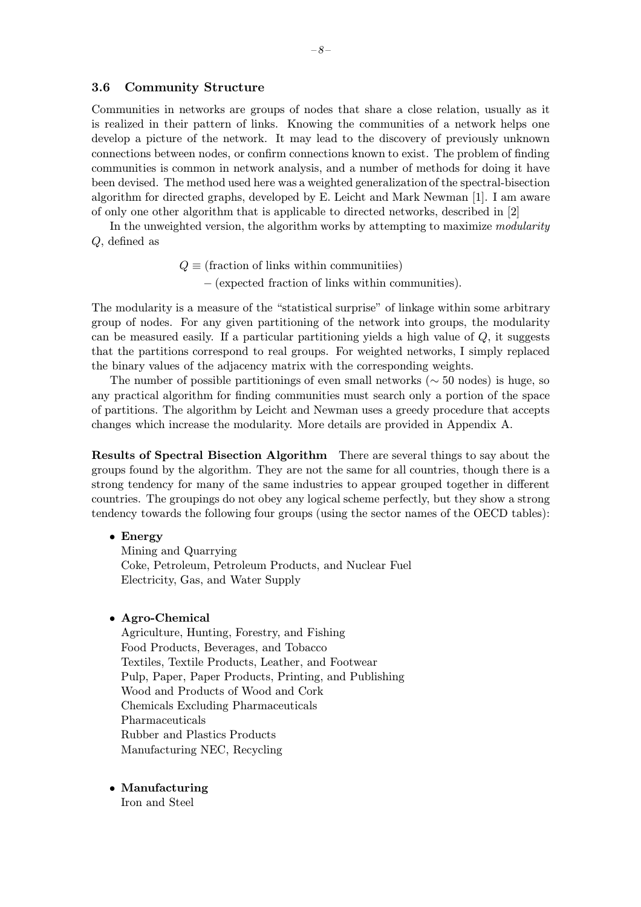### 3.6 Community Structure

Communities in networks are groups of nodes that share a close relation, usually as it is realized in their pattern of links. Knowing the communities of a network helps one develop a picture of the network. It may lead to the discovery of previously unknown connections between nodes, or confirm connections known to exist. The problem of finding communities is common in network analysis, and a number of methods for doing it have been devised. The method used here was a weighted generalization of the spectral-bisection algorithm for directed graphs, developed by E. Leicht and Mark Newman [1]. I am aware of only one other algorithm that is applicable to directed networks, described in [2]

In the unweighted version, the algorithm works by attempting to maximize *modularity* $Q$, defined as

$$
\begin{aligned}
Q \equiv & \text{ (fraction of links within communitiies)} \\
& - \text{(expected fraction of links within communities).}
\end{aligned}
$$

The modularity is a measure of the "statistical surprise" of linkage within some arbitrary group of nodes. For any given partitioning of the network into groups, the modularity can be measured easily. If a particular partitioning yields a high value of $Q$, it suggests that the partitions correspond to real groups. For weighted networks, I simply replaced the binary values of the adjacency matrix with the corresponding weights.

The number of possible partitionings of even small networks ($\sim 50$ nodes) is huge, so any practical algorithm for finding communities must search only a portion of the space of partitions. The algorithm by Leicht and Newman uses a greedy procedure that accepts changes which increase the modularity. More details are provided in Appendix A.

**Results of Spectral Bisection Algorithm** There are several things to say about the groups found by the algorithm. They are not the same for all countries, though there is a strong tendency for many of the same industries to appear grouped together in different countries. The groupings do not obey any logical scheme perfectly, but they show a strong tendency towards the following four groups (using the sector names of the OECD tables):

- **Energy**
  Mining and Quarrying
  Coke, Petroleum, Petroleum Products, and Nuclear Fuel
  Electricity, Gas, and Water Supply

- **Agro-Chemical**
  Agriculture, Hunting, Forestry, and Fishing
  Food Products, Beverages, and Tobacco
  Textiles, Textile Products, Leather, and Footwear
  Pulp, Paper, Paper Products, Printing, and Publishing
  Wood and Products of Wood and Cork
  Chemicals Excluding Pharmaceuticals
  Pharmaceuticals
  Rubber and Plastics Products
  Manufacturing NEC, Recycling

- **Manufacturing**
  Iron and Steel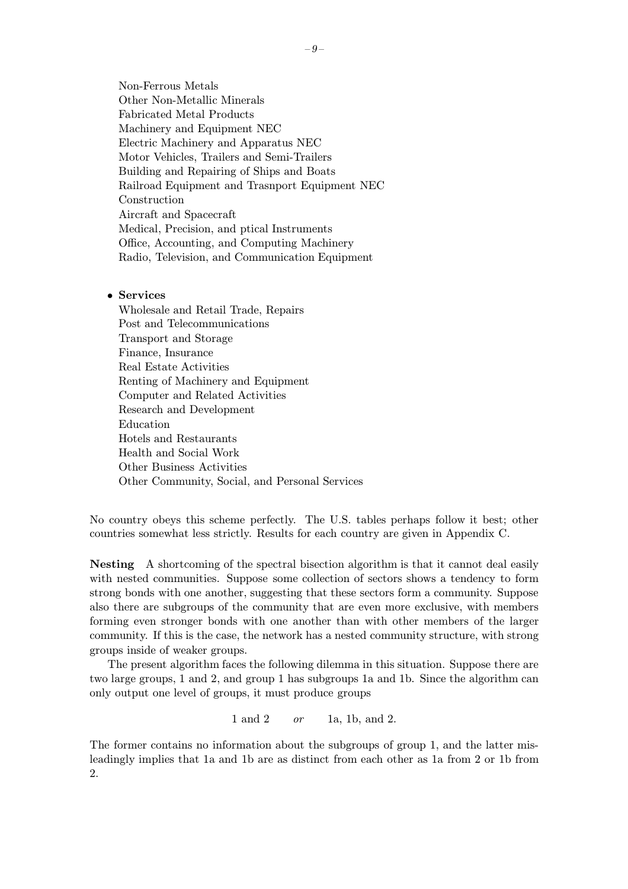Non-Ferrous Metals
Other Non-Metallic Minerals
Fabricated Metal Products
Machinery and Equipment NEC
Electric Machinery and Apparatus NEC
Motor Vehicles, Trailers and Semi-Trailers
Building and Repairing of Ships and Boats
Railroad Equipment and Trasnport Equipment NEC
Construction
Aircraft and Spacecraft
Medical, Precision, and ptical Instruments
Office, Accounting, and Computing Machinery
Radio, Television, and Communication Equipment

- **Services**
  Wholesale and Retail Trade, Repairs
  Post and Telecommunications
  Transport and Storage
  Finance, Insurance
  Real Estate Activities
  Renting of Machinery and Equipment
  Computer and Related Activities
  Research and Development
  Education
  Hotels and Restaurants
  Health and Social Work
  Other Business Activities
  Other Community, Social, and Personal Services

No country obeys this scheme perfectly. The U.S. tables perhaps follow it best; other countries somewhat less strictly. Results for each country are given in Appendix C.

**Nesting** A shortcoming of the spectral bisection algorithm is that it cannot deal easily with nested communities. Suppose some collection of sectors shows a tendency to form strong bonds with one another, suggesting that these sectors form a community. Suppose also there are subgroups of the community that are even more exclusive, with members forming even stronger bonds with one another than with other members of the larger community. If this is the case, the network has a nested community structure, with strong groups inside of weaker groups.

The present algorithm faces the following dilemma in this situation. Suppose there are two large groups, 1 and 2, and group 1 has subgroups 1a and 1b. Since the algorithm can only output one level of groups, it must produce groups

1 and 2 *or* 1a, 1b, and 2.

The former contains no information about the subgroups of group 1, and the latter misleadingly implies that 1a and 1b are as distinct from each other as 1a from 2 or 1b from 2.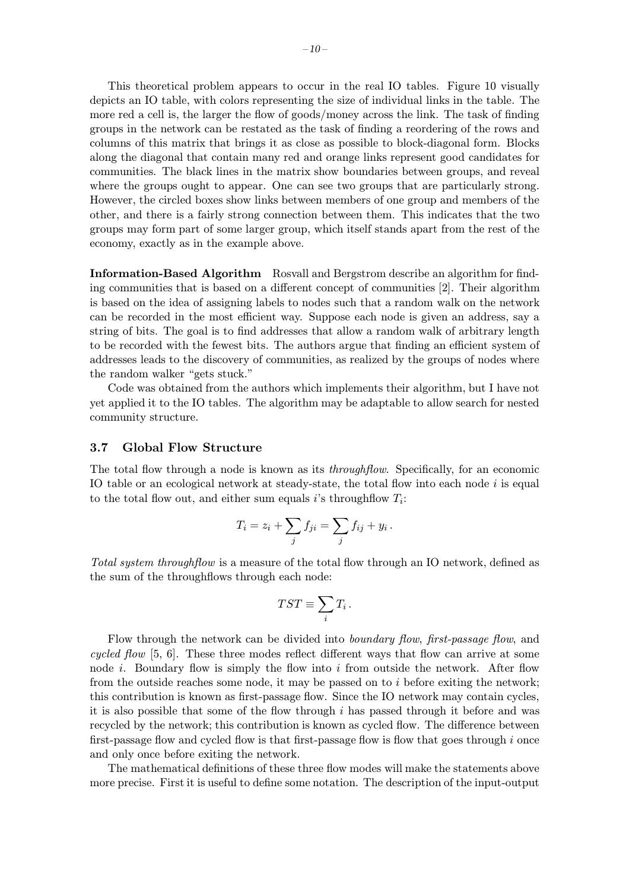This theoretical problem appears to occur in the real IO tables. Figure 10 visually depicts an IO table, with colors representing the size of individual links in the table. The more red a cell is, the larger the flow of goods/money across the link. The task of finding groups in the network can be restated as the task of finding a reordering of the rows and columns of this matrix that brings it as close as possible to block-diagonal form. Blocks along the diagonal that contain many red and orange links represent good candidates for communities. The black lines in the matrix show boundaries between groups, and reveal where the groups ought to appear. One can see two groups that are particularly strong. However, the circled boxes show links between members of one group and members of the other, and there is a fairly strong connection between them. This indicates that the two groups may form part of some larger group, which itself stands apart from the rest of the economy, exactly as in the example above.

**Information-Based Algorithm** Rosvall and Bergstrom describe an algorithm for finding communities that is based on a different concept of communities [2]. Their algorithm is based on the idea of assigning labels to nodes such that a random walk on the network can be recorded in the most efficient way. Suppose each node is given an address, say a string of bits. The goal is to find addresses that allow a random walk of arbitrary length to be recorded with the fewest bits. The authors argue that finding an efficient system of addresses leads to the discovery of communities, as realized by the groups of nodes where the random walker "gets stuck."

Code was obtained from the authors which implements their algorithm, but I have not yet applied it to the IO tables. The algorithm may be adaptable to allow search for nested community structure.

### 3.7 Global Flow Structure

The total flow through a node is known as its *throughflow*. Specifically, for an economic IO table or an ecological network at steady-state, the total flow into each node $i$ is equal to the total flow out, and either sum equals $i$'s throughflow $T_i$:

$$T_i = z_i + \sum_j f_{ji} = \sum_j f_{ij} + y_i \,.$$

*Total system throughflow* is a measure of the total flow through an IO network, defined as the sum of the throughflows through each node:

$$TST \equiv \sum_i T_i \,.$$

Flow through the network can be divided into *boundary flow*, *first-passage flow*, and *cycled flow* [5, 6]. These three modes reflect different ways that flow can arrive at some node $i$. Boundary flow is simply the flow into $i$ from outside the network. After flow from the outside reaches some node, it may be passed on to $i$ before exiting the network; this contribution is known as first-passage flow. Since the IO network may contain cycles, it is also possible that some of the flow through $i$ has passed through it before and was recycled by the network; this contribution is known as cycled flow. The difference between first-passage flow and cycled flow is that first-passage flow is flow that goes through $i$ once and only once before exiting the network.

The mathematical definitions of these three flow modes will make the statements above more precise. First it is useful to define some notation. The description of the input-output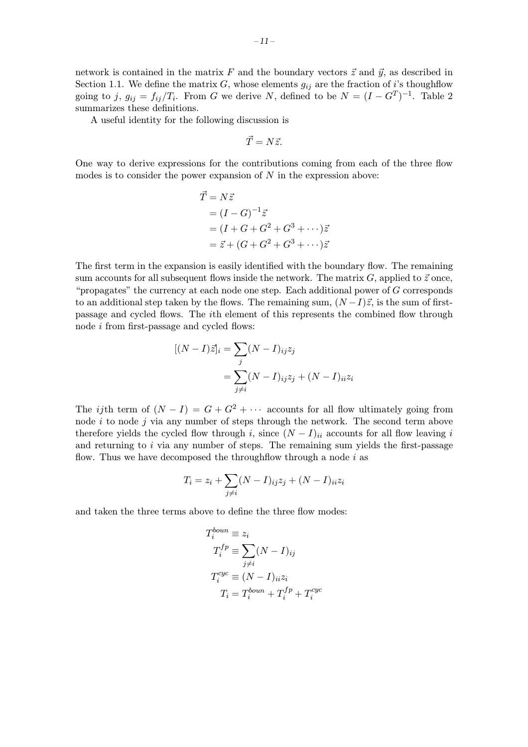network is contained in the matrix $F$ and the boundary vectors $\vec{z}$ and $\vec{y}$, as described in Section 1.1. We define the matrix $G$, whose elements $g_{ij}$ are the fraction of $i$'s thoughflow going to $j$, $g_{ij} = f_{ij}/T_i$. From $G$ we derive $N$, defined to be $N = (I - G^T)^{-1}$. Table 2 summarizes these definitions.

A useful identity for the following discussion is

$$\vec{T} = N\vec{z}.$$

One way to derive expressions for the contributions coming from each of the three flow modes is to consider the power expansion of $N$ in the expression above:

$$\begin{aligned}
\vec{T} &= N\vec{z} \\
&= (I - G)^{-1}\vec{z} \\
&= (I + G + G^2 + G^3 + \cdots)\vec{z} \\
&= \vec{z} + (G + G^2 + G^3 + \cdots)\vec{z}
\end{aligned}$$

The first term in the expansion is easily identified with the boundary flow. The remaining sum accounts for all subsequent flows inside the network. The matrix $G$, applied to $\vec{z}$ once, "propagates" the currency at each node one step. Each additional power of $G$ corresponds to an additional step taken by the flows. The remaining sum, $(N-I)\vec{z}$, is the sum of first-passage and cycled flows. The $i$th element of this represents the combined flow through node $i$ from first-passage and cycled flows:

$$\begin{aligned}
[(N - I)\vec{z}]_i &= \sum_j (N - I)_{ij} z_j \\
&= \sum_{j \neq i} (N - I)_{ij} z_j + (N - I)_{ii} z_i
\end{aligned}$$

The $ij$th term of $(N - I) = G + G^2 + \cdots$ accounts for all flow ultimately going from node $i$ to node $j$ via any number of steps through the network. The second term above therefore yields the cycled flow through $i$, since $(N - I)_{ii}$ accounts for all flow leaving $i$ and returning to $i$ via any number of steps. The remaining sum yields the first-passage flow. Thus we have decomposed the throughflow through a node $i$ as

$$T_i = z_i + \sum_{j \neq i} (N - I)_{ij} z_j + (N - I)_{ii} z_i$$

and taken the three terms above to define the three flow modes:

$$\begin{aligned}
T_i^{boun} &\equiv z_i \\
T_i^{fp} &\equiv \sum_{j \neq i} (N - I)_{ij} \\
T_i^{cyc} &\equiv (N - I)_{ii} z_i \\
T_i &= T_i^{boun} + T_i^{fp} + T_i^{cyc}
\end{aligned}$$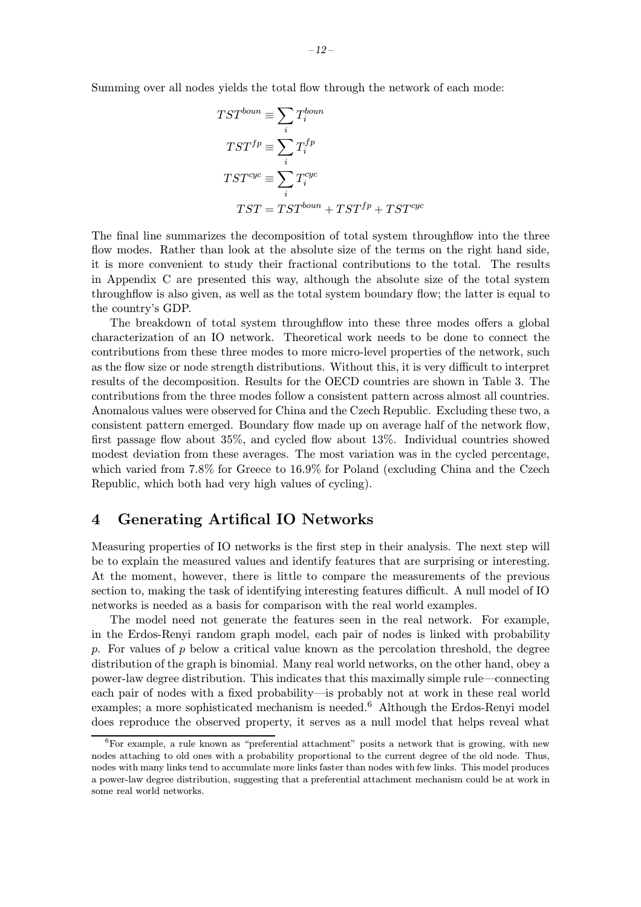Summing over all nodes yields the total flow through the network of each mode:

$$
\begin{aligned}
TST^{boun} &\equiv \sum_i T_i^{boun} \\
TST^{fp} &\equiv \sum_i T_i^{fp} \\
TST^{cyc} &\equiv \sum_i T_i^{cyc} \\
TST &= TST^{boun} + TST^{fp} + TST^{cyc}
\end{aligned}
$$

The final line summarizes the decomposition of total system throughflow into the three flow modes. Rather than look at the absolute size of the terms on the right hand side, it is more convenient to study their fractional contributions to the total. The results in Appendix C are presented this way, although the absolute size of the total system throughflow is also given, as well as the total system boundary flow; the latter is equal to the country's GDP.

The breakdown of total system throughflow into these three modes offers a global characterization of an IO network. Theoretical work needs to be done to connect the contributions from these three modes to more micro-level properties of the network, such as the flow size or node strength distributions. Without this, it is very difficult to interpret results of the decomposition. Results for the OECD countries are shown in Table 3. The contributions from the three modes follow a consistent pattern across almost all countries. Anomalous values were observed for China and the Czech Republic. Excluding these two, a consistent pattern emerged. Boundary flow made up on average half of the network flow, first passage flow about 35%, and cycled flow about 13%. Individual countries showed modest deviation from these averages. The most variation was in the cycled percentage, which varied from 7.8% for Greece to 16.9% for Poland (excluding China and the Czech Republic, which both had very high values of cycling).

## 4 Generating Artifical IO Networks

Measuring properties of IO networks is the first step in their analysis. The next step will be to explain the measured values and identify features that are surprising or interesting. At the moment, however, there is little to compare the measurements of the previous section to, making the task of identifying interesting features difficult. A null model of IO networks is needed as a basis for comparison with the real world examples.

The model need not generate the features seen in the real network. For example, in the Erdos-Renyi random graph model, each pair of nodes is linked with probability $p$. For values of $p$ below a critical value known as the percolation threshold, the degree distribution of the graph is binomial. Many real world networks, on the other hand, obey a power-law degree distribution. This indicates that this maximally simple rule—connecting each pair of nodes with a fixed probability—is probably not at work in these real world examples; a more sophisticated mechanism is needed.[6] Although the Erdos-Renyi model does reproduce the observed property, it serves as a null model that helps reveal what

[6]For example, a rule known as "preferential attachment" posits a network that is growing, with new nodes attaching to old ones with a probability proportional to the current degree of the old node. Thus, nodes with many links tend to accumulate more links faster than nodes with few links. This model produces a power-law degree distribution, suggesting that a preferential attachment mechanism could be at work in some real world networks.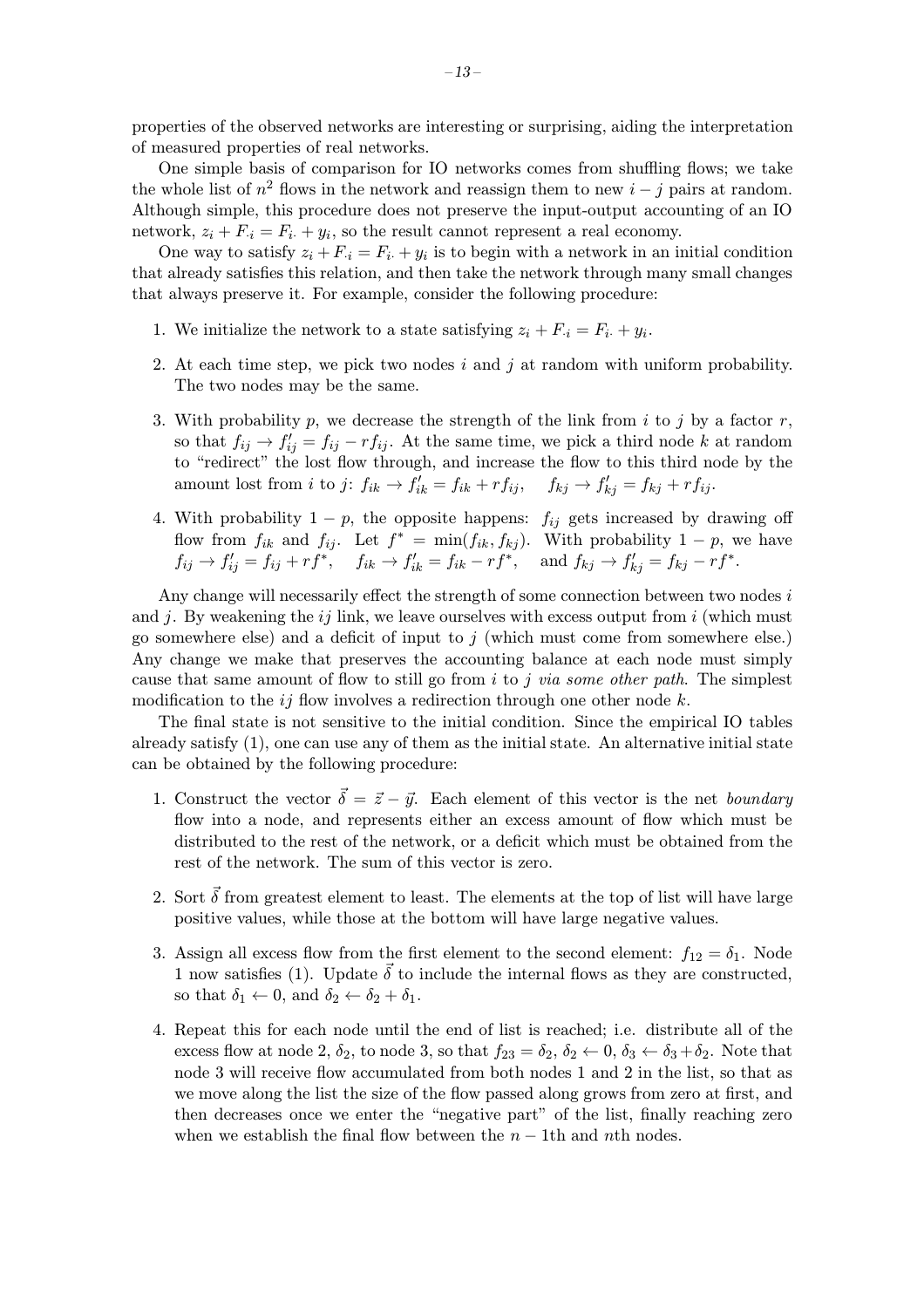properties of the observed networks are interesting or surprising, aiding the interpretation of measured properties of real networks.

One simple basis of comparison for IO networks comes from shuffling flows; we take the whole list of $n^2$ flows in the network and reassign them to new $i-j$ pairs at random. Although simple, this procedure does not preserve the input-output accounting of an IO network, $z_i + F_{\cdot i} = F_{i\cdot} + y_i$, so the result cannot represent a real economy.

One way to satisfy $z_i + F_{\cdot i} = F_{i\cdot} + y_i$ is to begin with a network in an initial condition that already satisfies this relation, and then take the network through many small changes that always preserve it. For example, consider the following procedure:

1. We initialize the network to a state satisfying $z_i + F_{\cdot i} = F_{i\cdot} + y_i$.
2. At each time step, we pick two nodes $i$ and $j$ at random with uniform probability. The two nodes may be the same.
3. With probability $p$, we decrease the strength of the link from $i$ to $j$ by a factor $r$, so that $f_{ij} \to f'_{ij} = f_{ij} - rf_{ij}$. At the same time, we pick a third node $k$ at random to "redirect" the lost flow through, and increase the flow to this third node by the amount lost from $i$ to $j$: $f_{ik} \to f'_{ik} = f_{ik} + rf_{ij}$, $\quad f_{kj} \to f'_{kj} = f_{kj} + rf_{ij}$.
4. With probability $1-p$, the opposite happens: $f_{ij}$ gets increased by drawing off flow from $f_{ik}$ and $f_{ij}$. Let $f^* = \min(f_{ik}, f_{kj})$. With probability $1-p$, we have $f_{ij} \to f'_{ij} = f_{ij} + rf^*$, $\quad f_{ik} \to f'_{ik} = f_{ik} - rf^*$, $\quad$ and $f_{kj} \to f'_{kj} = f_{kj} - rf^*$.

Any change will necessarily effect the strength of some connection between two nodes $i$ and $j$. By weakening the $ij$ link, we leave ourselves with excess output from $i$ (which must go somewhere else) and a deficit of input to $j$ (which must come from somewhere else.) Any change we make that preserves the accounting balance at each node must simply cause that same amount of flow to still go from $i$ to $j$ *via some other path*. The simplest modification to the $ij$ flow involves a redirection through one other node $k$.

The final state is not sensitive to the initial condition. Since the empirical IO tables already satisfy (1), one can use any of them as the initial state. An alternative initial state can be obtained by the following procedure:

1. Construct the vector $\vec{\delta} = \vec{z} - \vec{y}$. Each element of this vector is the net *boundary* flow into a node, and represents either an excess amount of flow which must be distributed to the rest of the network, or a deficit which must be obtained from the rest of the network. The sum of this vector is zero.
2. Sort $\vec{\delta}$ from greatest element to least. The elements at the top of list will have large positive values, while those at the bottom will have large negative values.
3. Assign all excess flow from the first element to the second element: $f_{12} = \delta_1$. Node 1 now satisfies (1). Update $\vec{\delta}$ to include the internal flows as they are constructed, so that $\delta_1 \leftarrow 0$, and $\delta_2 \leftarrow \delta_2 + \delta_1$.
4. Repeat this for each node until the end of list is reached; i.e. distribute all of the excess flow at node 2, $\delta_2$, to node 3, so that $f_{23} = \delta_2$, $\delta_2 \leftarrow 0$, $\delta_3 \leftarrow \delta_3 + \delta_2$. Note that node 3 will receive flow accumulated from both nodes 1 and 2 in the list, so that as we move along the list the size of the flow passed along grows from zero at first, and then decreases once we enter the "negative part" of the list, finally reaching zero when we establish the final flow between the $n-1$th and $n$th nodes.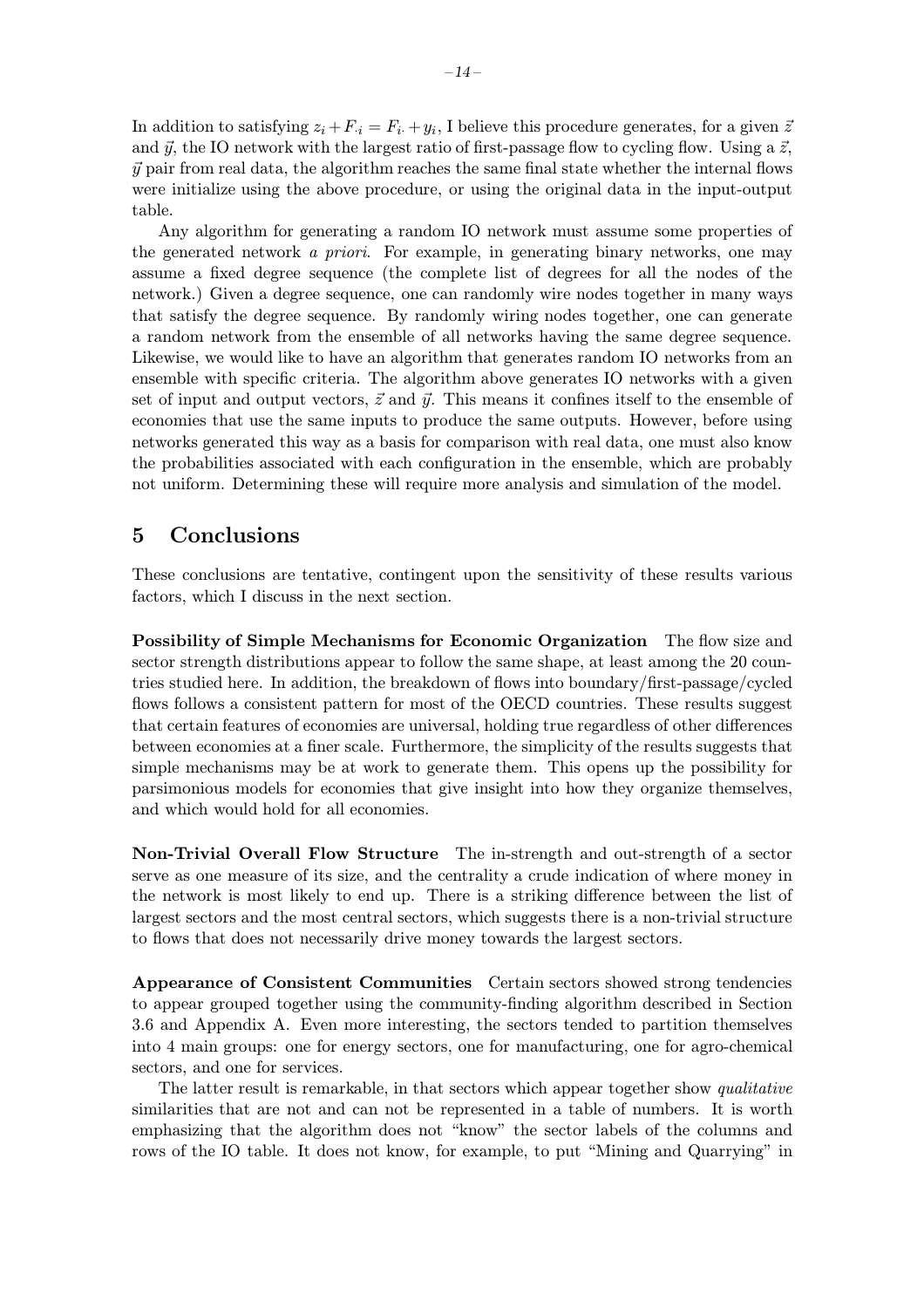In addition to satisfying $z_i + F_{\cdot i} = F_{i\cdot} + y_i$, I believe this procedure generates, for a given $\vec{z}$ and $\vec{y}$, the IO network with the largest ratio of first-passage flow to cycling flow. Using a $\vec{z}$, $\vec{y}$ pair from real data, the algorithm reaches the same final state whether the internal flows were initialize using the above procedure, or using the original data in the input-output table.

Any algorithm for generating a random IO network must assume some properties of the generated network *a priori*. For example, in generating binary networks, one may assume a fixed degree sequence (the complete list of degrees for all the nodes of the network.) Given a degree sequence, one can randomly wire nodes together in many ways that satisfy the degree sequence. By randomly wiring nodes together, one can generate a random network from the ensemble of all networks having the same degree sequence. Likewise, we would like to have an algorithm that generates random IO networks from an ensemble with specific criteria. The algorithm above generates IO networks with a given set of input and output vectors, $\vec{z}$ and $\vec{y}$. This means it confines itself to the ensemble of economies that use the same inputs to produce the same outputs. However, before using networks generated this way as a basis for comparison with real data, one must also know the probabilities associated with each configuration in the ensemble, which are probably not uniform. Determining these will require more analysis and simulation of the model.

## 5 Conclusions

These conclusions are tentative, contingent upon the sensitivity of these results various factors, which I discuss in the next section.

**Possibility of Simple Mechanisms for Economic Organization** The flow size and sector strength distributions appear to follow the same shape, at least among the 20 countries studied here. In addition, the breakdown of flows into boundary/first-passage/cycled flows follows a consistent pattern for most of the OECD countries. These results suggest that certain features of economies are universal, holding true regardless of other differences between economies at a finer scale. Furthermore, the simplicity of the results suggests that simple mechanisms may be at work to generate them. This opens up the possibility for parsimonious models for economies that give insight into how they organize themselves, and which would hold for all economies.

**Non-Trivial Overall Flow Structure** The in-strength and out-strength of a sector serve as one measure of its size, and the centrality a crude indication of where money in the network is most likely to end up. There is a striking difference between the list of largest sectors and the most central sectors, which suggests there is a non-trivial structure to flows that does not necessarily drive money towards the largest sectors.

**Appearance of Consistent Communities** Certain sectors showed strong tendencies to appear grouped together using the community-finding algorithm described in Section 3.6 and Appendix A. Even more interesting, the sectors tended to partition themselves into 4 main groups: one for energy sectors, one for manufacturing, one for agro-chemical sectors, and one for services.

The latter result is remarkable, in that sectors which appear together show *qualitative* similarities that are not and can not be represented in a table of numbers. It is worth emphasizing that the algorithm does not "know" the sector labels of the columns and rows of the IO table. It does not know, for example, to put "Mining and Quarrying" in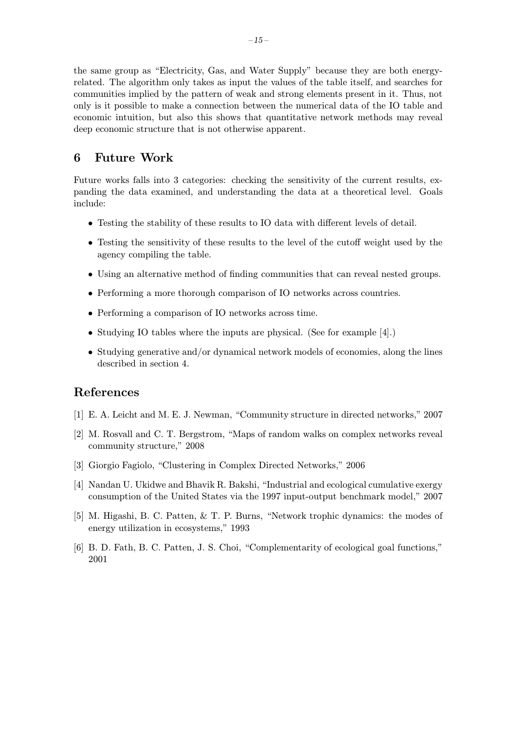the same group as "Electricity, Gas, and Water Supply" because they are both energy-related. The algorithm only takes as input the values of the table itself, and searches for communities implied by the pattern of weak and strong elements present in it. Thus, not only is it possible to make a connection between the numerical data of the IO table and economic intuition, but also this shows that quantitative network methods may reveal deep economic structure that is not otherwise apparent.

## 6 Future Work

Future works falls into 3 categories: checking the sensitivity of the current results, expanding the data examined, and understanding the data at a theoretical level. Goals include:

- Testing the stability of these results to IO data with different levels of detail.
- Testing the sensitivity of these results to the level of the cutoff weight used by the agency compiling the table.
- Using an alternative method of finding communities that can reveal nested groups.
- Performing a more thorough comparison of IO networks across countries.
- Performing a comparison of IO networks across time.
- Studying IO tables where the inputs are physical. (See for example [4].)
- Studying generative and/or dynamical network models of economies, along the lines described in section 4.

## References

[1] E. A. Leicht and M. E. J. Newman, "Community structure in directed networks," 2007

[2] M. Rosvall and C. T. Bergstrom, "Maps of random walks on complex networks reveal community structure," 2008

[3] Giorgio Fagiolo, "Clustering in Complex Directed Networks," 2006

[4] Nandan U. Ukidwe and Bhavik R. Bakshi, "Industrial and ecological cumulative exergy consumption of the United States via the 1997 input-output benchmark model," 2007

[5] M. Higashi, B. C. Patten, & T. P. Burns, "Network trophic dynamics: the modes of energy utilization in ecosystems," 1993

[6] B. D. Fath, B. C. Patten, J. S. Choi, "Complementarity of ecological goal functions," 2001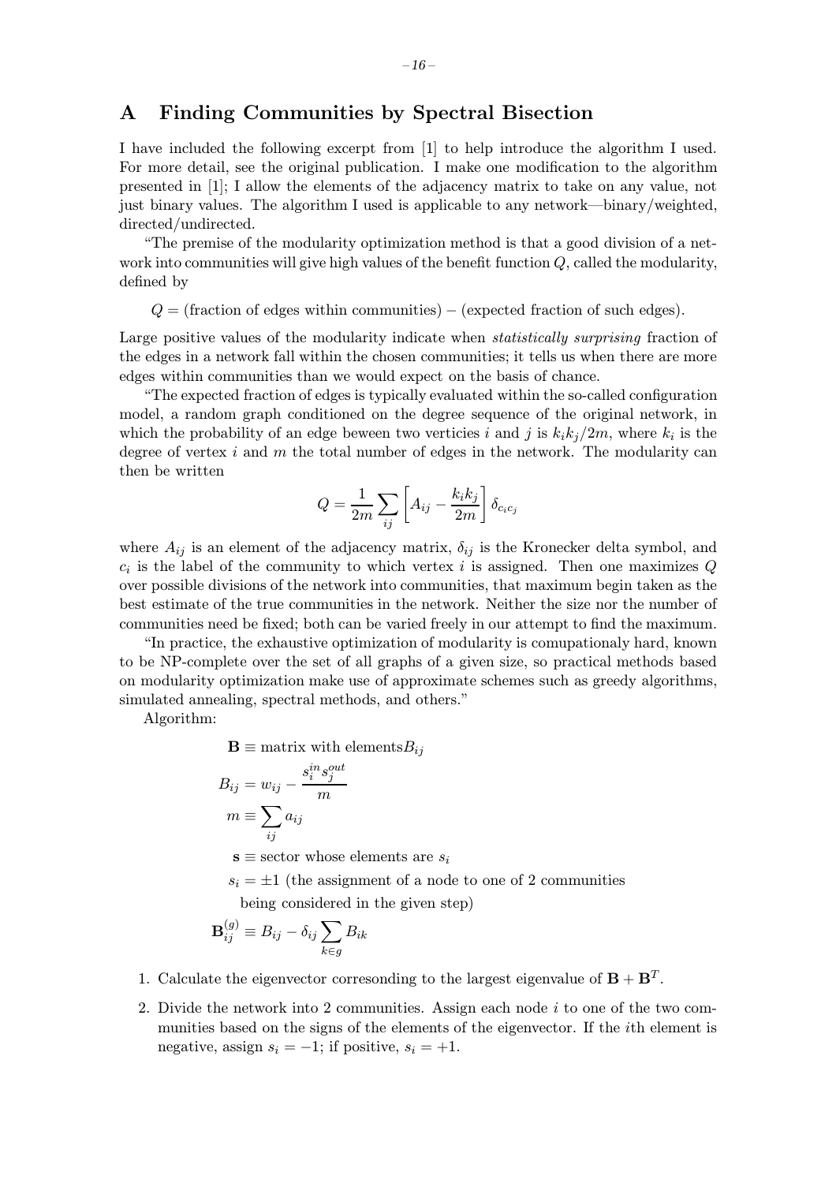# A Finding Communities by Spectral Bisection

I have included the following excerpt from [1] to help introduce the algorithm I used. For more detail, see the original publication. I make one modification to the algorithm presented in [1]; I allow the elements of the adjacency matrix to take on any value, not just binary values. The algorithm I used is applicable to any network—binary/weighted, directed/undirected.

"The premise of the modularity optimization method is that a good division of a network into communities will give high values of the benefit function $Q$, called the modularity, defined by

$$Q = (\text{fraction of edges within communities}) - (\text{expected fraction of such edges}).$$

Large positive values of the modularity indicate when *statistically surprising* fraction of the edges in a network fall within the chosen communities; it tells us when there are more edges within communities than we would expect on the basis of chance.

"The expected fraction of edges is typically evaluated within the so-called configuration model, a random graph conditioned on the degree sequence of the original network, in which the probability of an edge beween two verticies $i$ and $j$ is $k_i k_j/2m$, where $k_i$ is the degree of vertex $i$ and $m$ the total number of edges in the network. The modularity can then be written

$$Q = \frac{1}{2m} \sum_{ij} \left[ A_{ij} - \frac{k_i k_j}{2m} \right] \delta_{c_i c_j}$$

where $A_{ij}$ is an element of the adjacency matrix, $\delta_{ij}$ is the Kronecker delta symbol, and $c_i$ is the label of the community to which vertex $i$ is assigned. Then one maximizes $Q$ over possible divisions of the network into communities, that maximum begin taken as the best estimate of the true communities in the network. Neither the size nor the number of communities need be fixed; both can be varied freely in our attempt to find the maximum.

"In practice, the exhaustive optimization of modularity is comupationaly hard, known to be NP-complete over the set of all graphs of a given size, so practical methods based on modularity optimization make use of approximate schemes such as greedy algorithms, simulated annealing, spectral methods, and others."

Algorithm:

$$\mathbf{B} \equiv \text{matrix with elements} B_{ij}$$

$$B_{ij} = w_{ij} - \frac{s_i^{in} s_j^{out}}{m}$$

$$m \equiv \sum_{ij} a_{ij}$$

$\mathbf{s} \equiv$ sector whose elements are $s_i$

$s_i = \pm 1$ (the assignment of a node to one of 2 communities being considered in the given step)

$$\mathbf{B}_{ij}^{(g)} \equiv B_{ij} - \delta_{ij} \sum_{k \in g} B_{ik}$$

1. Calculate the eigenvector corresonding to the largest eigenvalue of $\mathbf{B} + \mathbf{B}^T$.
2. Divide the network into 2 communities. Assign each node $i$ to one of the two communities based on the signs of the elements of the eigenvector. If the $i$th element is negative, assign $s_i = -1$; if positive, $s_i = +1$.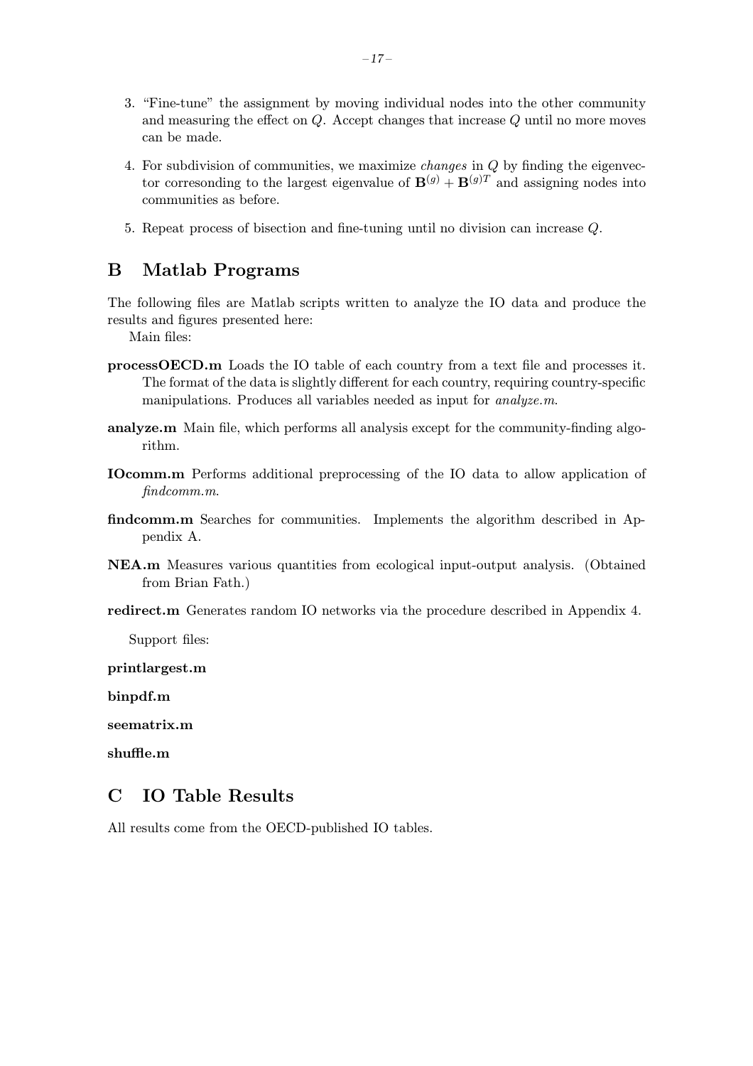3. "Fine-tune" the assignment by moving individual nodes into the other community and measuring the effect on $Q$. Accept changes that increase $Q$ until no more moves can be made.

4. For subdivision of communities, we maximize *changes* in $Q$ by finding the eigenvector corresonding to the largest eigenvalue of $\mathbf{B}^{(g)} + \mathbf{B}^{(g)T}$ and assigning nodes into communities as before.

5. Repeat process of bisection and fine-tuning until no division can increase $Q$.

## B Matlab Programs

The following files are Matlab scripts written to analyze the IO data and produce the results and figures presented here:

Main files:

**processOECD.m** Loads the IO table of each country from a text file and processes it. The format of the data is slightly different for each country, requiring country-specific manipulations. Produces all variables needed as input for *analyze.m*.

**analyze.m** Main file, which performs all analysis except for the community-finding algorithm.

**IOcomm.m** Performs additional preprocessing of the IO data to allow application of *findcomm.m*.

**findcomm.m** Searches for communities. Implements the algorithm described in Appendix A.

**NEA.m** Measures various quantities from ecological input-output analysis. (Obtained from Brian Fath.)

**redirect.m** Generates random IO networks via the procedure described in Appendix 4.

Support files:

**printlargest.m**

**binpdf.m**

**seematrix.m**

**shuffle.m**

## C IO Table Results

All results come from the OECD-published IO tables.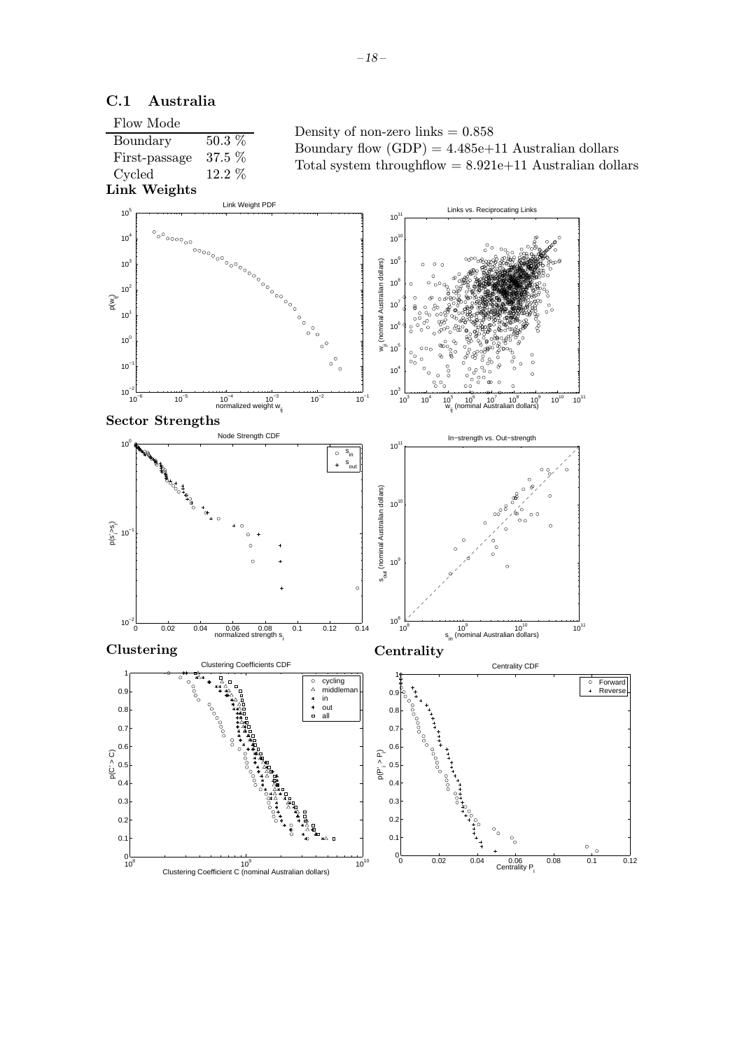## C.1 Australia

| Flow Mode | |
|---|---|
| Boundary | 50.3 % |
| First-passage | 37.5 % |
| Cycled | 12.2 % |

Density of non-zero links = 0.858
Boundary flow (GDP) = 4.485e+11 Australian dollars
Total system throughflow = 8.921e+11 Australian dollars

### Link Weights

### Sector Strengths

### Clustering

### Centrality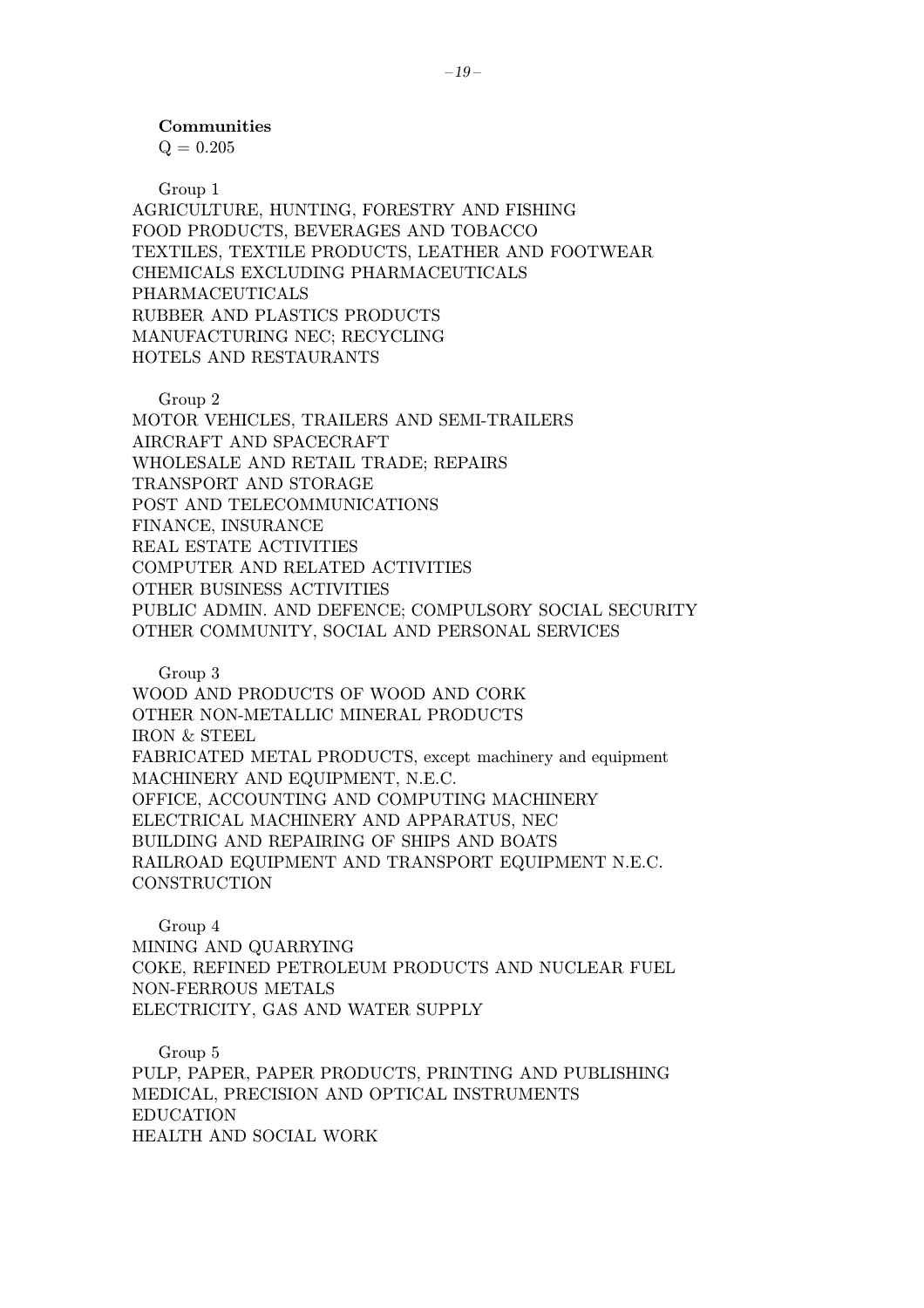**Communities**

Q = 0.205

Group 1

AGRICULTURE, HUNTING, FORESTRY AND FISHING
FOOD PRODUCTS, BEVERAGES AND TOBACCO
TEXTILES, TEXTILE PRODUCTS, LEATHER AND FOOTWEAR
CHEMICALS EXCLUDING PHARMACEUTICALS
PHARMACEUTICALS
RUBBER AND PLASTICS PRODUCTS
MANUFACTURING NEC; RECYCLING
HOTELS AND RESTAURANTS

Group 2

MOTOR VEHICLES, TRAILERS AND SEMI-TRAILERS
AIRCRAFT AND SPACECRAFT
WHOLESALE AND RETAIL TRADE; REPAIRS
TRANSPORT AND STORAGE
POST AND TELECOMMUNICATIONS
FINANCE, INSURANCE
REAL ESTATE ACTIVITIES
COMPUTER AND RELATED ACTIVITIES
OTHER BUSINESS ACTIVITIES
PUBLIC ADMIN. AND DEFENCE; COMPULSORY SOCIAL SECURITY
OTHER COMMUNITY, SOCIAL AND PERSONAL SERVICES

Group 3

WOOD AND PRODUCTS OF WOOD AND CORK
OTHER NON-METALLIC MINERAL PRODUCTS
IRON & STEEL
FABRICATED METAL PRODUCTS, except machinery and equipment
MACHINERY AND EQUIPMENT, N.E.C.
OFFICE, ACCOUNTING AND COMPUTING MACHINERY
ELECTRICAL MACHINERY AND APPARATUS, NEC
BUILDING AND REPAIRING OF SHIPS AND BOATS
RAILROAD EQUIPMENT AND TRANSPORT EQUIPMENT N.E.C.
CONSTRUCTION

Group 4

MINING AND QUARRYING
COKE, REFINED PETROLEUM PRODUCTS AND NUCLEAR FUEL
NON-FERROUS METALS
ELECTRICITY, GAS AND WATER SUPPLY

Group 5

PULP, PAPER, PAPER PRODUCTS, PRINTING AND PUBLISHING
MEDICAL, PRECISION AND OPTICAL INSTRUMENTS
EDUCATION
HEALTH AND SOCIAL WORK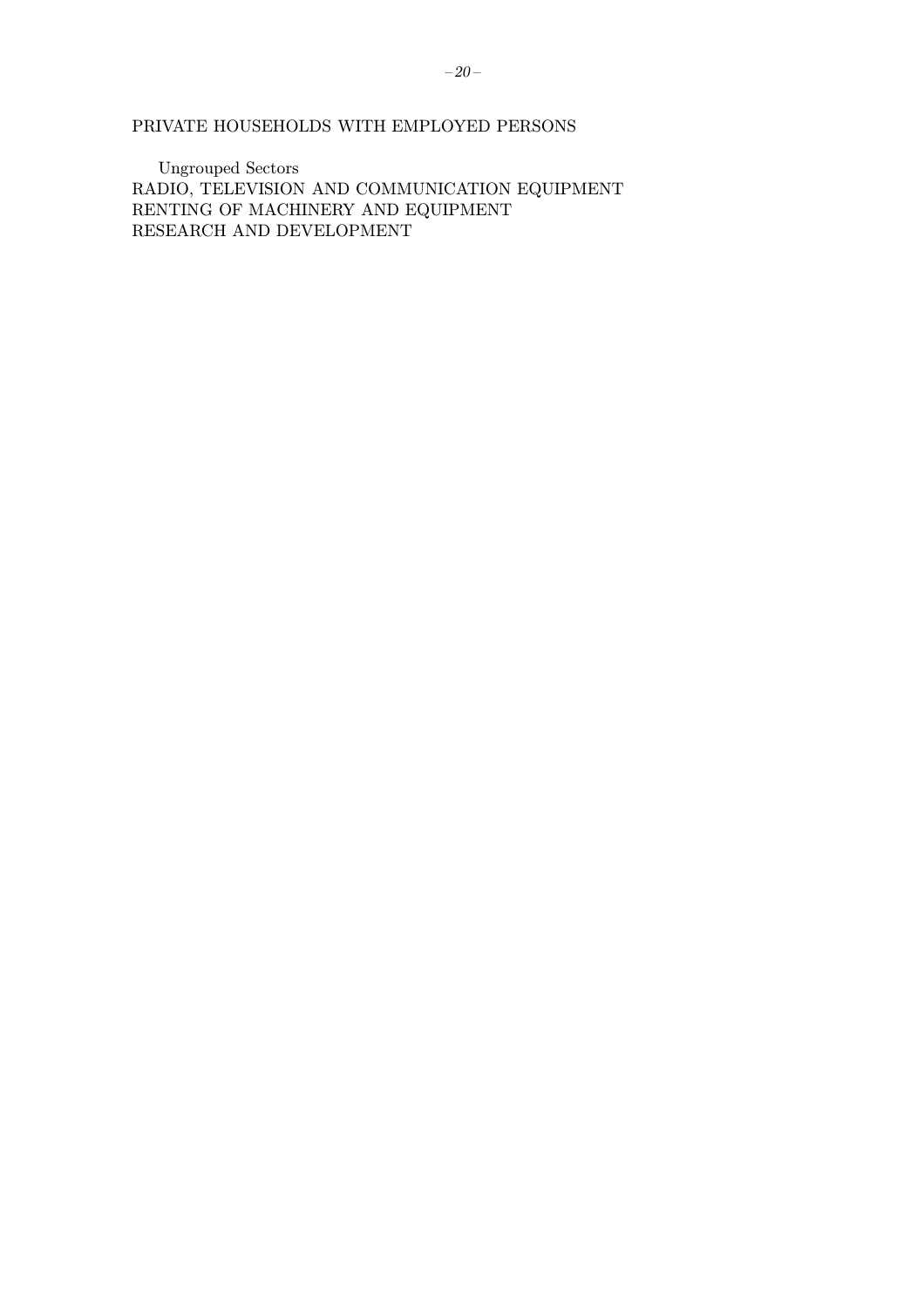PRIVATE HOUSEHOLDS WITH EMPLOYED PERSONS

Ungrouped Sectors

RADIO, TELEVISION AND COMMUNICATION EQUIPMENT
RENTING OF MACHINERY AND EQUIPMENT
RESEARCH AND DEVELOPMENT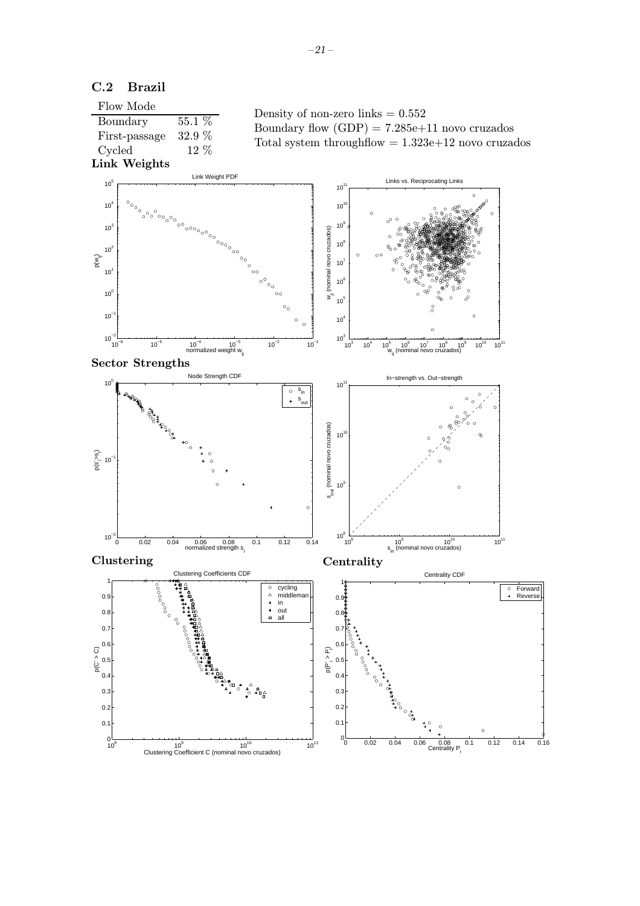## C.2 Brazil

| Flow Mode | |
|---|---|
| Boundary | 55.1 % |
| First-passage | 32.9 % |
| Cycled | 12 % |

Density of non-zero links = 0.552
Boundary flow (GDP) = 7.285e+11 novo cruzados
Total system throughflow = 1.323e+12 novo cruzados

**Link Weights**

**Sector Strengths**

**Clustering**

**Centrality**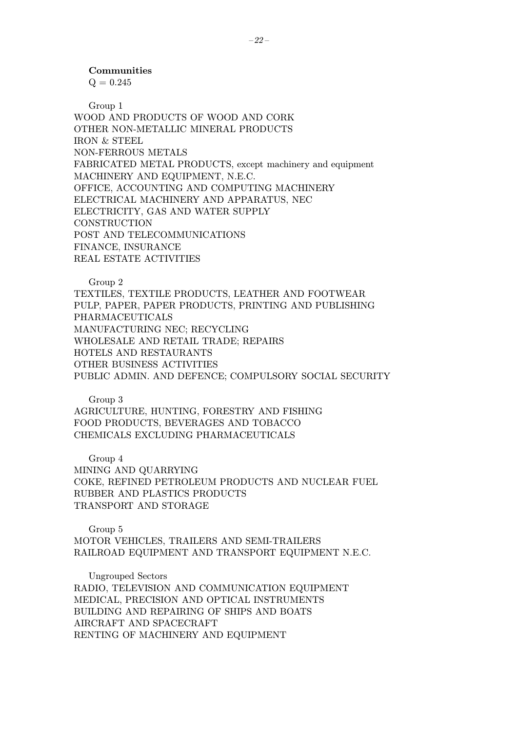**Communities**

Q = 0.245

Group 1

WOOD AND PRODUCTS OF WOOD AND CORK
OTHER NON-METALLIC MINERAL PRODUCTS
IRON & STEEL
NON-FERROUS METALS
FABRICATED METAL PRODUCTS, except machinery and equipment
MACHINERY AND EQUIPMENT, N.E.C.
OFFICE, ACCOUNTING AND COMPUTING MACHINERY
ELECTRICAL MACHINERY AND APPARATUS, NEC
ELECTRICITY, GAS AND WATER SUPPLY
CONSTRUCTION
POST AND TELECOMMUNICATIONS
FINANCE, INSURANCE
REAL ESTATE ACTIVITIES

Group 2

TEXTILES, TEXTILE PRODUCTS, LEATHER AND FOOTWEAR
PULP, PAPER, PAPER PRODUCTS, PRINTING AND PUBLISHING
PHARMACEUTICALS
MANUFACTURING NEC; RECYCLING
WHOLESALE AND RETAIL TRADE; REPAIRS
HOTELS AND RESTAURANTS
OTHER BUSINESS ACTIVITIES
PUBLIC ADMIN. AND DEFENCE; COMPULSORY SOCIAL SECURITY

Group 3

AGRICULTURE, HUNTING, FORESTRY AND FISHING
FOOD PRODUCTS, BEVERAGES AND TOBACCO
CHEMICALS EXCLUDING PHARMACEUTICALS

Group 4

MINING AND QUARRYING
COKE, REFINED PETROLEUM PRODUCTS AND NUCLEAR FUEL
RUBBER AND PLASTICS PRODUCTS
TRANSPORT AND STORAGE

Group 5

MOTOR VEHICLES, TRAILERS AND SEMI-TRAILERS
RAILROAD EQUIPMENT AND TRANSPORT EQUIPMENT N.E.C.

Ungrouped Sectors

RADIO, TELEVISION AND COMMUNICATION EQUIPMENT
MEDICAL, PRECISION AND OPTICAL INSTRUMENTS
BUILDING AND REPAIRING OF SHIPS AND BOATS
AIRCRAFT AND SPACECRAFT
RENTING OF MACHINERY AND EQUIPMENT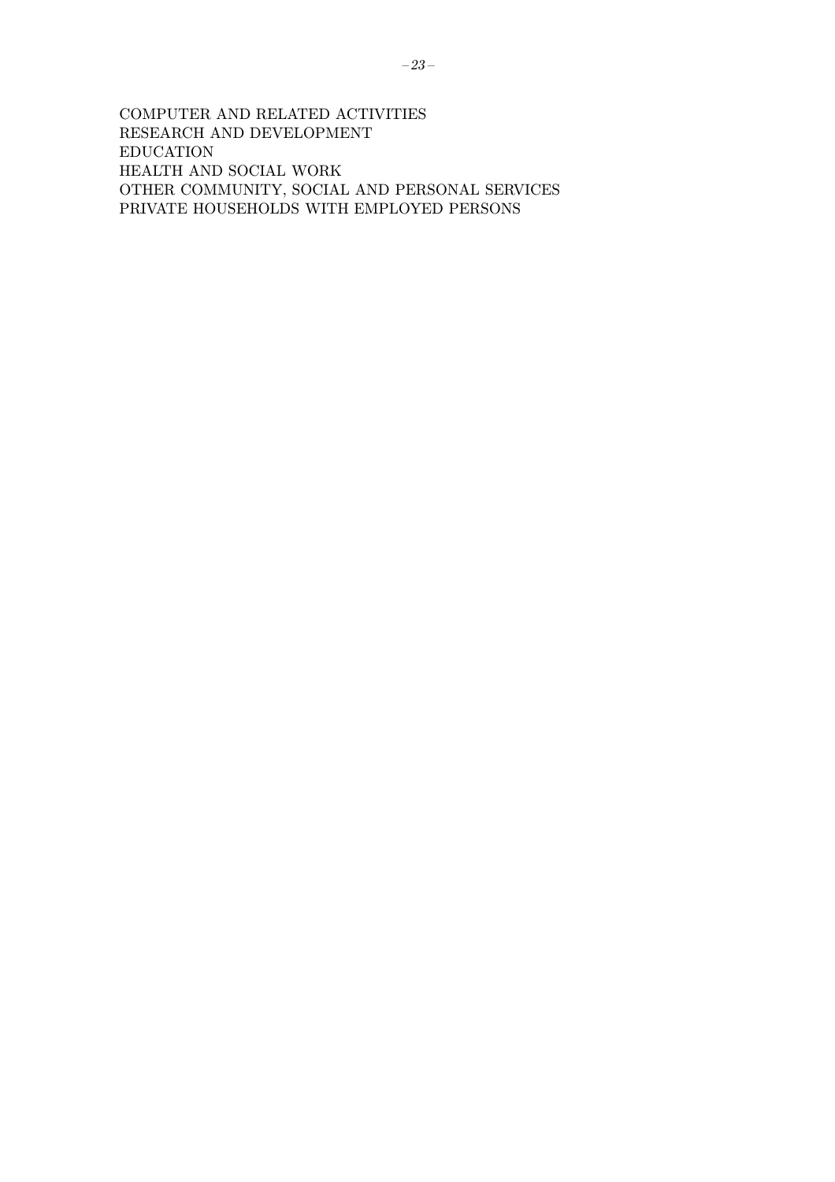COMPUTER AND RELATED ACTIVITIES
RESEARCH AND DEVELOPMENT
EDUCATION
HEALTH AND SOCIAL WORK
OTHER COMMUNITY, SOCIAL AND PERSONAL SERVICES
PRIVATE HOUSEHOLDS WITH EMPLOYED PERSONS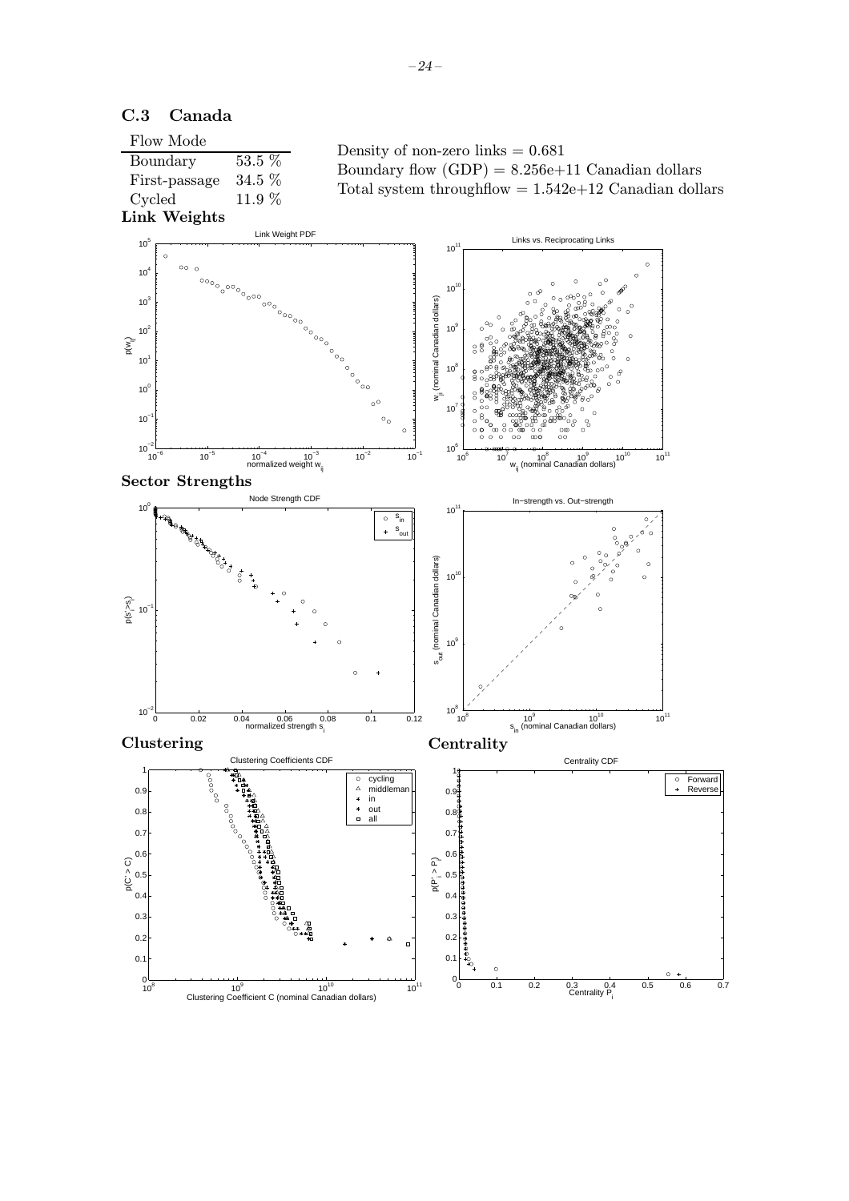### C.3 Canada

| Flow Mode | |
|---|---|
| Boundary | 53.5 % |
| First-passage | 34.5 % |
| Cycled | 11.9 % |

Density of non-zero links = 0.681
Boundary flow (GDP) = 8.256e+11 Canadian dollars
Total system throughflow = 1.542e+12 Canadian dollars

**Link Weights**

**Sector Strengths**

**Clustering**

**Centrality**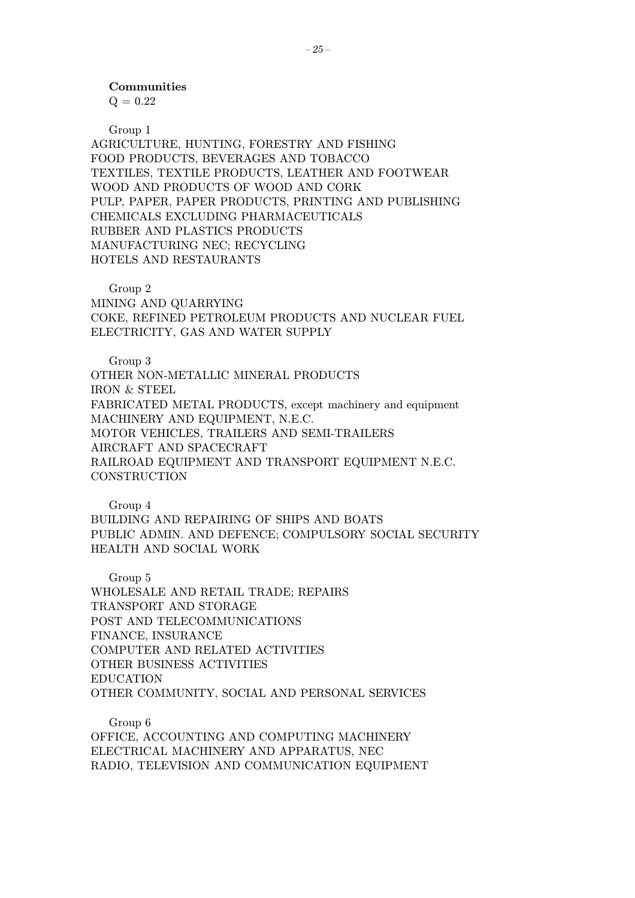**Communities**

Q = 0.22

Group 1

AGRICULTURE, HUNTING, FORESTRY AND FISHING
FOOD PRODUCTS, BEVERAGES AND TOBACCO
TEXTILES, TEXTILE PRODUCTS, LEATHER AND FOOTWEAR
WOOD AND PRODUCTS OF WOOD AND CORK
PULP, PAPER, PAPER PRODUCTS, PRINTING AND PUBLISHING
CHEMICALS EXCLUDING PHARMACEUTICALS
RUBBER AND PLASTICS PRODUCTS
MANUFACTURING NEC; RECYCLING
HOTELS AND RESTAURANTS

Group 2

MINING AND QUARRYING
COKE, REFINED PETROLEUM PRODUCTS AND NUCLEAR FUEL
ELECTRICITY, GAS AND WATER SUPPLY

Group 3

OTHER NON-METALLIC MINERAL PRODUCTS
IRON & STEEL
FABRICATED METAL PRODUCTS, except machinery and equipment
MACHINERY AND EQUIPMENT, N.E.C.
MOTOR VEHICLES, TRAILERS AND SEMI-TRAILERS
AIRCRAFT AND SPACECRAFT
RAILROAD EQUIPMENT AND TRANSPORT EQUIPMENT N.E.C.
CONSTRUCTION

Group 4

BUILDING AND REPAIRING OF SHIPS AND BOATS
PUBLIC ADMIN. AND DEFENCE; COMPULSORY SOCIAL SECURITY
HEALTH AND SOCIAL WORK

Group 5

WHOLESALE AND RETAIL TRADE; REPAIRS
TRANSPORT AND STORAGE
POST AND TELECOMMUNICATIONS
FINANCE, INSURANCE
COMPUTER AND RELATED ACTIVITIES
OTHER BUSINESS ACTIVITIES
EDUCATION
OTHER COMMUNITY, SOCIAL AND PERSONAL SERVICES

Group 6

OFFICE, ACCOUNTING AND COMPUTING MACHINERY
ELECTRICAL MACHINERY AND APPARATUS, NEC
RADIO, TELEVISION AND COMMUNICATION EQUIPMENT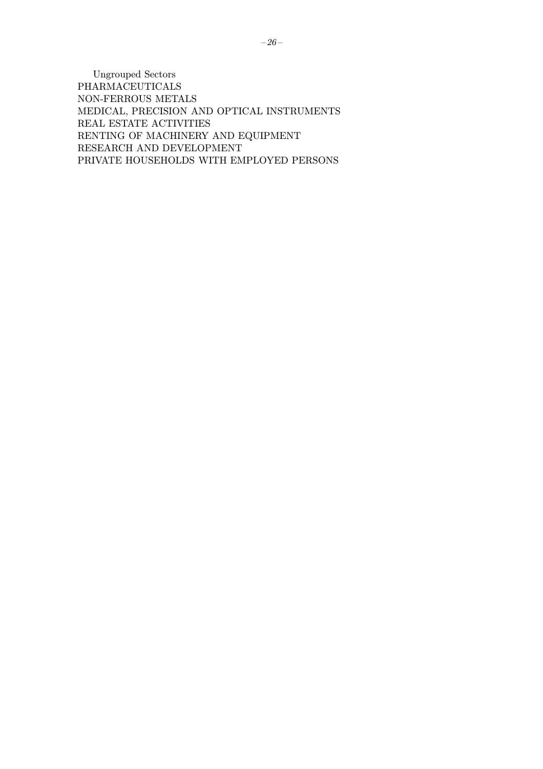Ungrouped Sectors

PHARMACEUTICALS
NON-FERROUS METALS
MEDICAL, PRECISION AND OPTICAL INSTRUMENTS
REAL ESTATE ACTIVITIES
RENTING OF MACHINERY AND EQUIPMENT
RESEARCH AND DEVELOPMENT
PRIVATE HOUSEHOLDS WITH EMPLOYED PERSONS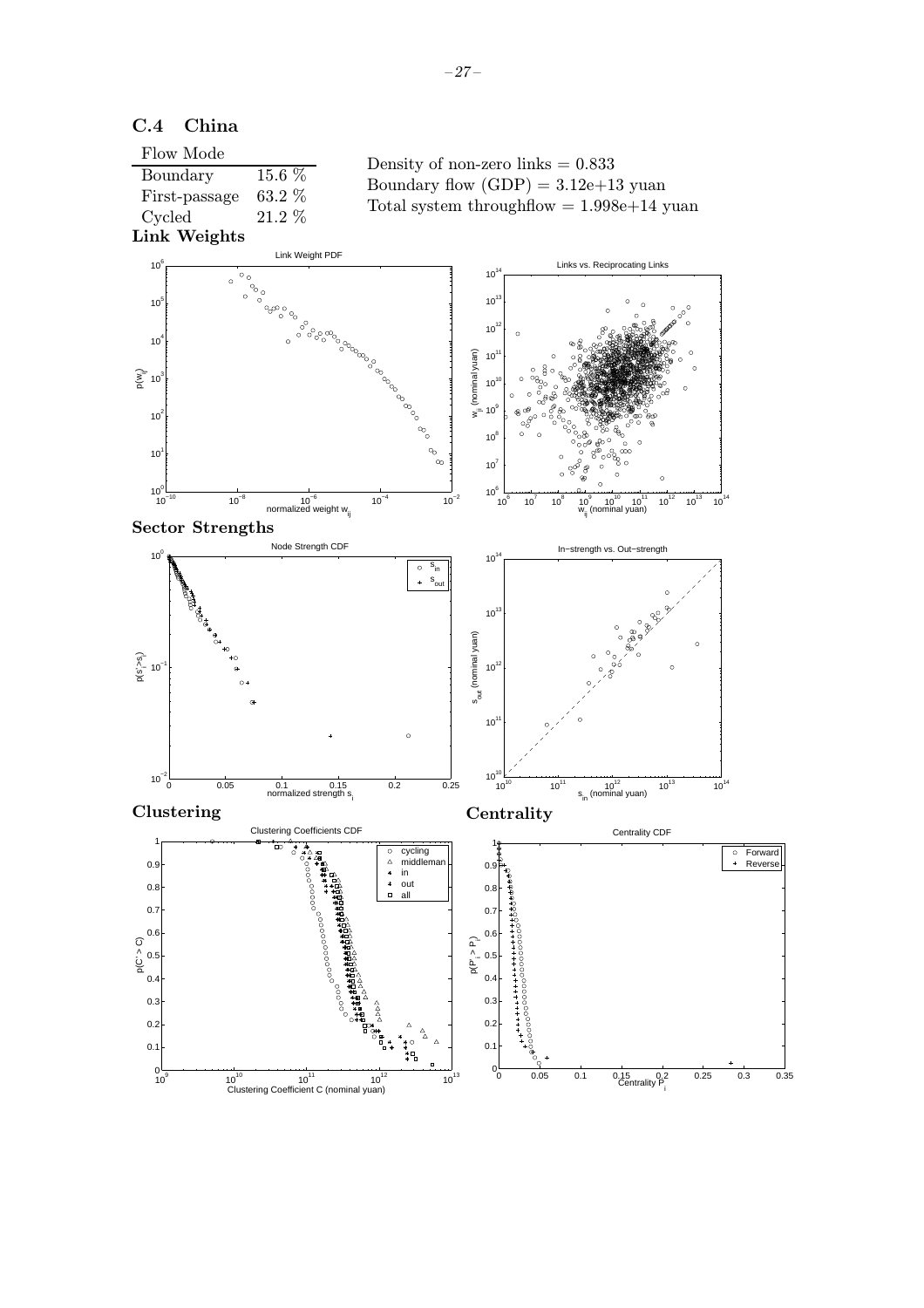## C.4 China

| Flow Mode | |
|---|---|
| Boundary | 15.6 % |
| First-passage | 63.2 % |
| Cycled | 21.2 % |

Density of non-zero links = 0.833
Boundary flow (GDP) = 3.12e+13 yuan
Total system throughflow = 1.998e+14 yuan

**Link Weights**

**Sector Strengths**

**Clustering**

**Centrality**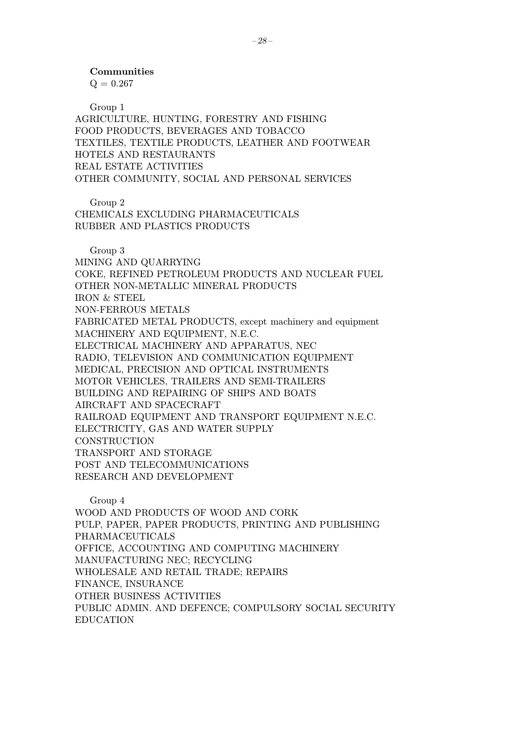**Communities**

Q = 0.267

Group 1

AGRICULTURE, HUNTING, FORESTRY AND FISHING
FOOD PRODUCTS, BEVERAGES AND TOBACCO
TEXTILES, TEXTILE PRODUCTS, LEATHER AND FOOTWEAR
HOTELS AND RESTAURANTS
REAL ESTATE ACTIVITIES
OTHER COMMUNITY, SOCIAL AND PERSONAL SERVICES

Group 2

CHEMICALS EXCLUDING PHARMACEUTICALS
RUBBER AND PLASTICS PRODUCTS

Group 3

MINING AND QUARRYING
COKE, REFINED PETROLEUM PRODUCTS AND NUCLEAR FUEL
OTHER NON-METALLIC MINERAL PRODUCTS
IRON & STEEL
NON-FERROUS METALS
FABRICATED METAL PRODUCTS, except machinery and equipment
MACHINERY AND EQUIPMENT, N.E.C.
ELECTRICAL MACHINERY AND APPARATUS, NEC
RADIO, TELEVISION AND COMMUNICATION EQUIPMENT
MEDICAL, PRECISION AND OPTICAL INSTRUMENTS
MOTOR VEHICLES, TRAILERS AND SEMI-TRAILERS
BUILDING AND REPAIRING OF SHIPS AND BOATS
AIRCRAFT AND SPACECRAFT
RAILROAD EQUIPMENT AND TRANSPORT EQUIPMENT N.E.C.
ELECTRICITY, GAS AND WATER SUPPLY
CONSTRUCTION
TRANSPORT AND STORAGE
POST AND TELECOMMUNICATIONS
RESEARCH AND DEVELOPMENT

Group 4

WOOD AND PRODUCTS OF WOOD AND CORK
PULP, PAPER, PAPER PRODUCTS, PRINTING AND PUBLISHING
PHARMACEUTICALS
OFFICE, ACCOUNTING AND COMPUTING MACHINERY
MANUFACTURING NEC; RECYCLING
WHOLESALE AND RETAIL TRADE; REPAIRS
FINANCE, INSURANCE
OTHER BUSINESS ACTIVITIES
PUBLIC ADMIN. AND DEFENCE; COMPULSORY SOCIAL SECURITY
EDUCATION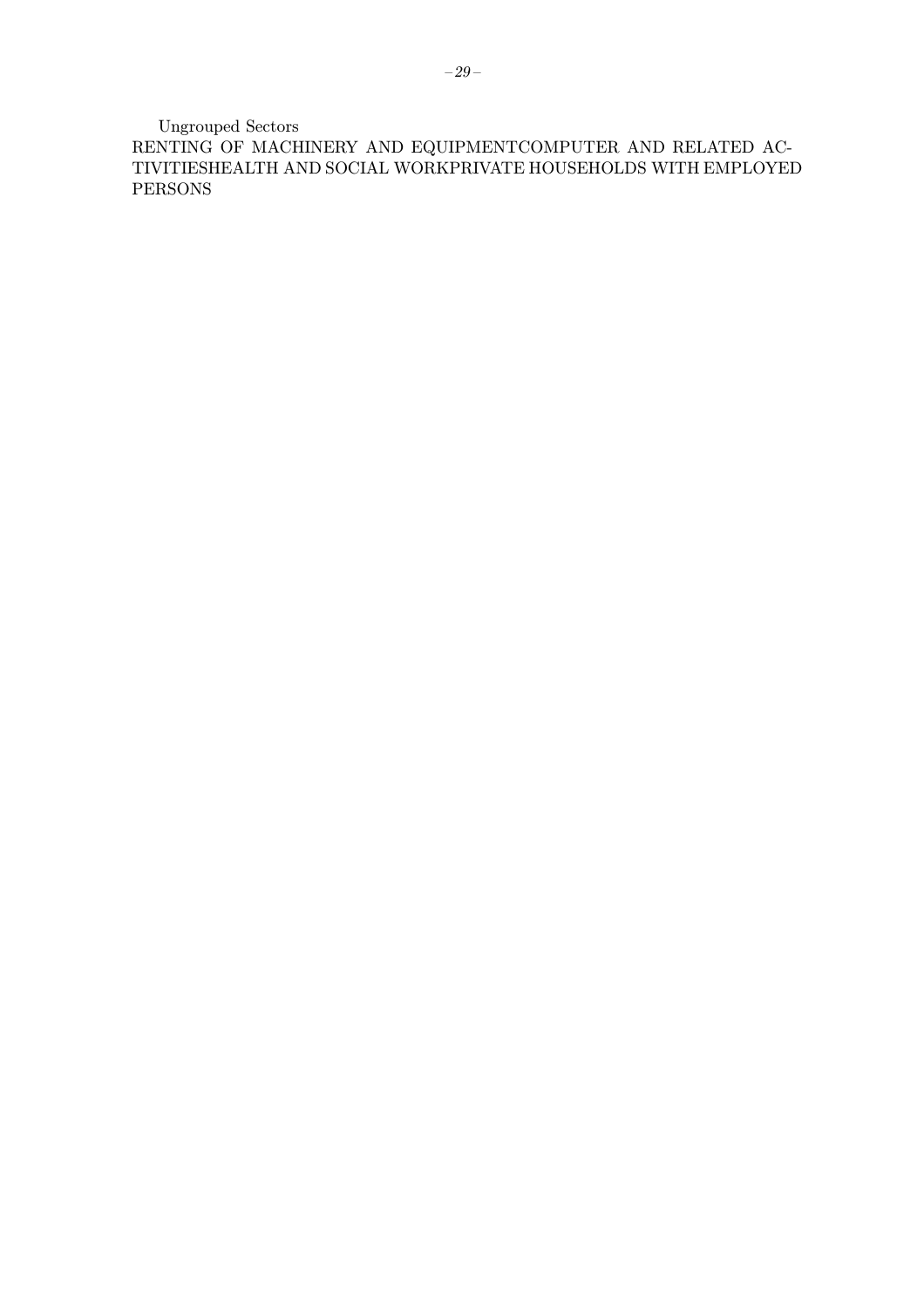Ungrouped Sectors

RENTING OF MACHINERY AND EQUIPMENTCOMPUTER AND RELATED ACTIVITIESHEALTH AND SOCIAL WORKPRIVATE HOUSEHOLDS WITH EMPLOYED PERSONS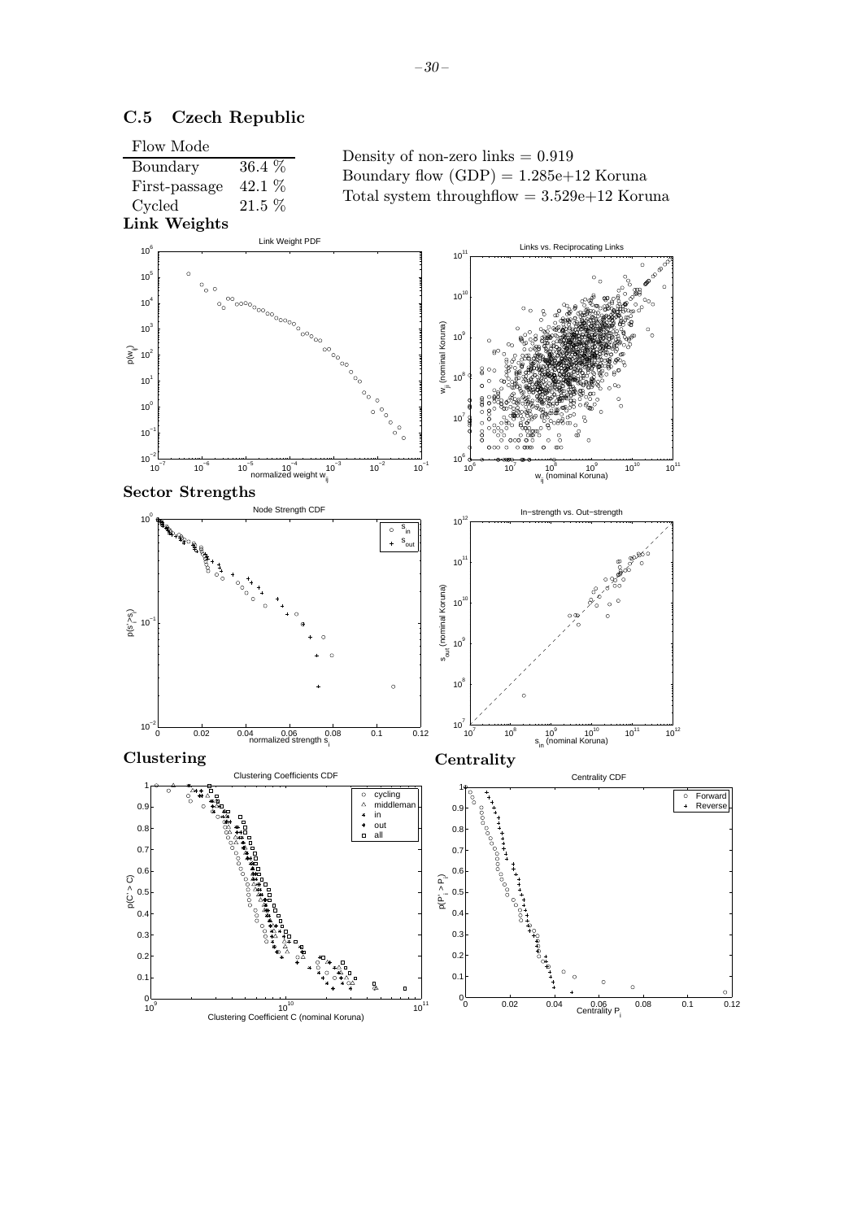## C.5 Czech Republic

| Flow Mode | |
|---|---|
| Boundary | 36.4 % |
| First-passage | 42.1 % |
| Cycled | 21.5 % |

Density of non-zero links = 0.919
Boundary flow (GDP) = 1.285e+12 Koruna
Total system throughflow = 3.529e+12 Koruna

### Link Weights

### Sector Strengths

### Clustering

### Centrality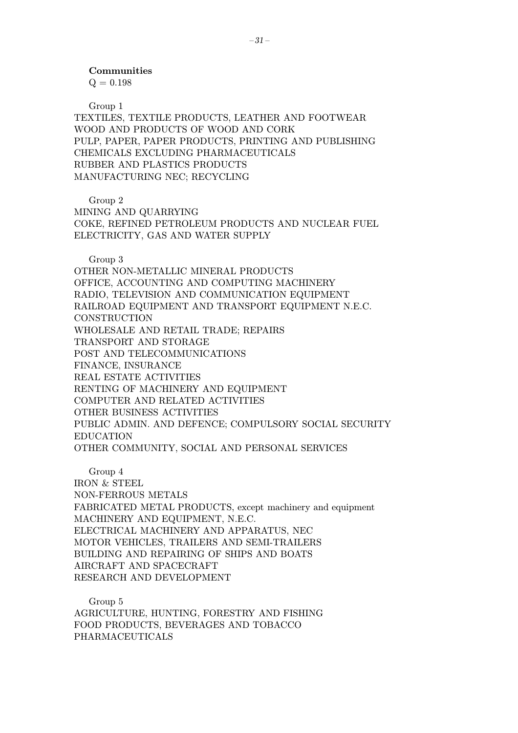**Communities**

Q = 0.198

Group 1

TEXTILES, TEXTILE PRODUCTS, LEATHER AND FOOTWEAR
WOOD AND PRODUCTS OF WOOD AND CORK
PULP, PAPER, PAPER PRODUCTS, PRINTING AND PUBLISHING
CHEMICALS EXCLUDING PHARMACEUTICALS
RUBBER AND PLASTICS PRODUCTS
MANUFACTURING NEC; RECYCLING

Group 2

MINING AND QUARRYING
COKE, REFINED PETROLEUM PRODUCTS AND NUCLEAR FUEL
ELECTRICITY, GAS AND WATER SUPPLY

Group 3

OTHER NON-METALLIC MINERAL PRODUCTS
OFFICE, ACCOUNTING AND COMPUTING MACHINERY
RADIO, TELEVISION AND COMMUNICATION EQUIPMENT
RAILROAD EQUIPMENT AND TRANSPORT EQUIPMENT N.E.C.
CONSTRUCTION
WHOLESALE AND RETAIL TRADE; REPAIRS
TRANSPORT AND STORAGE
POST AND TELECOMMUNICATIONS
FINANCE, INSURANCE
REAL ESTATE ACTIVITIES
RENTING OF MACHINERY AND EQUIPMENT
COMPUTER AND RELATED ACTIVITIES
OTHER BUSINESS ACTIVITIES
PUBLIC ADMIN. AND DEFENCE; COMPULSORY SOCIAL SECURITY
EDUCATION
OTHER COMMUNITY, SOCIAL AND PERSONAL SERVICES

Group 4

IRON & STEEL
NON-FERROUS METALS
FABRICATED METAL PRODUCTS, except machinery and equipment
MACHINERY AND EQUIPMENT, N.E.C.
ELECTRICAL MACHINERY AND APPARATUS, NEC
MOTOR VEHICLES, TRAILERS AND SEMI-TRAILERS
BUILDING AND REPAIRING OF SHIPS AND BOATS
AIRCRAFT AND SPACECRAFT
RESEARCH AND DEVELOPMENT

Group 5

AGRICULTURE, HUNTING, FORESTRY AND FISHING
FOOD PRODUCTS, BEVERAGES AND TOBACCO
PHARMACEUTICALS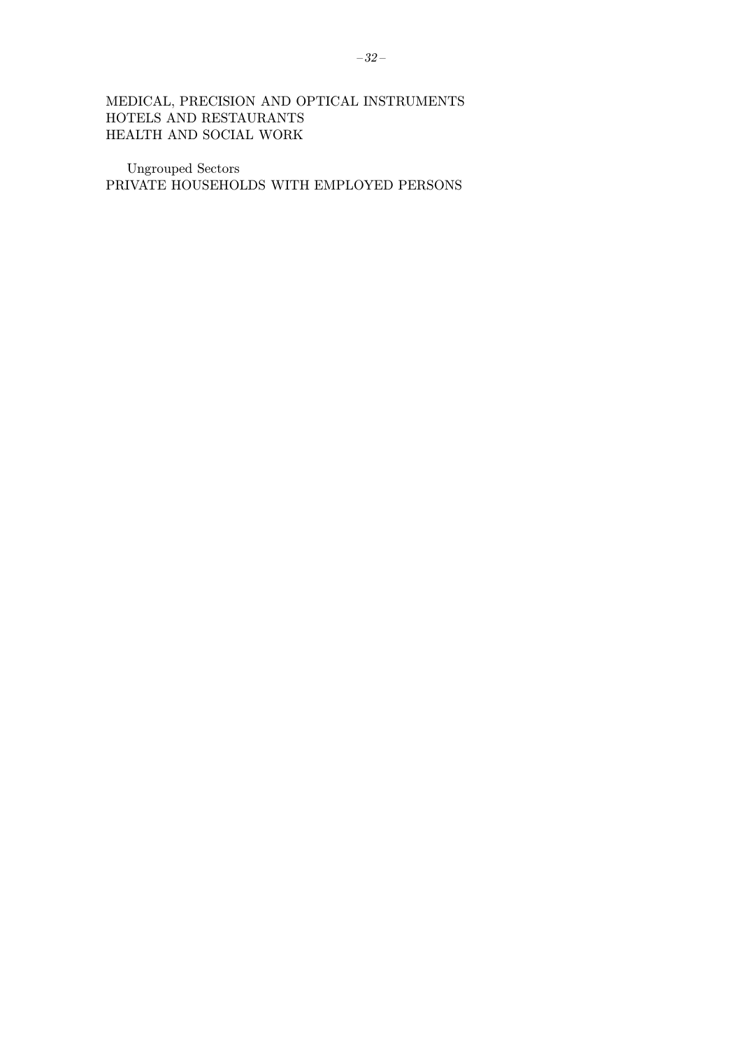MEDICAL, PRECISION AND OPTICAL INSTRUMENTS
HOTELS AND RESTAURANTS
HEALTH AND SOCIAL WORK

Ungrouped Sectors
PRIVATE HOUSEHOLDS WITH EMPLOYED PERSONS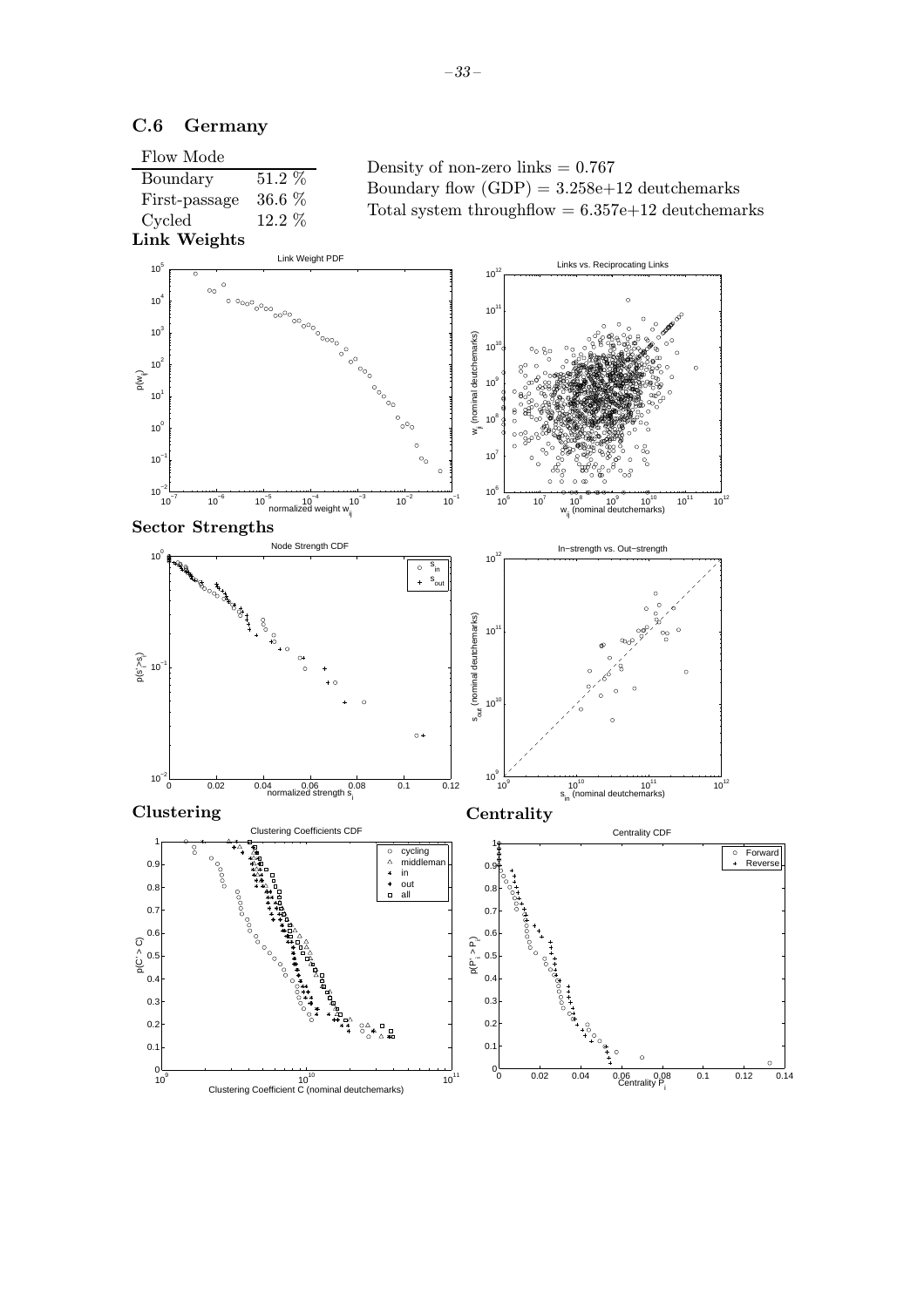## C.6 Germany

| Flow Mode | |
|---|---|
| Boundary | 51.2 % |
| First-passage | 36.6 % |
| Cycled | 12.2 % |

Density of non-zero links = 0.767
Boundary flow (GDP) = 3.258e+12 deutchemarks
Total system throughflow = 6.357e+12 deutchemarks

### Link Weights

### Sector Strengths

### Clustering

### Centrality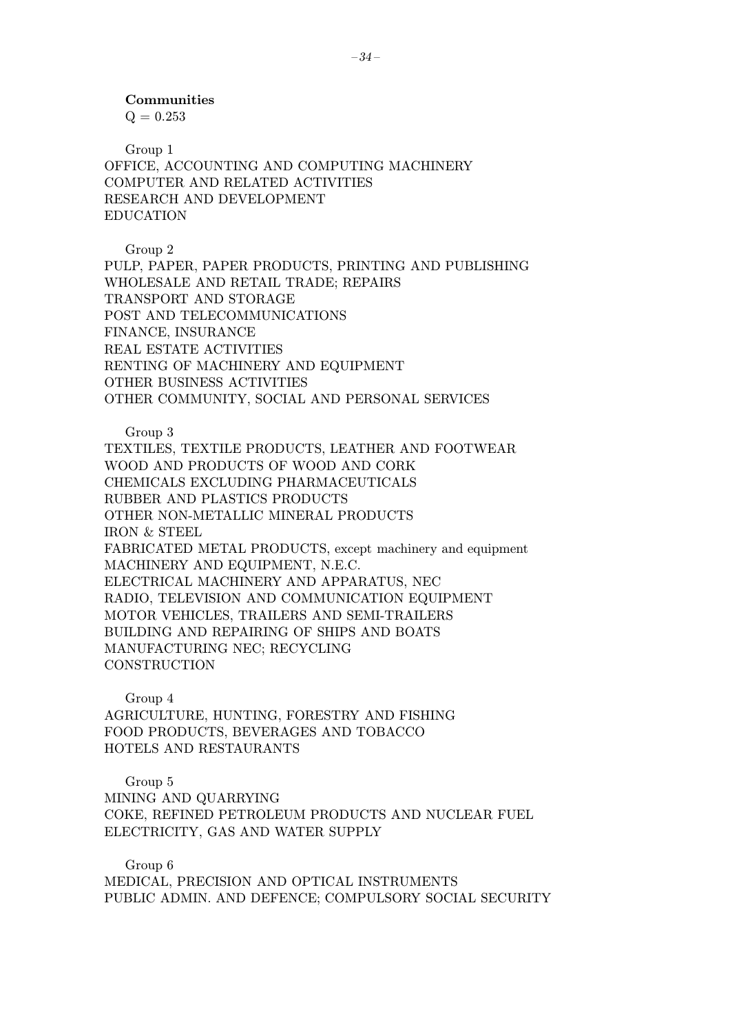**Communities**

Q = 0.253

Group 1

OFFICE, ACCOUNTING AND COMPUTING MACHINERY
COMPUTER AND RELATED ACTIVITIES
RESEARCH AND DEVELOPMENT
EDUCATION

Group 2

PULP, PAPER, PAPER PRODUCTS, PRINTING AND PUBLISHING
WHOLESALE AND RETAIL TRADE; REPAIRS
TRANSPORT AND STORAGE
POST AND TELECOMMUNICATIONS
FINANCE, INSURANCE
REAL ESTATE ACTIVITIES
RENTING OF MACHINERY AND EQUIPMENT
OTHER BUSINESS ACTIVITIES
OTHER COMMUNITY, SOCIAL AND PERSONAL SERVICES

Group 3

TEXTILES, TEXTILE PRODUCTS, LEATHER AND FOOTWEAR
WOOD AND PRODUCTS OF WOOD AND CORK
CHEMICALS EXCLUDING PHARMACEUTICALS
RUBBER AND PLASTICS PRODUCTS
OTHER NON-METALLIC MINERAL PRODUCTS
IRON & STEEL
FABRICATED METAL PRODUCTS, except machinery and equipment
MACHINERY AND EQUIPMENT, N.E.C.
ELECTRICAL MACHINERY AND APPARATUS, NEC
RADIO, TELEVISION AND COMMUNICATION EQUIPMENT
MOTOR VEHICLES, TRAILERS AND SEMI-TRAILERS
BUILDING AND REPAIRING OF SHIPS AND BOATS
MANUFACTURING NEC; RECYCLING
CONSTRUCTION

Group 4

AGRICULTURE, HUNTING, FORESTRY AND FISHING
FOOD PRODUCTS, BEVERAGES AND TOBACCO
HOTELS AND RESTAURANTS

Group 5

MINING AND QUARRYING
COKE, REFINED PETROLEUM PRODUCTS AND NUCLEAR FUEL
ELECTRICITY, GAS AND WATER SUPPLY

Group 6

MEDICAL, PRECISION AND OPTICAL INSTRUMENTS
PUBLIC ADMIN. AND DEFENCE; COMPULSORY SOCIAL SECURITY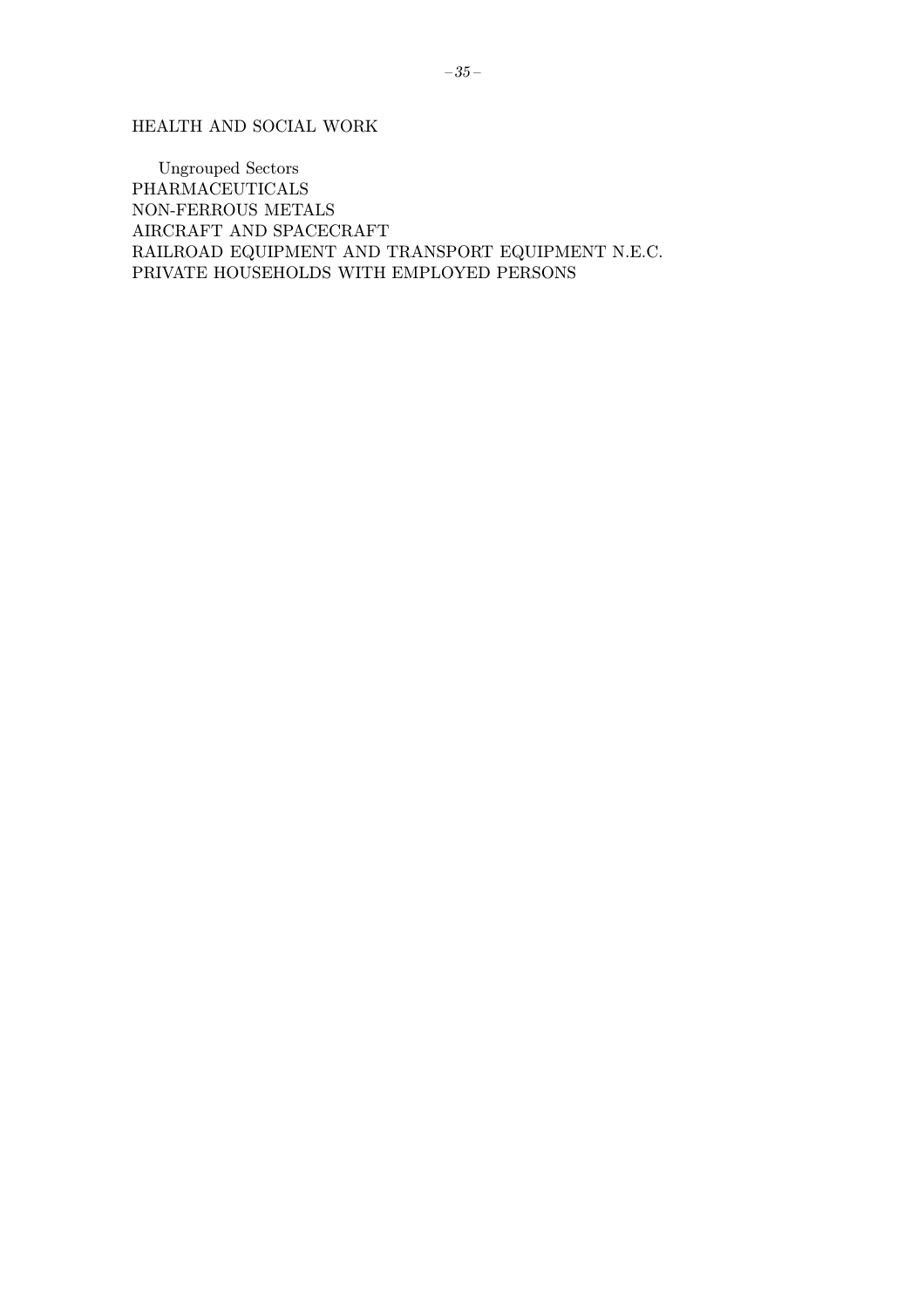HEALTH AND SOCIAL WORK

Ungrouped Sectors
PHARMACEUTICALS
NON-FERROUS METALS
AIRCRAFT AND SPACECRAFT
RAILROAD EQUIPMENT AND TRANSPORT EQUIPMENT N.E.C.
PRIVATE HOUSEHOLDS WITH EMPLOYED PERSONS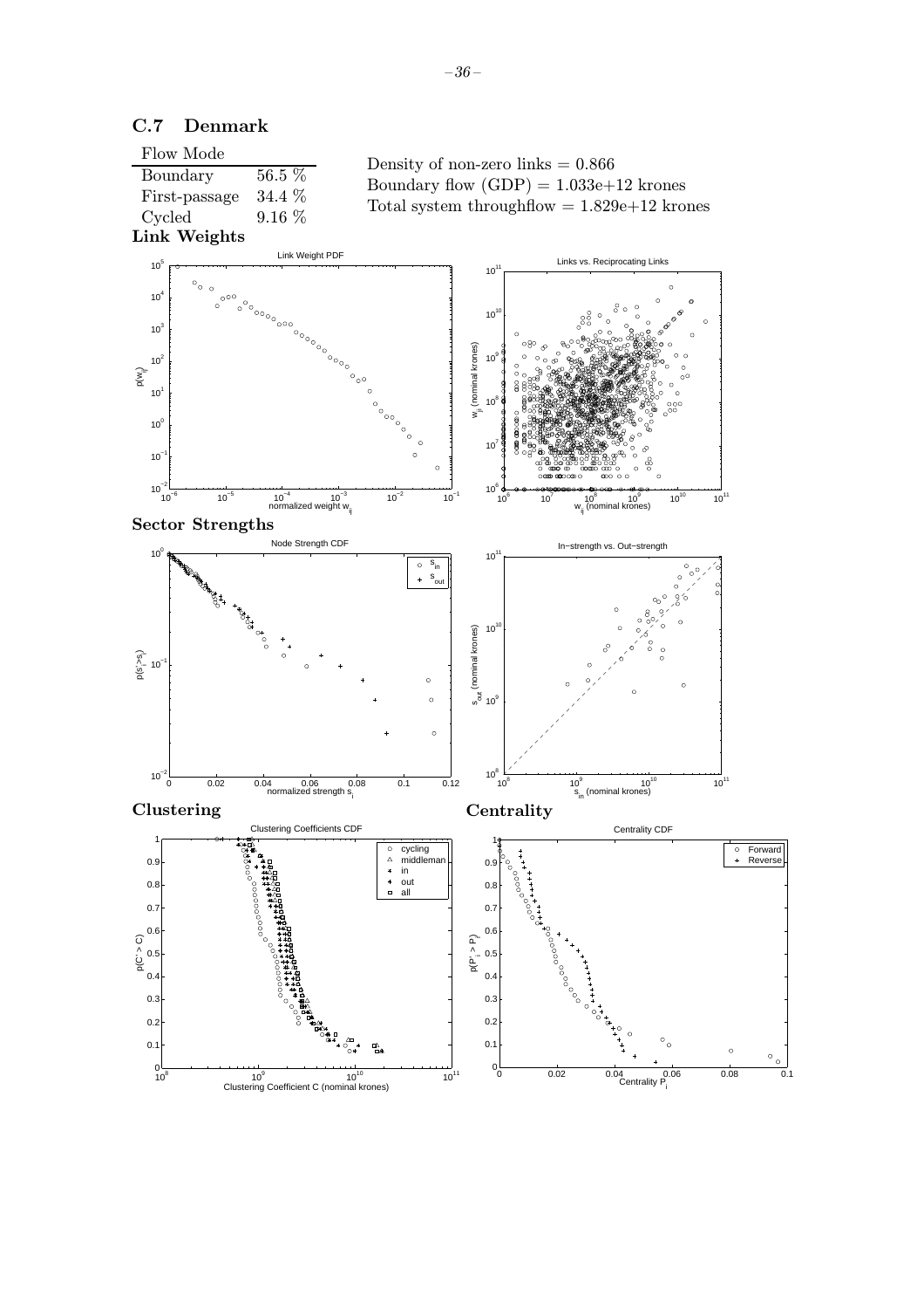## C.7 Denmark

| Flow Mode | |
|---|---|
| Boundary | 56.5 % |
| First-passage | 34.4 % |
| Cycled | 9.16 % |

Density of non-zero links = 0.866
Boundary flow (GDP) = 1.033e+12 krones
Total system throughflow = 1.829e+12 krones

### Link Weights

### Sector Strengths

### Clustering

### Centrality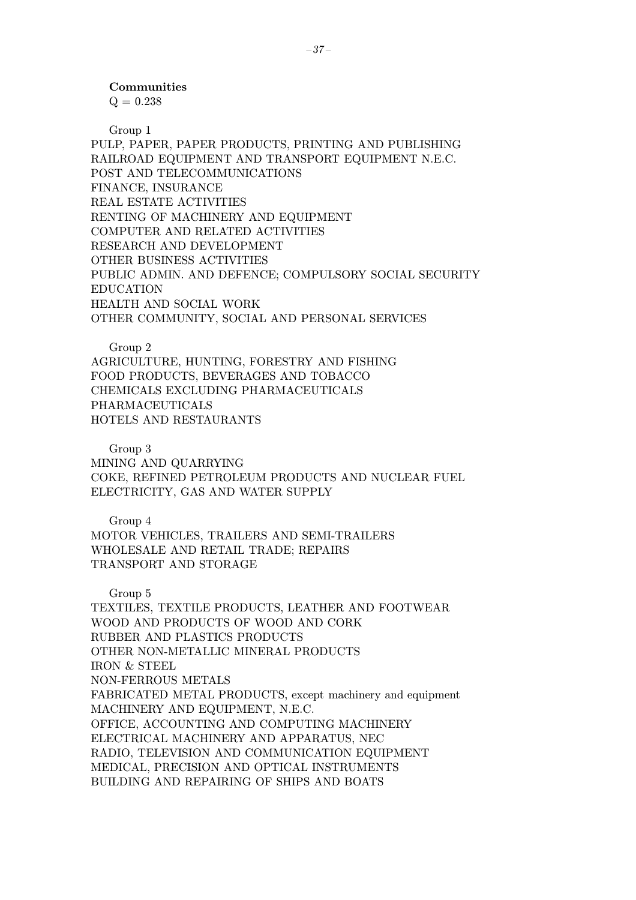**Communities**

Q = 0.238

Group 1

PULP, PAPER, PAPER PRODUCTS, PRINTING AND PUBLISHING
RAILROAD EQUIPMENT AND TRANSPORT EQUIPMENT N.E.C.
POST AND TELECOMMUNICATIONS
FINANCE, INSURANCE
REAL ESTATE ACTIVITIES
RENTING OF MACHINERY AND EQUIPMENT
COMPUTER AND RELATED ACTIVITIES
RESEARCH AND DEVELOPMENT
OTHER BUSINESS ACTIVITIES
PUBLIC ADMIN. AND DEFENCE; COMPULSORY SOCIAL SECURITY
EDUCATION
HEALTH AND SOCIAL WORK
OTHER COMMUNITY, SOCIAL AND PERSONAL SERVICES

Group 2

AGRICULTURE, HUNTING, FORESTRY AND FISHING
FOOD PRODUCTS, BEVERAGES AND TOBACCO
CHEMICALS EXCLUDING PHARMACEUTICALS
PHARMACEUTICALS
HOTELS AND RESTAURANTS

Group 3

MINING AND QUARRYING
COKE, REFINED PETROLEUM PRODUCTS AND NUCLEAR FUEL
ELECTRICITY, GAS AND WATER SUPPLY

Group 4

MOTOR VEHICLES, TRAILERS AND SEMI-TRAILERS
WHOLESALE AND RETAIL TRADE; REPAIRS
TRANSPORT AND STORAGE

Group 5

TEXTILES, TEXTILE PRODUCTS, LEATHER AND FOOTWEAR
WOOD AND PRODUCTS OF WOOD AND CORK
RUBBER AND PLASTICS PRODUCTS
OTHER NON-METALLIC MINERAL PRODUCTS
IRON & STEEL
NON-FERROUS METALS
FABRICATED METAL PRODUCTS, except machinery and equipment
MACHINERY AND EQUIPMENT, N.E.C.
OFFICE, ACCOUNTING AND COMPUTING MACHINERY
ELECTRICAL MACHINERY AND APPARATUS, NEC
RADIO, TELEVISION AND COMMUNICATION EQUIPMENT
MEDICAL, PRECISION AND OPTICAL INSTRUMENTS
BUILDING AND REPAIRING OF SHIPS AND BOATS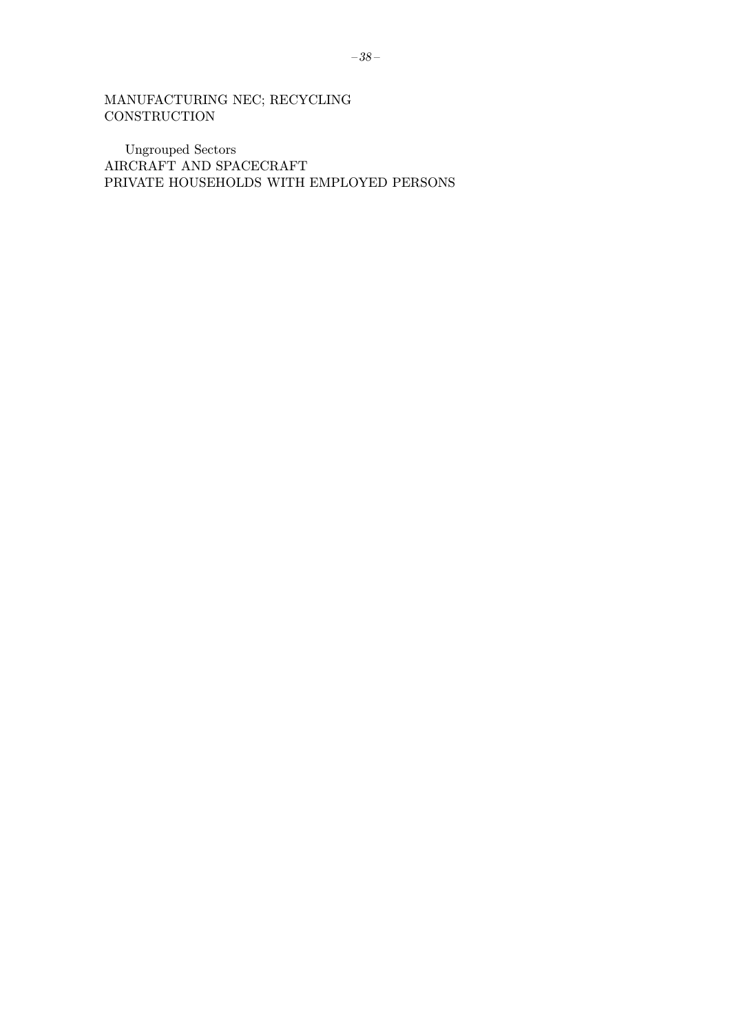MANUFACTURING NEC; RECYCLING
CONSTRUCTION

Ungrouped Sectors
AIRCRAFT AND SPACECRAFT
PRIVATE HOUSEHOLDS WITH EMPLOYED PERSONS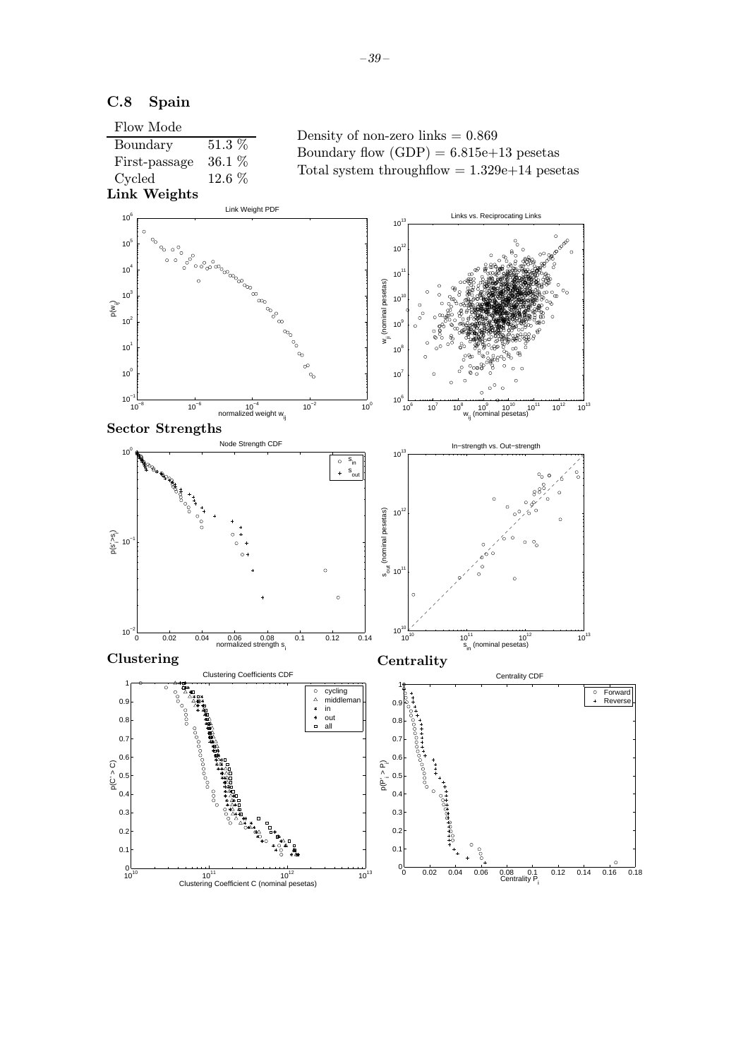## C.8 Spain

| Flow Mode | |
|---|---|
| Boundary | 51.3 % |
| First-passage | 36.1 % |
| Cycled | 12.6 % |

Density of non-zero links = 0.869
Boundary flow (GDP) = 6.815e+13 pesetas
Total system throughflow = 1.329e+14 pesetas

### Link Weights

### Sector Strengths

### Clustering

### Centrality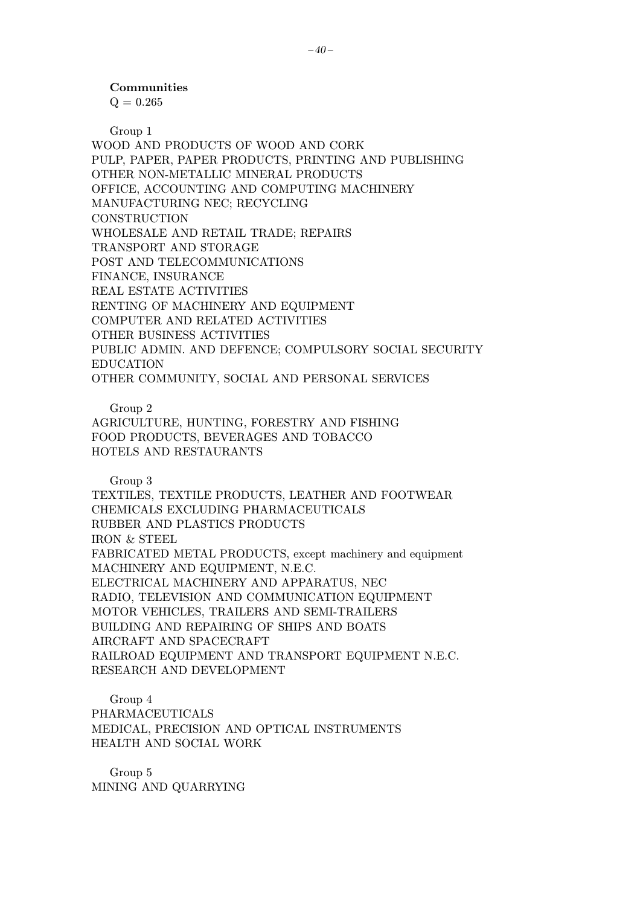**Communities**

Q = 0.265

Group 1

WOOD AND PRODUCTS OF WOOD AND CORK
PULP, PAPER, PAPER PRODUCTS, PRINTING AND PUBLISHING
OTHER NON-METALLIC MINERAL PRODUCTS
OFFICE, ACCOUNTING AND COMPUTING MACHINERY
MANUFACTURING NEC; RECYCLING
CONSTRUCTION
WHOLESALE AND RETAIL TRADE; REPAIRS
TRANSPORT AND STORAGE
POST AND TELECOMMUNICATIONS
FINANCE, INSURANCE
REAL ESTATE ACTIVITIES
RENTING OF MACHINERY AND EQUIPMENT
COMPUTER AND RELATED ACTIVITIES
OTHER BUSINESS ACTIVITIES
PUBLIC ADMIN. AND DEFENCE; COMPULSORY SOCIAL SECURITY
EDUCATION
OTHER COMMUNITY, SOCIAL AND PERSONAL SERVICES

Group 2

AGRICULTURE, HUNTING, FORESTRY AND FISHING
FOOD PRODUCTS, BEVERAGES AND TOBACCO
HOTELS AND RESTAURANTS

Group 3

TEXTILES, TEXTILE PRODUCTS, LEATHER AND FOOTWEAR
CHEMICALS EXCLUDING PHARMACEUTICALS
RUBBER AND PLASTICS PRODUCTS
IRON & STEEL
FABRICATED METAL PRODUCTS, except machinery and equipment
MACHINERY AND EQUIPMENT, N.E.C.
ELECTRICAL MACHINERY AND APPARATUS, NEC
RADIO, TELEVISION AND COMMUNICATION EQUIPMENT
MOTOR VEHICLES, TRAILERS AND SEMI-TRAILERS
BUILDING AND REPAIRING OF SHIPS AND BOATS
AIRCRAFT AND SPACECRAFT
RAILROAD EQUIPMENT AND TRANSPORT EQUIPMENT N.E.C.
RESEARCH AND DEVELOPMENT

Group 4

PHARMACEUTICALS
MEDICAL, PRECISION AND OPTICAL INSTRUMENTS
HEALTH AND SOCIAL WORK

Group 5

MINING AND QUARRYING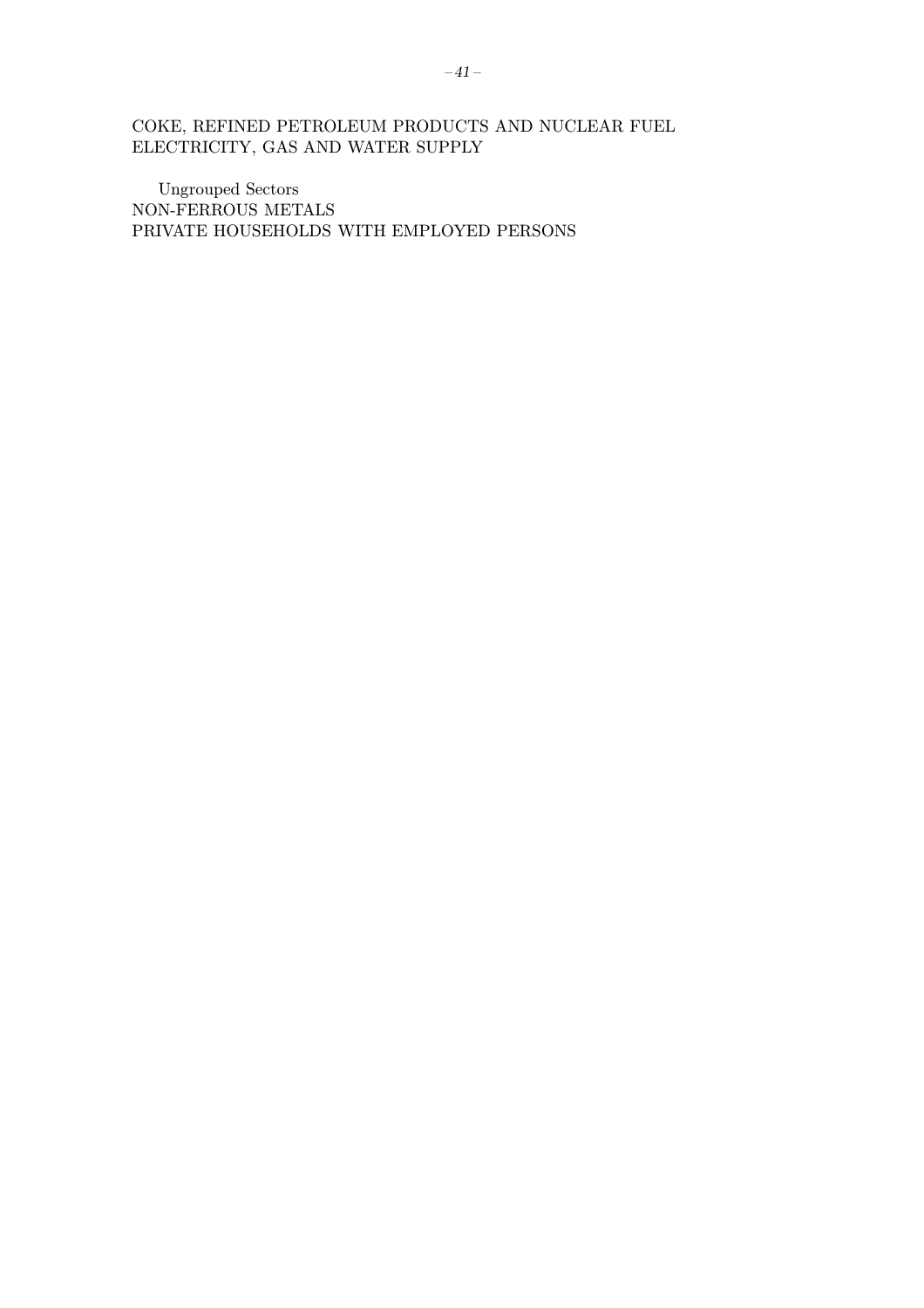COKE, REFINED PETROLEUM PRODUCTS AND NUCLEAR FUEL
ELECTRICITY, GAS AND WATER SUPPLY

Ungrouped Sectors
NON-FERROUS METALS
PRIVATE HOUSEHOLDS WITH EMPLOYED PERSONS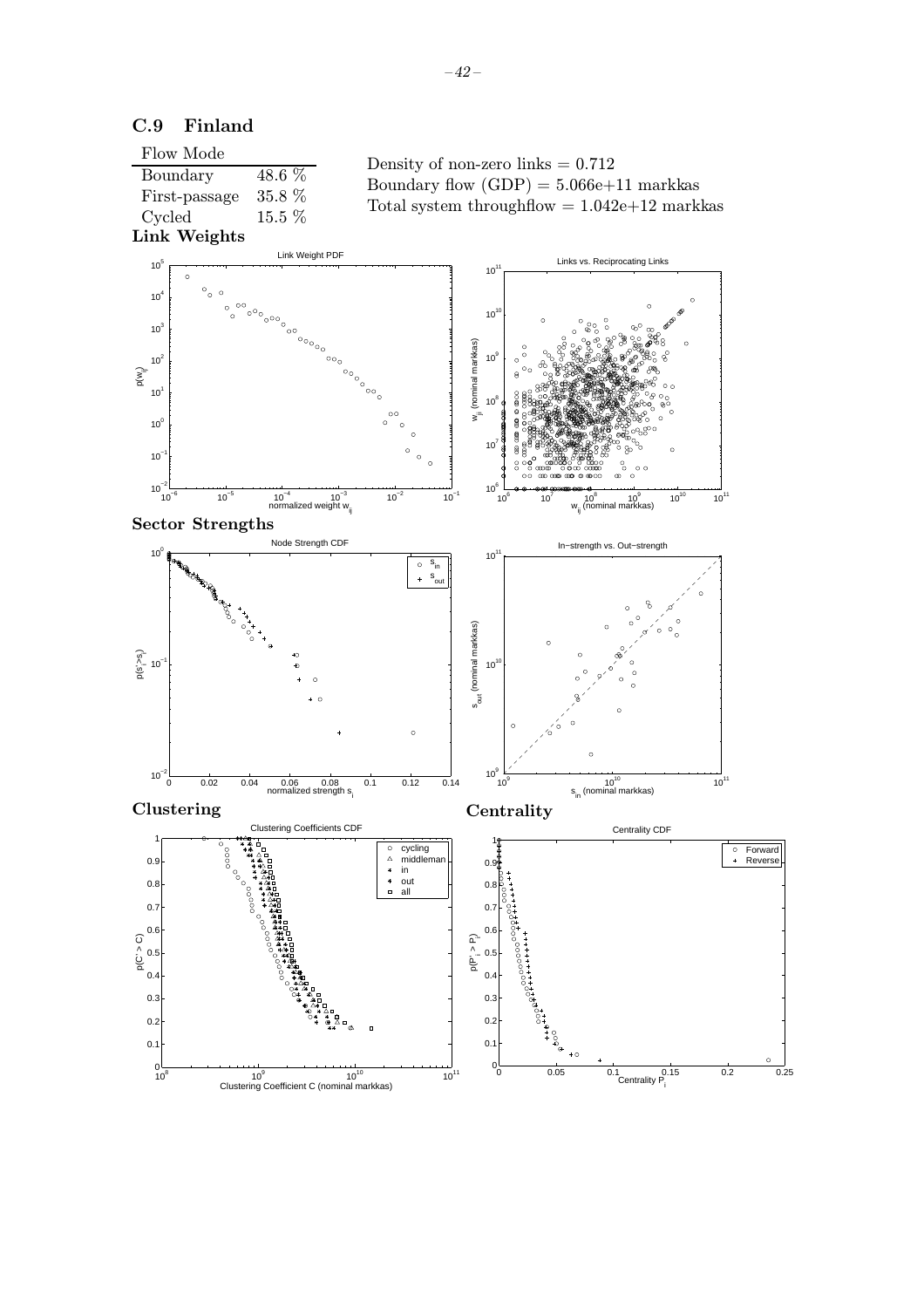## C.9 Finland

| Flow Mode | |
|---|---|
| Boundary | 48.6 % |
| First-passage | 35.8 % |
| Cycled | 15.5 % |

Density of non-zero links = 0.712

Boundary flow (GDP) = 5.066e+11 markkas

Total system throughflow = 1.042e+12 markkas

**Link Weights**

**Sector Strengths**

**Clustering**

**Centrality**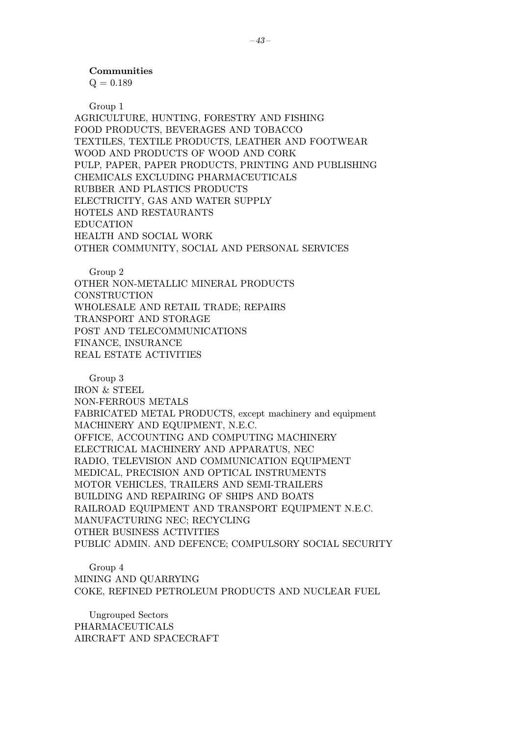**Communities**

Q = 0.189

Group 1

AGRICULTURE, HUNTING, FORESTRY AND FISHING
FOOD PRODUCTS, BEVERAGES AND TOBACCO
TEXTILES, TEXTILE PRODUCTS, LEATHER AND FOOTWEAR
WOOD AND PRODUCTS OF WOOD AND CORK
PULP, PAPER, PAPER PRODUCTS, PRINTING AND PUBLISHING
CHEMICALS EXCLUDING PHARMACEUTICALS
RUBBER AND PLASTICS PRODUCTS
ELECTRICITY, GAS AND WATER SUPPLY
HOTELS AND RESTAURANTS
EDUCATION
HEALTH AND SOCIAL WORK
OTHER COMMUNITY, SOCIAL AND PERSONAL SERVICES

Group 2

OTHER NON-METALLIC MINERAL PRODUCTS
CONSTRUCTION
WHOLESALE AND RETAIL TRADE; REPAIRS
TRANSPORT AND STORAGE
POST AND TELECOMMUNICATIONS
FINANCE, INSURANCE
REAL ESTATE ACTIVITIES

Group 3

IRON & STEEL
NON-FERROUS METALS
FABRICATED METAL PRODUCTS, except machinery and equipment
MACHINERY AND EQUIPMENT, N.E.C.
OFFICE, ACCOUNTING AND COMPUTING MACHINERY
ELECTRICAL MACHINERY AND APPARATUS, NEC
RADIO, TELEVISION AND COMMUNICATION EQUIPMENT
MEDICAL, PRECISION AND OPTICAL INSTRUMENTS
MOTOR VEHICLES, TRAILERS AND SEMI-TRAILERS
BUILDING AND REPAIRING OF SHIPS AND BOATS
RAILROAD EQUIPMENT AND TRANSPORT EQUIPMENT N.E.C.
MANUFACTURING NEC; RECYCLING
OTHER BUSINESS ACTIVITIES
PUBLIC ADMIN. AND DEFENCE; COMPULSORY SOCIAL SECURITY

Group 4

MINING AND QUARRYING
COKE, REFINED PETROLEUM PRODUCTS AND NUCLEAR FUEL

Ungrouped Sectors

PHARMACEUTICALS
AIRCRAFT AND SPACECRAFT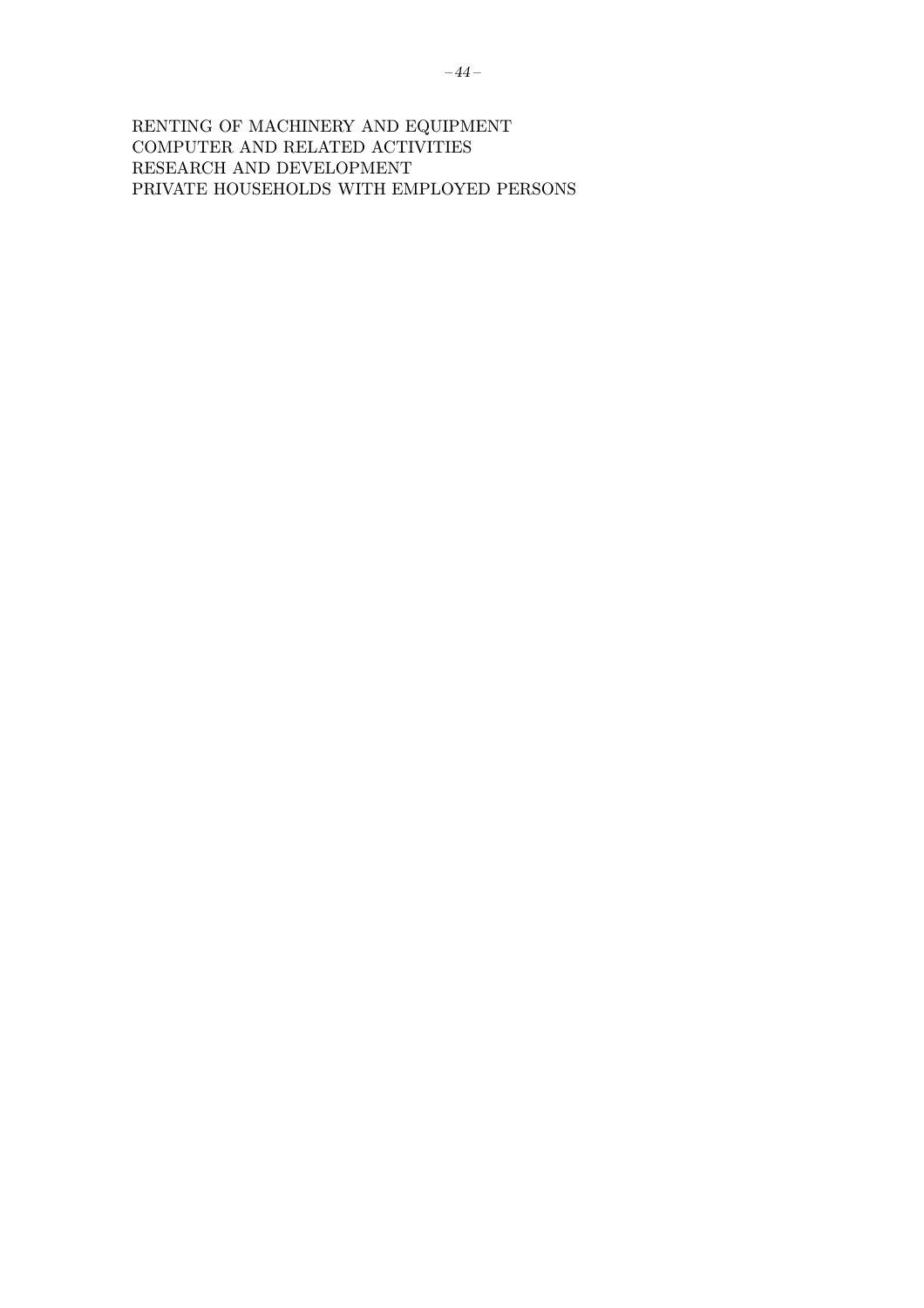RENTING OF MACHINERY AND EQUIPMENT
COMPUTER AND RELATED ACTIVITIES
RESEARCH AND DEVELOPMENT
PRIVATE HOUSEHOLDS WITH EMPLOYED PERSONS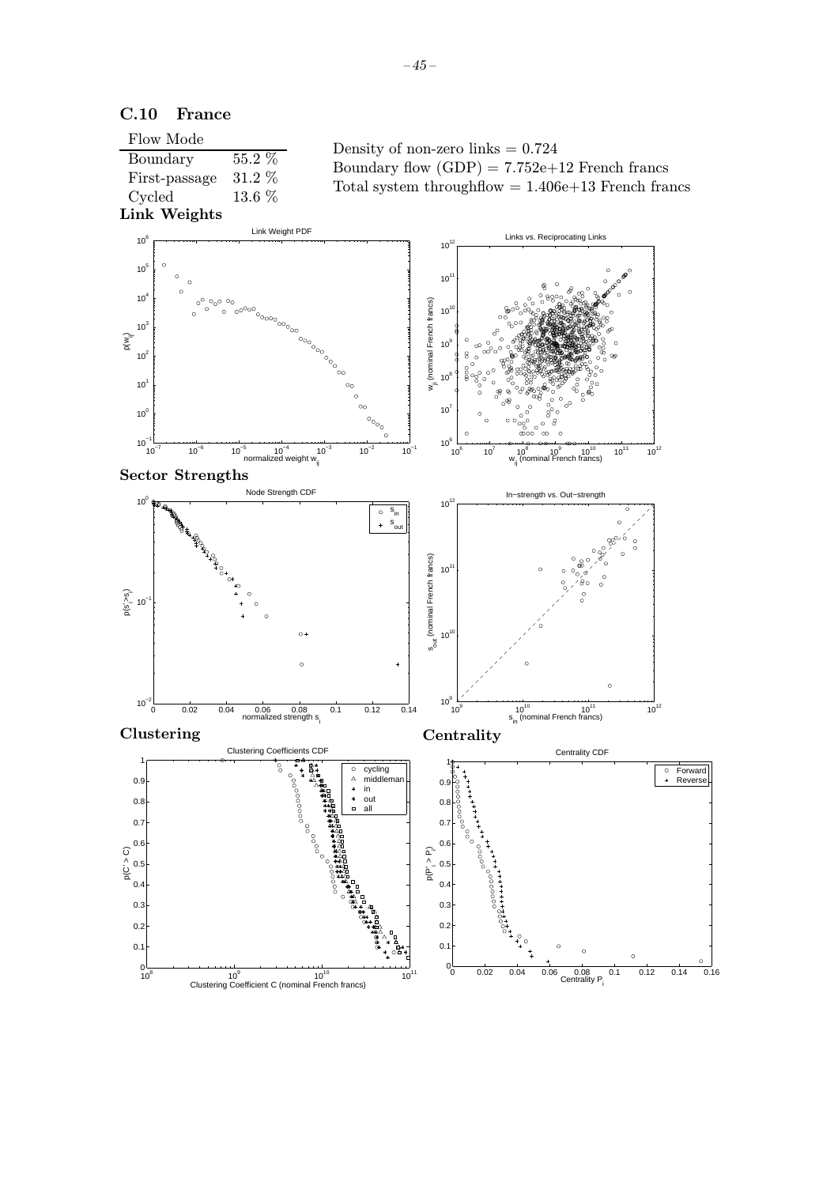## C.10 France

| Flow Mode | |
|---|---|
| Boundary | 55.2 % |
| First-passage | 31.2 % |
| Cycled | 13.6 % |

Density of non-zero links = 0.724
Boundary flow (GDP) = 7.752e+12 French francs
Total system throughflow = 1.406e+13 French francs

### Link Weights

### Sector Strengths

### Clustering

### Centrality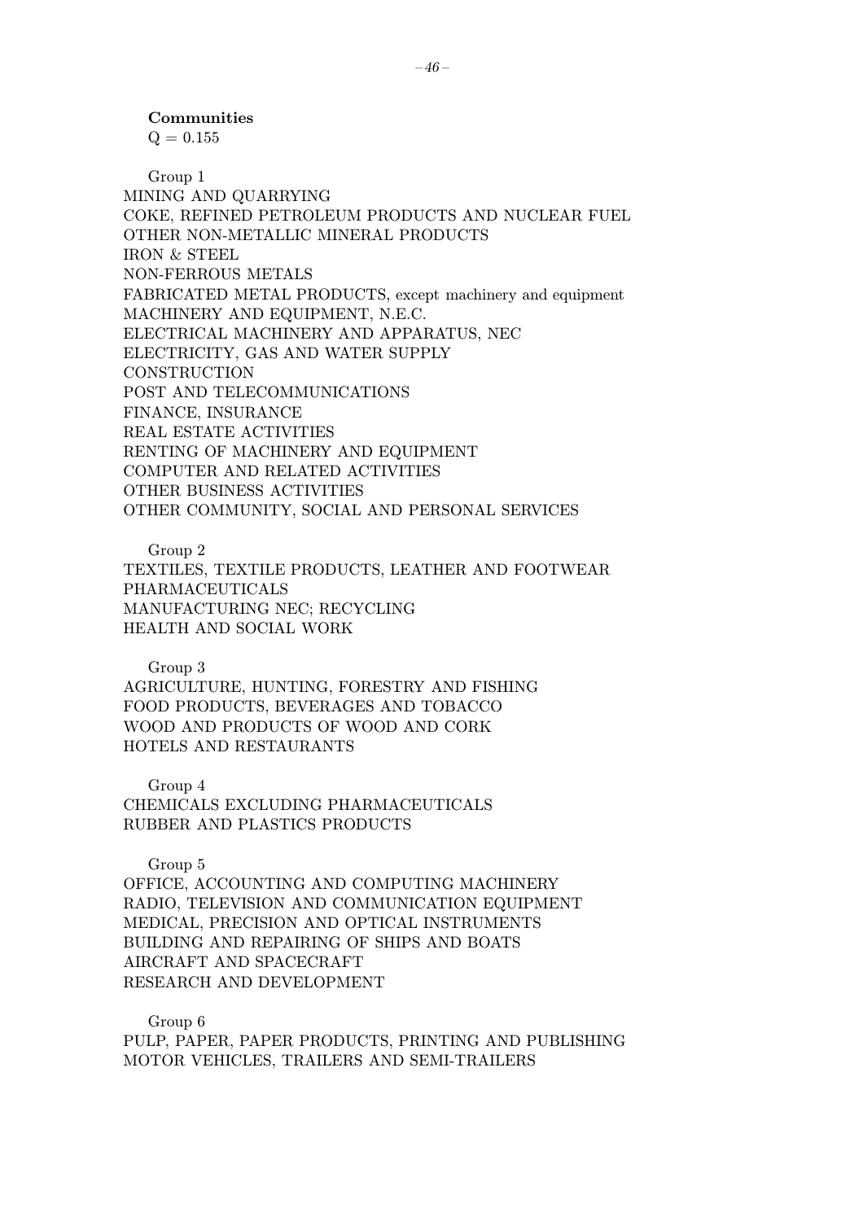**Communities**

Q = 0.155

Group 1

MINING AND QUARRYING
COKE, REFINED PETROLEUM PRODUCTS AND NUCLEAR FUEL
OTHER NON-METALLIC MINERAL PRODUCTS
IRON & STEEL
NON-FERROUS METALS
FABRICATED METAL PRODUCTS, except machinery and equipment
MACHINERY AND EQUIPMENT, N.E.C.
ELECTRICAL MACHINERY AND APPARATUS, NEC
ELECTRICITY, GAS AND WATER SUPPLY
CONSTRUCTION
POST AND TELECOMMUNICATIONS
FINANCE, INSURANCE
REAL ESTATE ACTIVITIES
RENTING OF MACHINERY AND EQUIPMENT
COMPUTER AND RELATED ACTIVITIES
OTHER BUSINESS ACTIVITIES
OTHER COMMUNITY, SOCIAL AND PERSONAL SERVICES

Group 2

TEXTILES, TEXTILE PRODUCTS, LEATHER AND FOOTWEAR
PHARMACEUTICALS
MANUFACTURING NEC; RECYCLING
HEALTH AND SOCIAL WORK

Group 3

AGRICULTURE, HUNTING, FORESTRY AND FISHING
FOOD PRODUCTS, BEVERAGES AND TOBACCO
WOOD AND PRODUCTS OF WOOD AND CORK
HOTELS AND RESTAURANTS

Group 4

CHEMICALS EXCLUDING PHARMACEUTICALS
RUBBER AND PLASTICS PRODUCTS

Group 5

OFFICE, ACCOUNTING AND COMPUTING MACHINERY
RADIO, TELEVISION AND COMMUNICATION EQUIPMENT
MEDICAL, PRECISION AND OPTICAL INSTRUMENTS
BUILDING AND REPAIRING OF SHIPS AND BOATS
AIRCRAFT AND SPACECRAFT
RESEARCH AND DEVELOPMENT

Group 6

PULP, PAPER, PAPER PRODUCTS, PRINTING AND PUBLISHING
MOTOR VEHICLES, TRAILERS AND SEMI-TRAILERS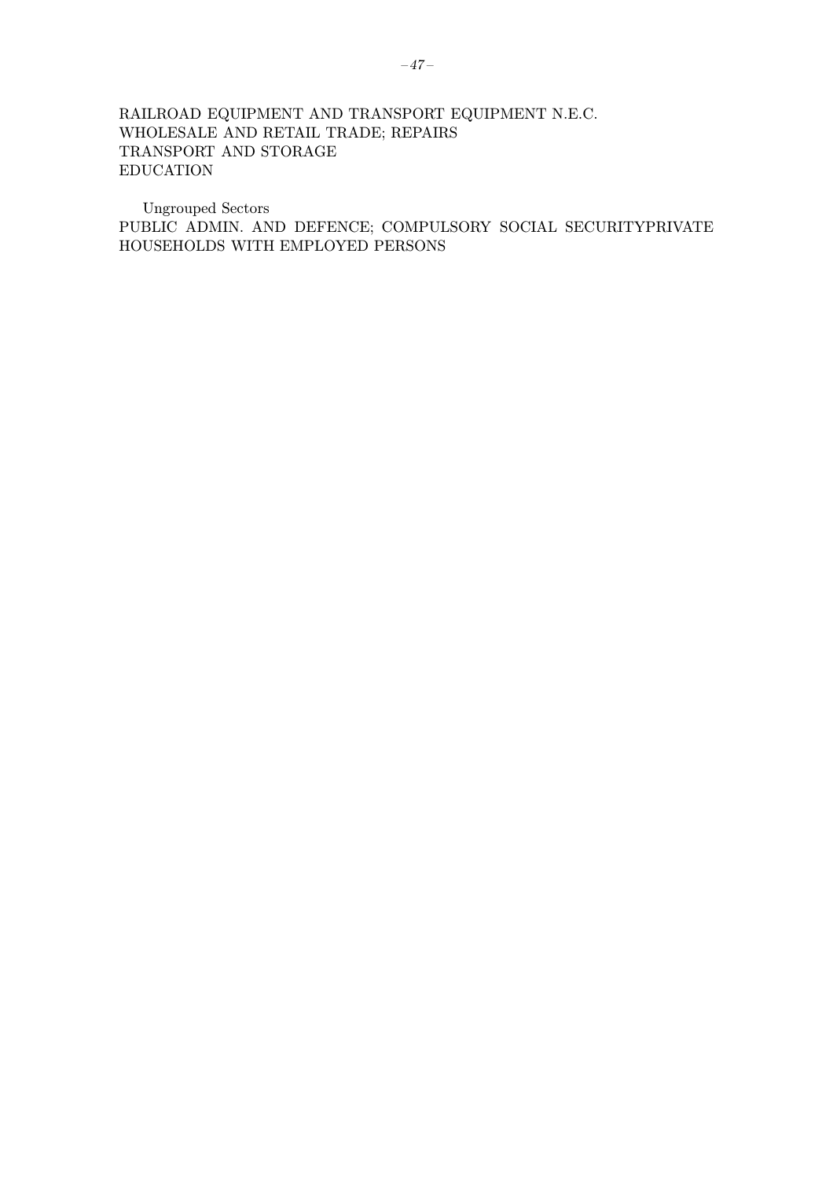RAILROAD EQUIPMENT AND TRANSPORT EQUIPMENT N.E.C.
WHOLESALE AND RETAIL TRADE; REPAIRS
TRANSPORT AND STORAGE
EDUCATION

Ungrouped Sectors
PUBLIC ADMIN. AND DEFENCE; COMPULSORY SOCIAL SECURITYPRIVATE HOUSEHOLDS WITH EMPLOYED PERSONS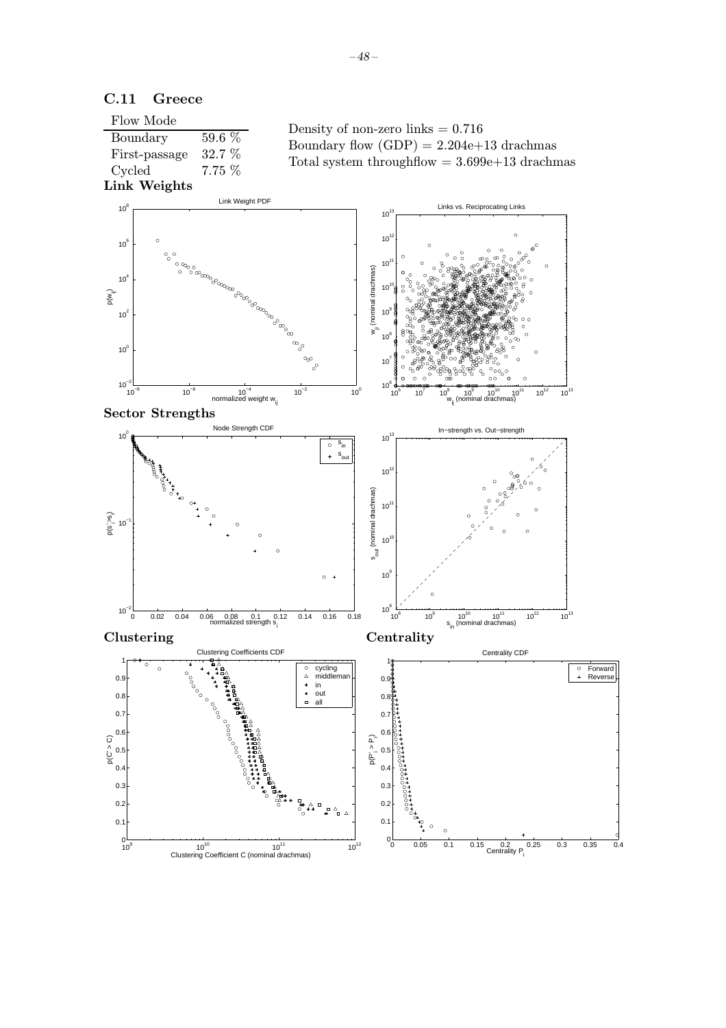## C.11 Greece

| Flow Mode | |
|---|---|
| Boundary | 59.6 % |
| First-passage | 32.7 % |
| Cycled | 7.75 % |

Density of non-zero links = 0.716

Boundary flow (GDP) = 2.204e+13 drachmas

Total system throughflow = 3.699e+13 drachmas

**Link Weights**

**Sector Strengths**

**Clustering**

**Centrality**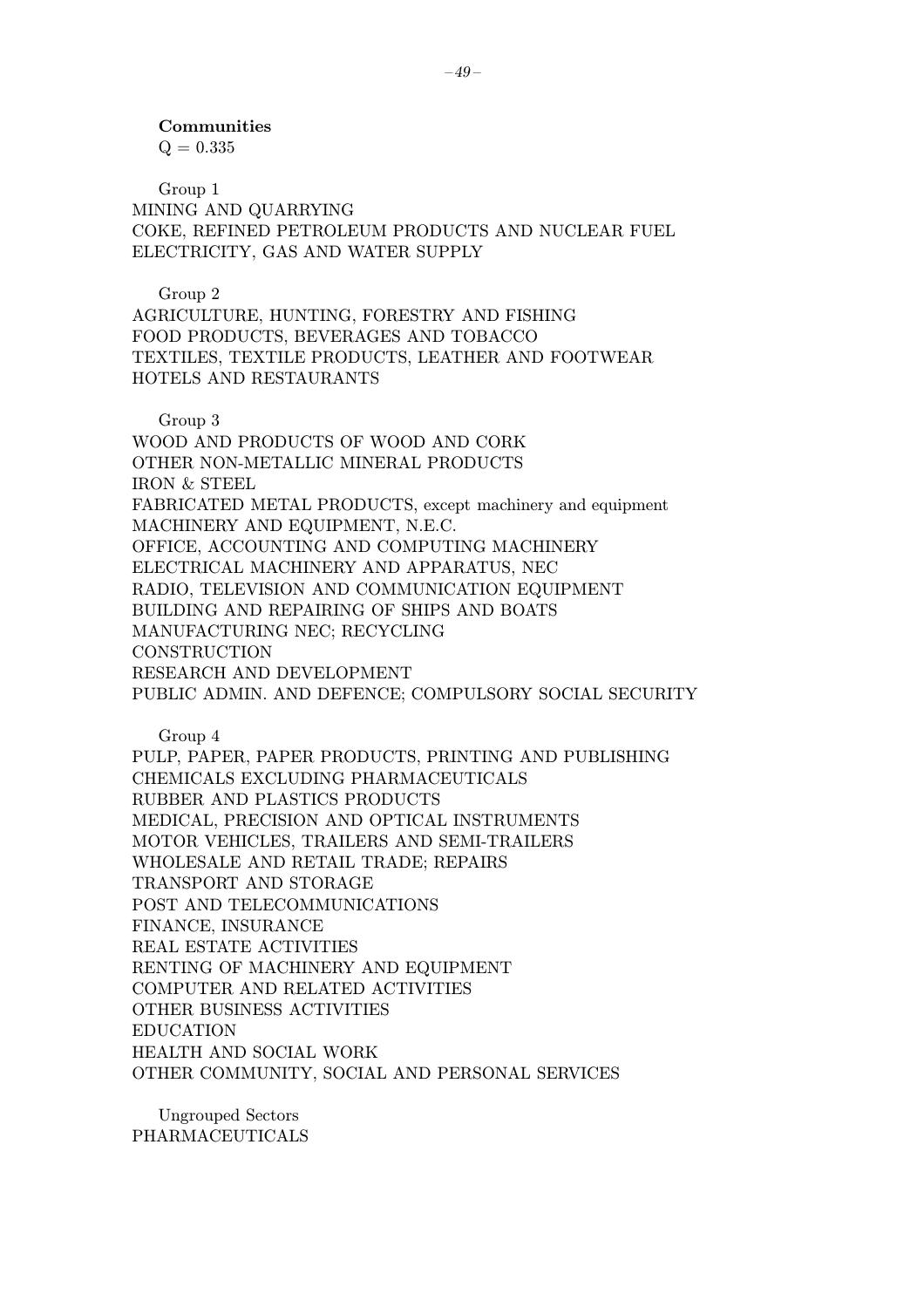**Communities**

Q = 0.335

Group 1

MINING AND QUARRYING
COKE, REFINED PETROLEUM PRODUCTS AND NUCLEAR FUEL
ELECTRICITY, GAS AND WATER SUPPLY

Group 2

AGRICULTURE, HUNTING, FORESTRY AND FISHING
FOOD PRODUCTS, BEVERAGES AND TOBACCO
TEXTILES, TEXTILE PRODUCTS, LEATHER AND FOOTWEAR
HOTELS AND RESTAURANTS

Group 3

WOOD AND PRODUCTS OF WOOD AND CORK
OTHER NON-METALLIC MINERAL PRODUCTS
IRON & STEEL
FABRICATED METAL PRODUCTS, except machinery and equipment
MACHINERY AND EQUIPMENT, N.E.C.
OFFICE, ACCOUNTING AND COMPUTING MACHINERY
ELECTRICAL MACHINERY AND APPARATUS, NEC
RADIO, TELEVISION AND COMMUNICATION EQUIPMENT
BUILDING AND REPAIRING OF SHIPS AND BOATS
MANUFACTURING NEC; RECYCLING
CONSTRUCTION
RESEARCH AND DEVELOPMENT
PUBLIC ADMIN. AND DEFENCE; COMPULSORY SOCIAL SECURITY

Group 4

PULP, PAPER, PAPER PRODUCTS, PRINTING AND PUBLISHING
CHEMICALS EXCLUDING PHARMACEUTICALS
RUBBER AND PLASTICS PRODUCTS
MEDICAL, PRECISION AND OPTICAL INSTRUMENTS
MOTOR VEHICLES, TRAILERS AND SEMI-TRAILERS
WHOLESALE AND RETAIL TRADE; REPAIRS
TRANSPORT AND STORAGE
POST AND TELECOMMUNICATIONS
FINANCE, INSURANCE
REAL ESTATE ACTIVITIES
RENTING OF MACHINERY AND EQUIPMENT
COMPUTER AND RELATED ACTIVITIES
OTHER BUSINESS ACTIVITIES
EDUCATION
HEALTH AND SOCIAL WORK
OTHER COMMUNITY, SOCIAL AND PERSONAL SERVICES

Ungrouped Sectors

PHARMACEUTICALS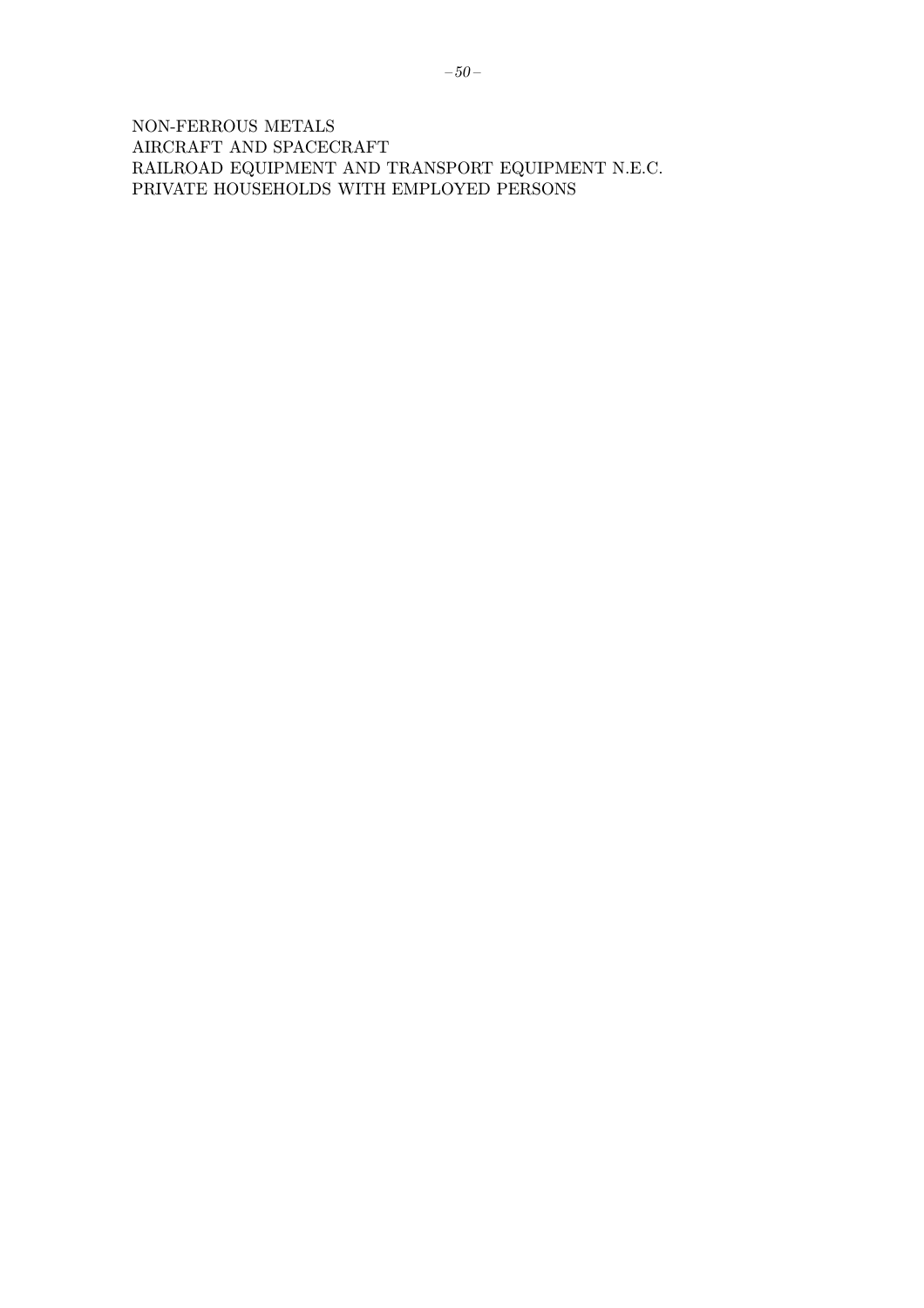NON-FERROUS METALS
AIRCRAFT AND SPACECRAFT
RAILROAD EQUIPMENT AND TRANSPORT EQUIPMENT N.E.C.
PRIVATE HOUSEHOLDS WITH EMPLOYED PERSONS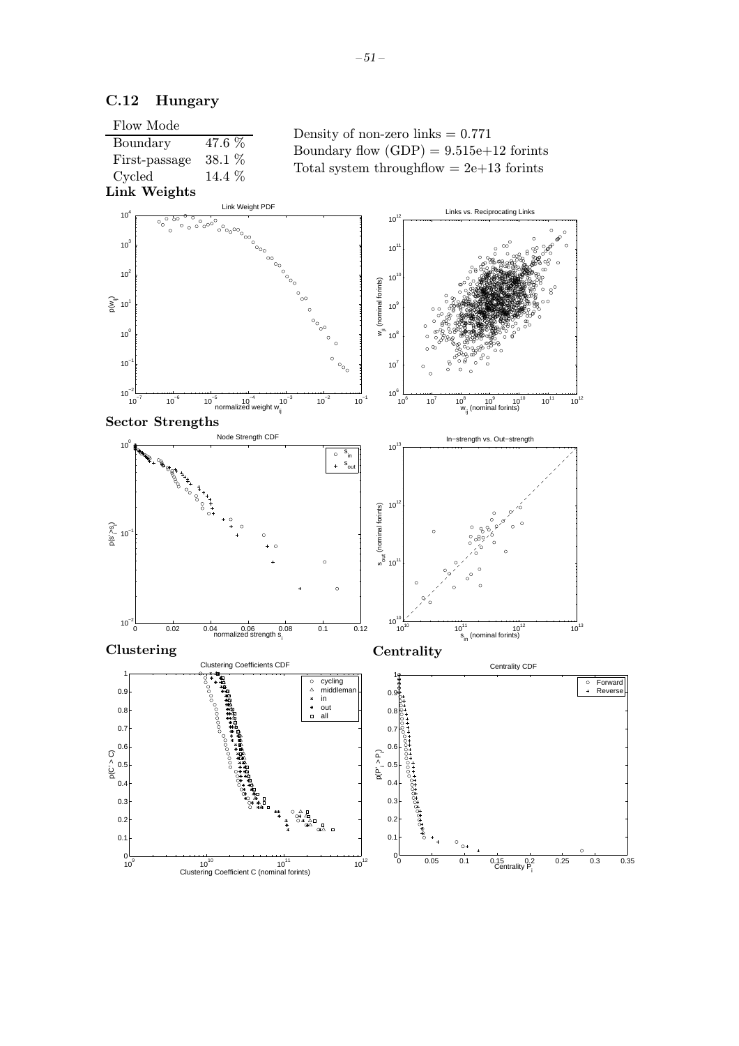## C.12 Hungary

| Flow Mode | |
|---|---|
| Boundary | 47.6 % |
| First-passage | 38.1 % |
| Cycled | 14.4 % |

Density of non-zero links = 0.771
Boundary flow (GDP) = 9.515e+12 forints
Total system throughflow = 2e+13 forints

### Link Weights

### Sector Strengths

### Clustering

### Centrality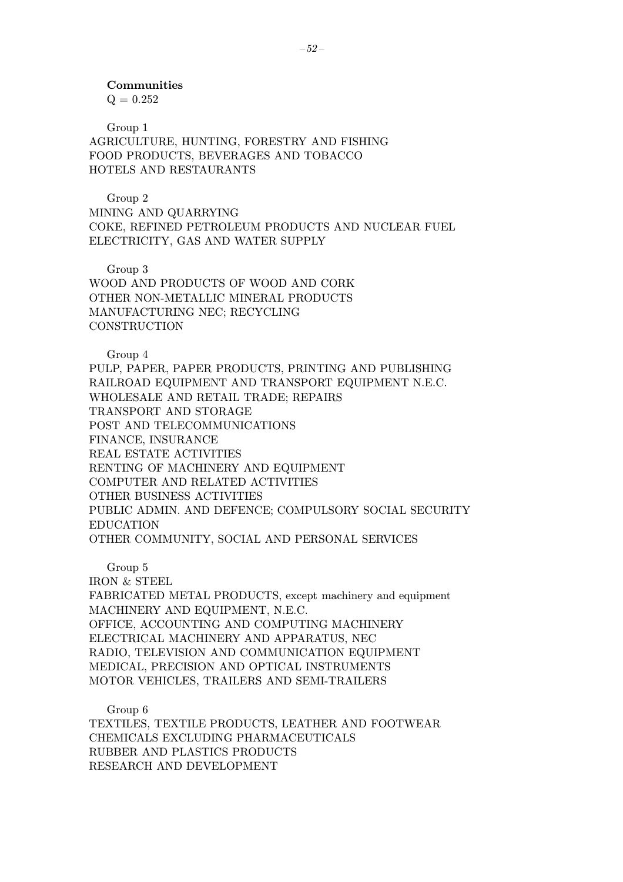**Communities**

Q = 0.252

Group 1

AGRICULTURE, HUNTING, FORESTRY AND FISHING
FOOD PRODUCTS, BEVERAGES AND TOBACCO
HOTELS AND RESTAURANTS

Group 2

MINING AND QUARRYING
COKE, REFINED PETROLEUM PRODUCTS AND NUCLEAR FUEL
ELECTRICITY, GAS AND WATER SUPPLY

Group 3

WOOD AND PRODUCTS OF WOOD AND CORK
OTHER NON-METALLIC MINERAL PRODUCTS
MANUFACTURING NEC; RECYCLING
CONSTRUCTION

Group 4

PULP, PAPER, PAPER PRODUCTS, PRINTING AND PUBLISHING
RAILROAD EQUIPMENT AND TRANSPORT EQUIPMENT N.E.C.
WHOLESALE AND RETAIL TRADE; REPAIRS
TRANSPORT AND STORAGE
POST AND TELECOMMUNICATIONS
FINANCE, INSURANCE
REAL ESTATE ACTIVITIES
RENTING OF MACHINERY AND EQUIPMENT
COMPUTER AND RELATED ACTIVITIES
OTHER BUSINESS ACTIVITIES
PUBLIC ADMIN. AND DEFENCE; COMPULSORY SOCIAL SECURITY
EDUCATION
OTHER COMMUNITY, SOCIAL AND PERSONAL SERVICES

Group 5

IRON & STEEL
FABRICATED METAL PRODUCTS, except machinery and equipment
MACHINERY AND EQUIPMENT, N.E.C.
OFFICE, ACCOUNTING AND COMPUTING MACHINERY
ELECTRICAL MACHINERY AND APPARATUS, NEC
RADIO, TELEVISION AND COMMUNICATION EQUIPMENT
MEDICAL, PRECISION AND OPTICAL INSTRUMENTS
MOTOR VEHICLES, TRAILERS AND SEMI-TRAILERS

Group 6

TEXTILES, TEXTILE PRODUCTS, LEATHER AND FOOTWEAR
CHEMICALS EXCLUDING PHARMACEUTICALS
RUBBER AND PLASTICS PRODUCTS
RESEARCH AND DEVELOPMENT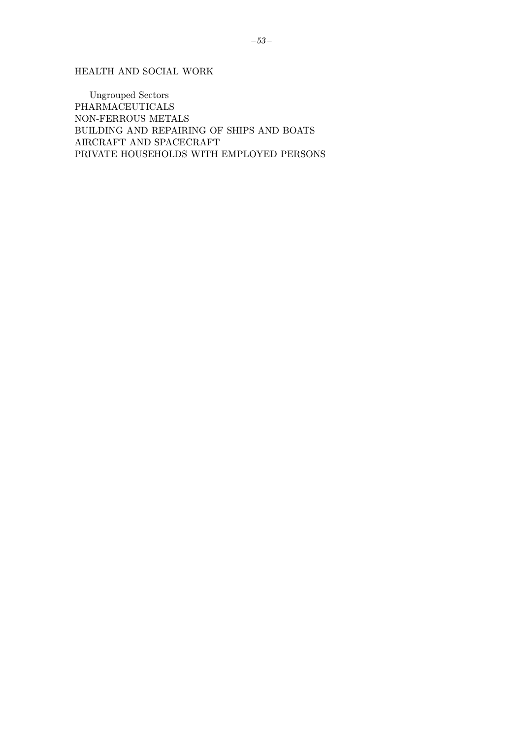HEALTH AND SOCIAL WORK

Ungrouped Sectors
PHARMACEUTICALS
NON-FERROUS METALS
BUILDING AND REPAIRING OF SHIPS AND BOATS
AIRCRAFT AND SPACECRAFT
PRIVATE HOUSEHOLDS WITH EMPLOYED PERSONS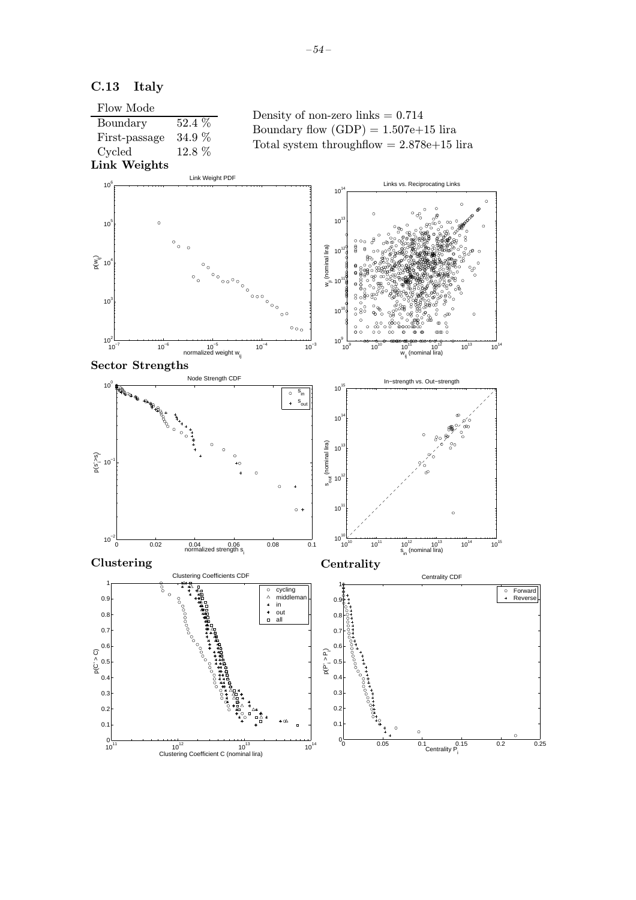## C.13 Italy

| Flow Mode | |
|---|---|
| Boundary | 52.4 % |
| First-passage | 34.9 % |
| Cycled | 12.8 % |

Density of non-zero links = 0.714
Boundary flow (GDP) = 1.507e+15 lira
Total system throughflow = 2.878e+15 lira

### Link Weights

### Sector Strengths

### Clustering

### Centrality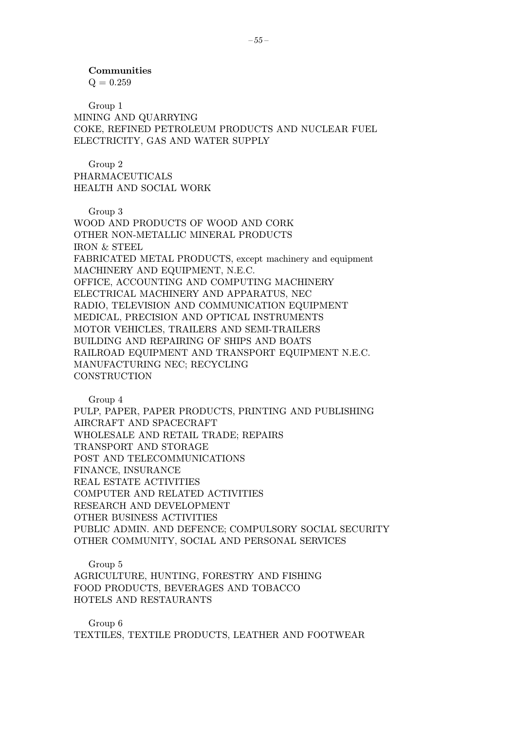**Communities**

Q = 0.259

Group 1

MINING AND QUARRYING
COKE, REFINED PETROLEUM PRODUCTS AND NUCLEAR FUEL
ELECTRICITY, GAS AND WATER SUPPLY

Group 2

PHARMACEUTICALS
HEALTH AND SOCIAL WORK

Group 3

WOOD AND PRODUCTS OF WOOD AND CORK
OTHER NON-METALLIC MINERAL PRODUCTS
IRON & STEEL
FABRICATED METAL PRODUCTS, except machinery and equipment
MACHINERY AND EQUIPMENT, N.E.C.
OFFICE, ACCOUNTING AND COMPUTING MACHINERY
ELECTRICAL MACHINERY AND APPARATUS, NEC
RADIO, TELEVISION AND COMMUNICATION EQUIPMENT
MEDICAL, PRECISION AND OPTICAL INSTRUMENTS
MOTOR VEHICLES, TRAILERS AND SEMI-TRAILERS
BUILDING AND REPAIRING OF SHIPS AND BOATS
RAILROAD EQUIPMENT AND TRANSPORT EQUIPMENT N.E.C.
MANUFACTURING NEC; RECYCLING
CONSTRUCTION

Group 4

PULP, PAPER, PAPER PRODUCTS, PRINTING AND PUBLISHING
AIRCRAFT AND SPACECRAFT
WHOLESALE AND RETAIL TRADE; REPAIRS
TRANSPORT AND STORAGE
POST AND TELECOMMUNICATIONS
FINANCE, INSURANCE
REAL ESTATE ACTIVITIES
COMPUTER AND RELATED ACTIVITIES
RESEARCH AND DEVELOPMENT
OTHER BUSINESS ACTIVITIES
PUBLIC ADMIN. AND DEFENCE; COMPULSORY SOCIAL SECURITY
OTHER COMMUNITY, SOCIAL AND PERSONAL SERVICES

Group 5

AGRICULTURE, HUNTING, FORESTRY AND FISHING
FOOD PRODUCTS, BEVERAGES AND TOBACCO
HOTELS AND RESTAURANTS

Group 6

TEXTILES, TEXTILE PRODUCTS, LEATHER AND FOOTWEAR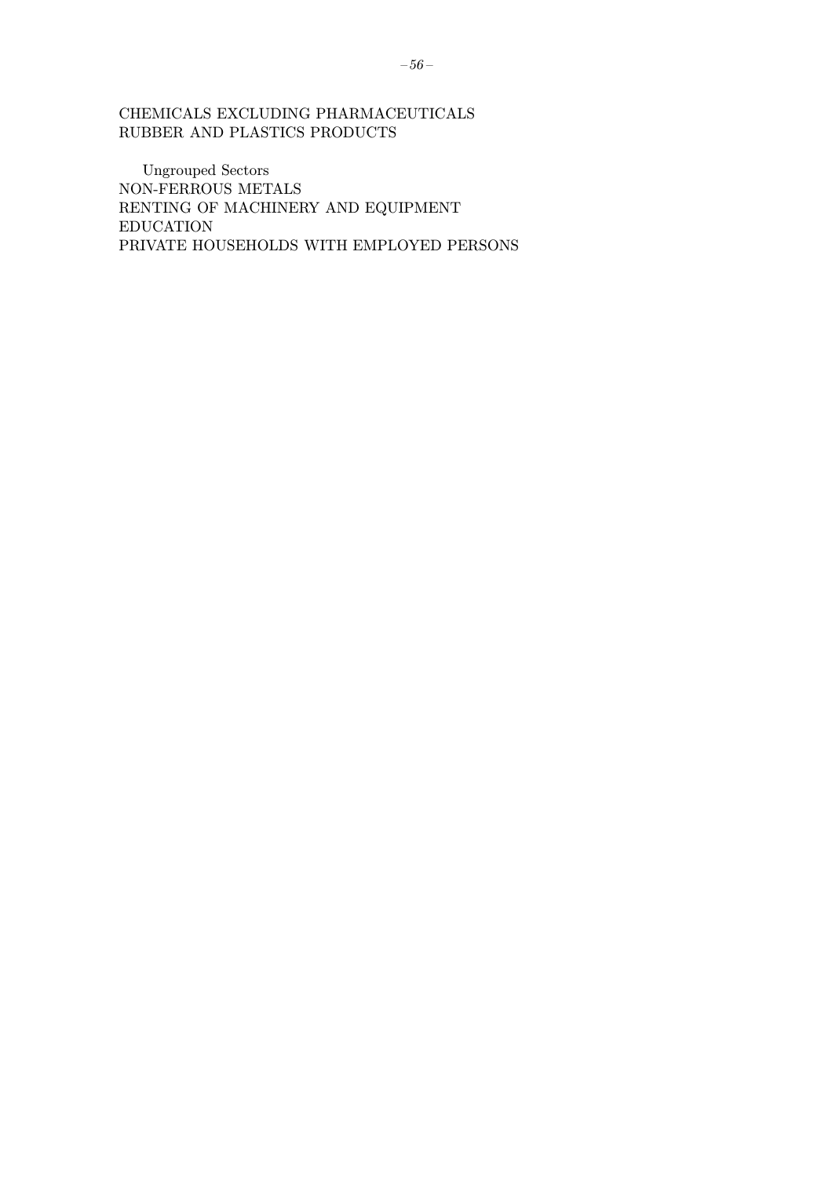CHEMICALS EXCLUDING PHARMACEUTICALS
RUBBER AND PLASTICS PRODUCTS

Ungrouped Sectors
NON-FERROUS METALS
RENTING OF MACHINERY AND EQUIPMENT
EDUCATION
PRIVATE HOUSEHOLDS WITH EMPLOYED PERSONS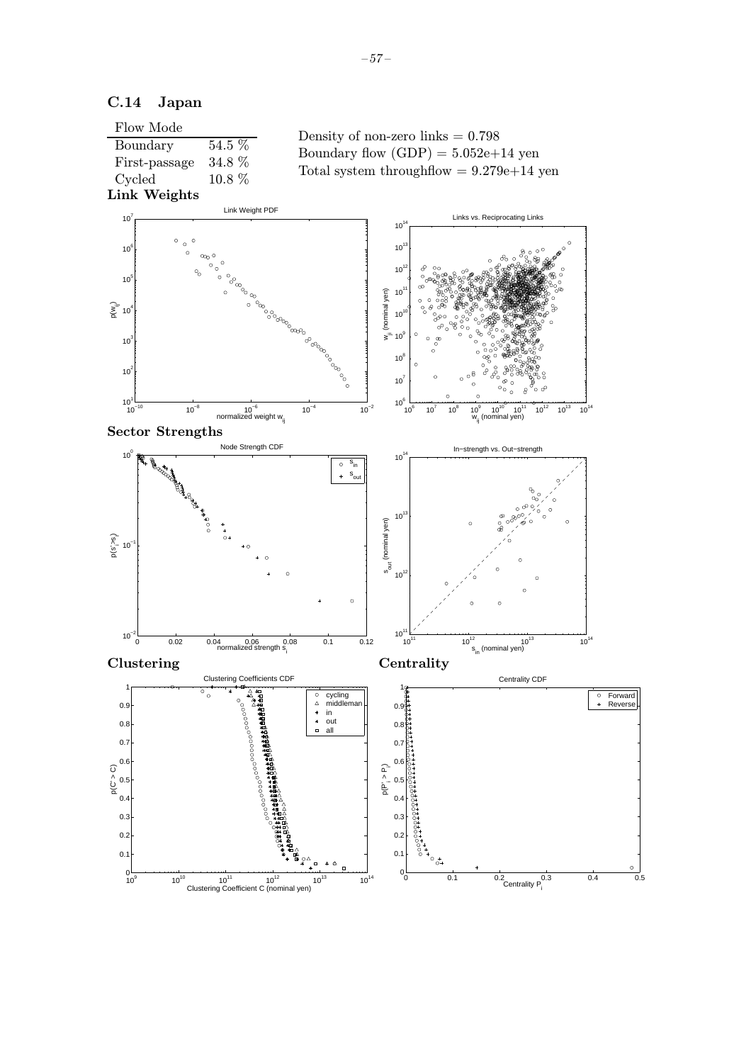## C.14 Japan

| Flow Mode | |
|---|---|
| Boundary | 54.5 % |
| First-passage | 34.8 % |
| Cycled | 10.8 % |

Density of non-zero links = 0.798
Boundary flow (GDP) = 5.052e+14 yen
Total system throughflow = 9.279e+14 yen

### Link Weights

### Sector Strengths

### Clustering

### Centrality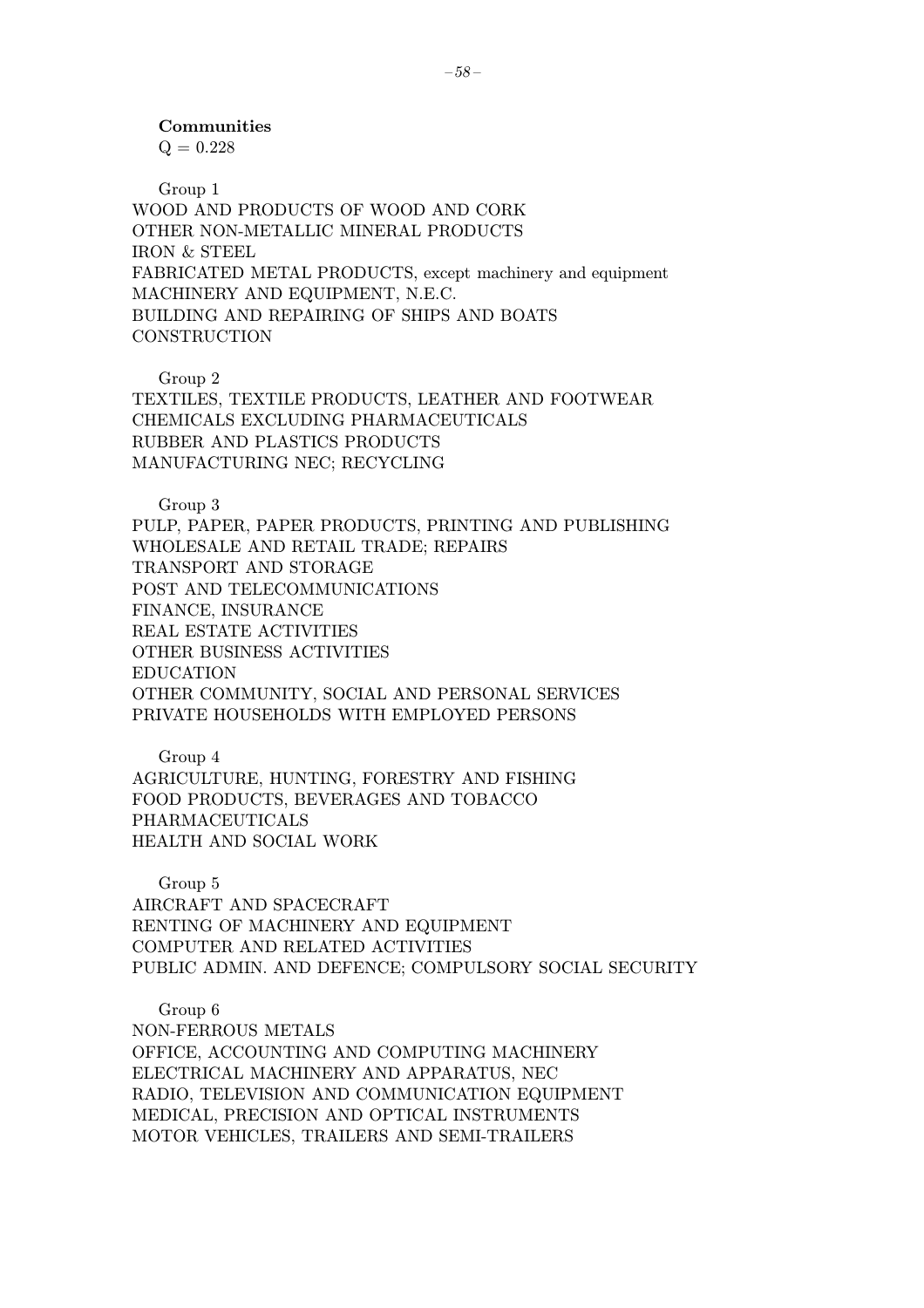**Communities**

Q = 0.228

Group 1

WOOD AND PRODUCTS OF WOOD AND CORK
OTHER NON-METALLIC MINERAL PRODUCTS
IRON & STEEL
FABRICATED METAL PRODUCTS, except machinery and equipment
MACHINERY AND EQUIPMENT, N.E.C.
BUILDING AND REPAIRING OF SHIPS AND BOATS
CONSTRUCTION

Group 2

TEXTILES, TEXTILE PRODUCTS, LEATHER AND FOOTWEAR
CHEMICALS EXCLUDING PHARMACEUTICALS
RUBBER AND PLASTICS PRODUCTS
MANUFACTURING NEC; RECYCLING

Group 3

PULP, PAPER, PAPER PRODUCTS, PRINTING AND PUBLISHING
WHOLESALE AND RETAIL TRADE; REPAIRS
TRANSPORT AND STORAGE
POST AND TELECOMMUNICATIONS
FINANCE, INSURANCE
REAL ESTATE ACTIVITIES
OTHER BUSINESS ACTIVITIES
EDUCATION
OTHER COMMUNITY, SOCIAL AND PERSONAL SERVICES
PRIVATE HOUSEHOLDS WITH EMPLOYED PERSONS

Group 4

AGRICULTURE, HUNTING, FORESTRY AND FISHING
FOOD PRODUCTS, BEVERAGES AND TOBACCO
PHARMACEUTICALS
HEALTH AND SOCIAL WORK

Group 5

AIRCRAFT AND SPACECRAFT
RENTING OF MACHINERY AND EQUIPMENT
COMPUTER AND RELATED ACTIVITIES
PUBLIC ADMIN. AND DEFENCE; COMPULSORY SOCIAL SECURITY

Group 6

NON-FERROUS METALS
OFFICE, ACCOUNTING AND COMPUTING MACHINERY
ELECTRICAL MACHINERY AND APPARATUS, NEC
RADIO, TELEVISION AND COMMUNICATION EQUIPMENT
MEDICAL, PRECISION AND OPTICAL INSTRUMENTS
MOTOR VEHICLES, TRAILERS AND SEMI-TRAILERS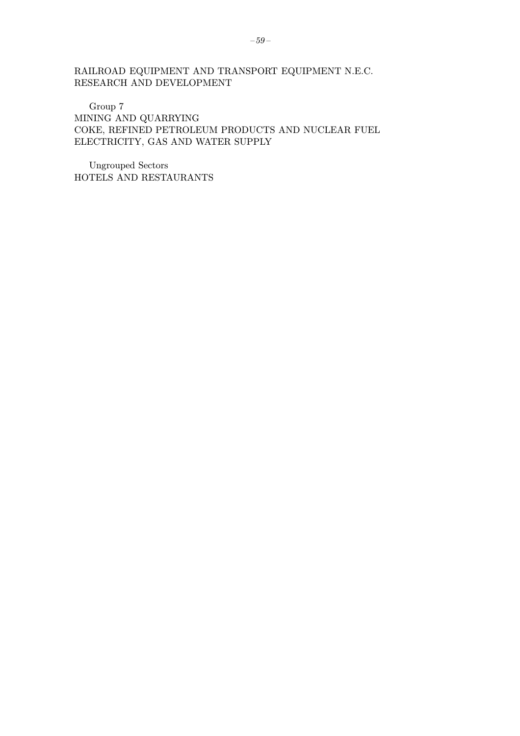RAILROAD EQUIPMENT AND TRANSPORT EQUIPMENT N.E.C.
RESEARCH AND DEVELOPMENT

Group 7
MINING AND QUARRYING
COKE, REFINED PETROLEUM PRODUCTS AND NUCLEAR FUEL
ELECTRICITY, GAS AND WATER SUPPLY

Ungrouped Sectors
HOTELS AND RESTAURANTS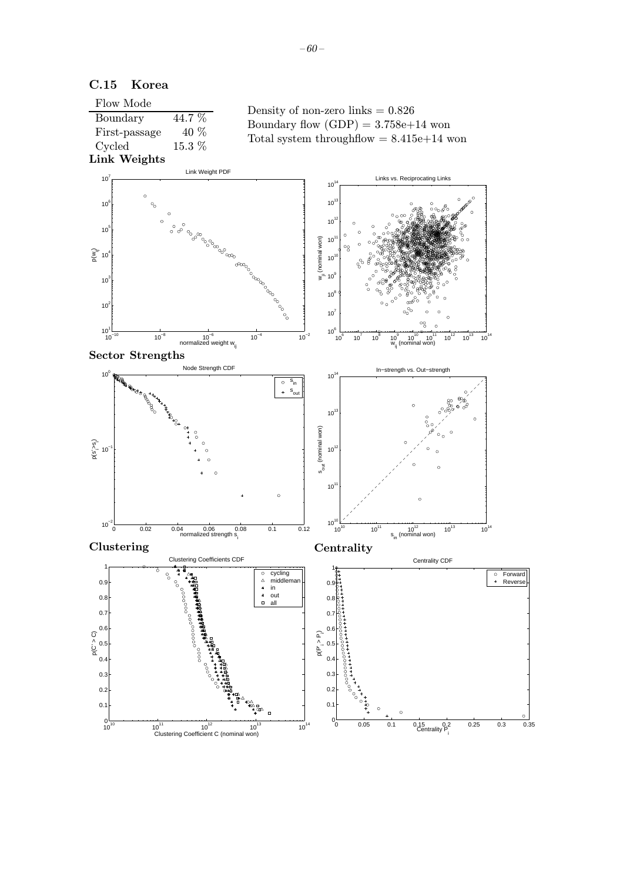## C.15 Korea

| Flow Mode | |
|---|---|
| Boundary | 44.7 % |
| First-passage | 40 % |
| Cycled | 15.3 % |

Density of non-zero links = 0.826
Boundary flow (GDP) = 3.758e+14 won
Total system throughflow = 8.415e+14 won

**Link Weights**

**Sector Strengths**

**Clustering**

**Centrality**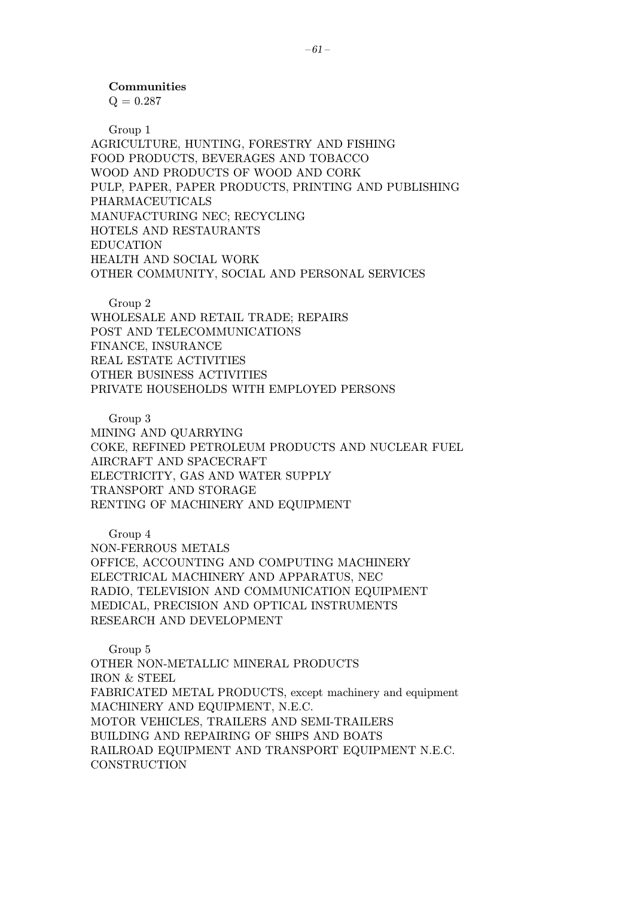**Communities**

Q = 0.287

Group 1

AGRICULTURE, HUNTING, FORESTRY AND FISHING
FOOD PRODUCTS, BEVERAGES AND TOBACCO
WOOD AND PRODUCTS OF WOOD AND CORK
PULP, PAPER, PAPER PRODUCTS, PRINTING AND PUBLISHING
PHARMACEUTICALS
MANUFACTURING NEC; RECYCLING
HOTELS AND RESTAURANTS
EDUCATION
HEALTH AND SOCIAL WORK
OTHER COMMUNITY, SOCIAL AND PERSONAL SERVICES

Group 2

WHOLESALE AND RETAIL TRADE; REPAIRS
POST AND TELECOMMUNICATIONS
FINANCE, INSURANCE
REAL ESTATE ACTIVITIES
OTHER BUSINESS ACTIVITIES
PRIVATE HOUSEHOLDS WITH EMPLOYED PERSONS

Group 3

MINING AND QUARRYING
COKE, REFINED PETROLEUM PRODUCTS AND NUCLEAR FUEL
AIRCRAFT AND SPACECRAFT
ELECTRICITY, GAS AND WATER SUPPLY
TRANSPORT AND STORAGE
RENTING OF MACHINERY AND EQUIPMENT

Group 4

NON-FERROUS METALS
OFFICE, ACCOUNTING AND COMPUTING MACHINERY
ELECTRICAL MACHINERY AND APPARATUS, NEC
RADIO, TELEVISION AND COMMUNICATION EQUIPMENT
MEDICAL, PRECISION AND OPTICAL INSTRUMENTS
RESEARCH AND DEVELOPMENT

Group 5

OTHER NON-METALLIC MINERAL PRODUCTS
IRON & STEEL
FABRICATED METAL PRODUCTS, except machinery and equipment
MACHINERY AND EQUIPMENT, N.E.C.
MOTOR VEHICLES, TRAILERS AND SEMI-TRAILERS
BUILDING AND REPAIRING OF SHIPS AND BOATS
RAILROAD EQUIPMENT AND TRANSPORT EQUIPMENT N.E.C.
CONSTRUCTION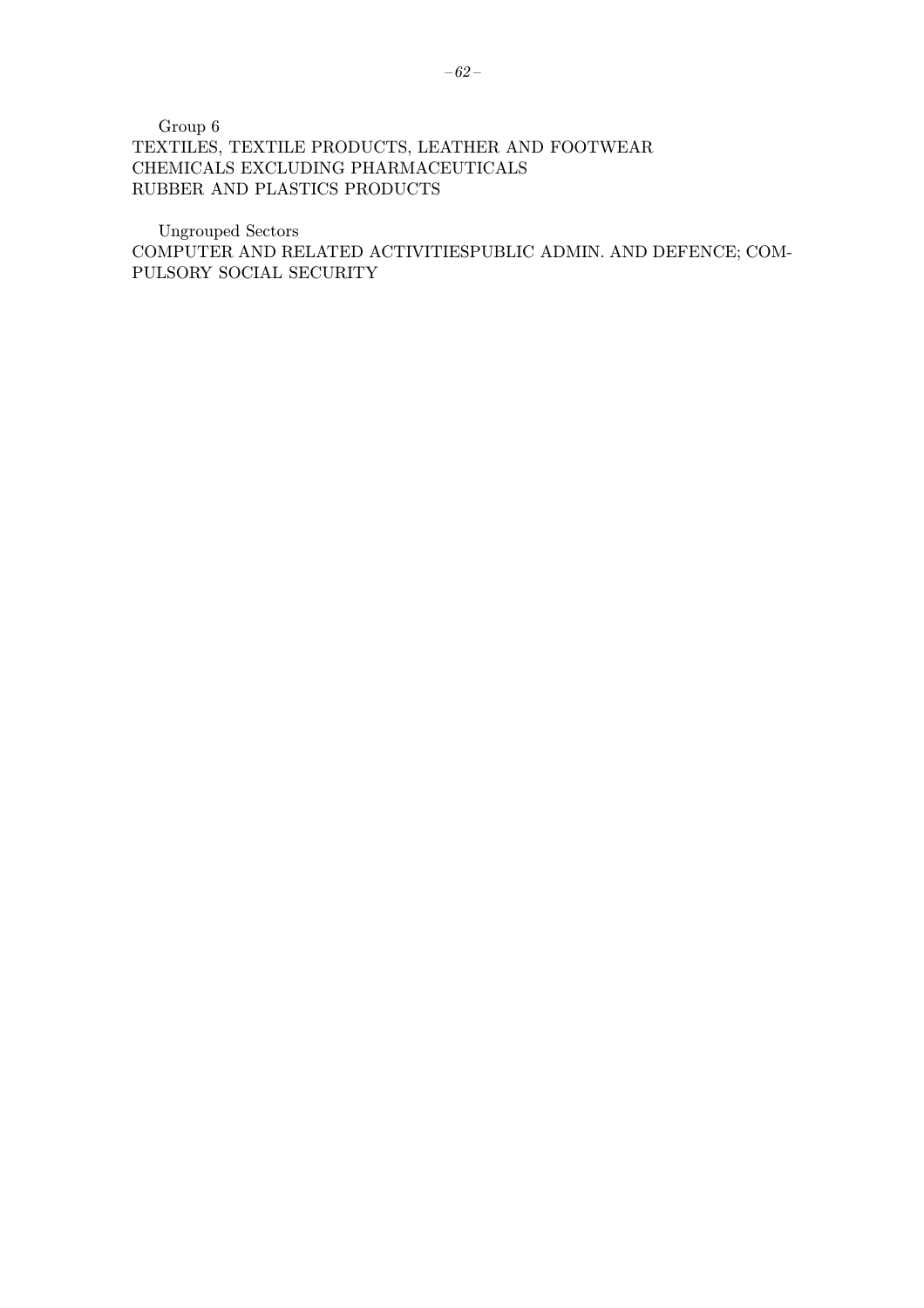Group 6

TEXTILES, TEXTILE PRODUCTS, LEATHER AND FOOTWEAR
CHEMICALS EXCLUDING PHARMACEUTICALS
RUBBER AND PLASTICS PRODUCTS

Ungrouped Sectors

COMPUTER AND RELATED ACTIVITIESPUBLIC ADMIN. AND DEFENCE; COMPULSORY SOCIAL SECURITY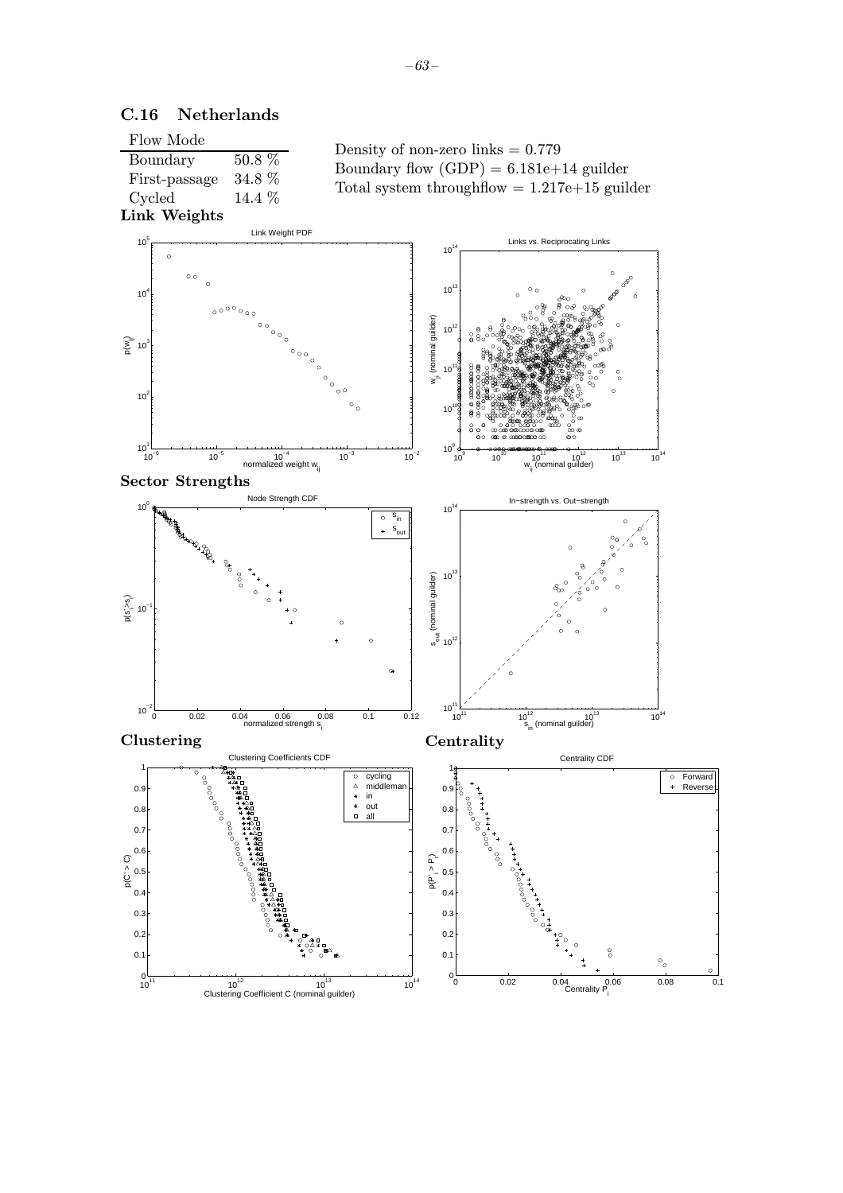## C.16 Netherlands

| Flow Mode | |
|---|---|
| Boundary | 50.8 % |
| First-passage | 34.8 % |
| Cycled | 14.4 % |

Density of non-zero links = 0.779

Boundary flow (GDP) = 6.181e+14 guilder

Total system throughflow = 1.217e+15 guilder

### Link Weights

### Sector Strengths

### Clustering

### Centrality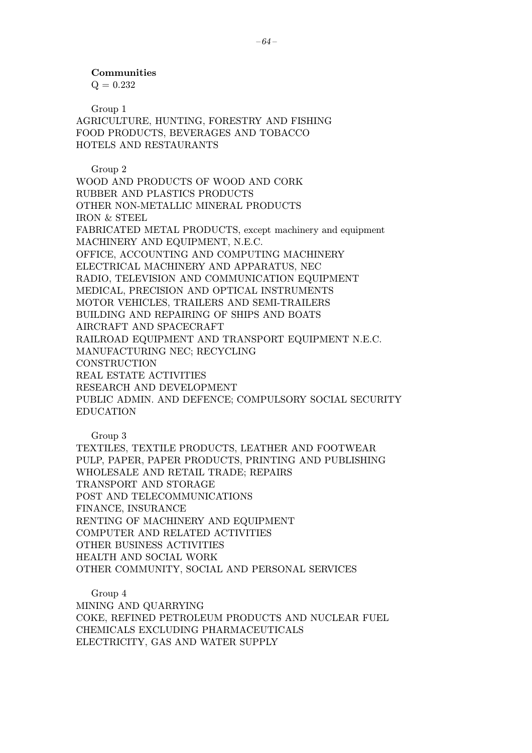**Communities**

Q = 0.232

Group 1

AGRICULTURE, HUNTING, FORESTRY AND FISHING
FOOD PRODUCTS, BEVERAGES AND TOBACCO
HOTELS AND RESTAURANTS

Group 2

WOOD AND PRODUCTS OF WOOD AND CORK
RUBBER AND PLASTICS PRODUCTS
OTHER NON-METALLIC MINERAL PRODUCTS
IRON & STEEL
FABRICATED METAL PRODUCTS, except machinery and equipment
MACHINERY AND EQUIPMENT, N.E.C.
OFFICE, ACCOUNTING AND COMPUTING MACHINERY
ELECTRICAL MACHINERY AND APPARATUS, NEC
RADIO, TELEVISION AND COMMUNICATION EQUIPMENT
MEDICAL, PRECISION AND OPTICAL INSTRUMENTS
MOTOR VEHICLES, TRAILERS AND SEMI-TRAILERS
BUILDING AND REPAIRING OF SHIPS AND BOATS
AIRCRAFT AND SPACECRAFT
RAILROAD EQUIPMENT AND TRANSPORT EQUIPMENT N.E.C.
MANUFACTURING NEC; RECYCLING
CONSTRUCTION
REAL ESTATE ACTIVITIES
RESEARCH AND DEVELOPMENT
PUBLIC ADMIN. AND DEFENCE; COMPULSORY SOCIAL SECURITY
EDUCATION

Group 3

TEXTILES, TEXTILE PRODUCTS, LEATHER AND FOOTWEAR
PULP, PAPER, PAPER PRODUCTS, PRINTING AND PUBLISHING
WHOLESALE AND RETAIL TRADE; REPAIRS
TRANSPORT AND STORAGE
POST AND TELECOMMUNICATIONS
FINANCE, INSURANCE
RENTING OF MACHINERY AND EQUIPMENT
COMPUTER AND RELATED ACTIVITIES
OTHER BUSINESS ACTIVITIES
HEALTH AND SOCIAL WORK
OTHER COMMUNITY, SOCIAL AND PERSONAL SERVICES

Group 4

MINING AND QUARRYING
COKE, REFINED PETROLEUM PRODUCTS AND NUCLEAR FUEL
CHEMICALS EXCLUDING PHARMACEUTICALS
ELECTRICITY, GAS AND WATER SUPPLY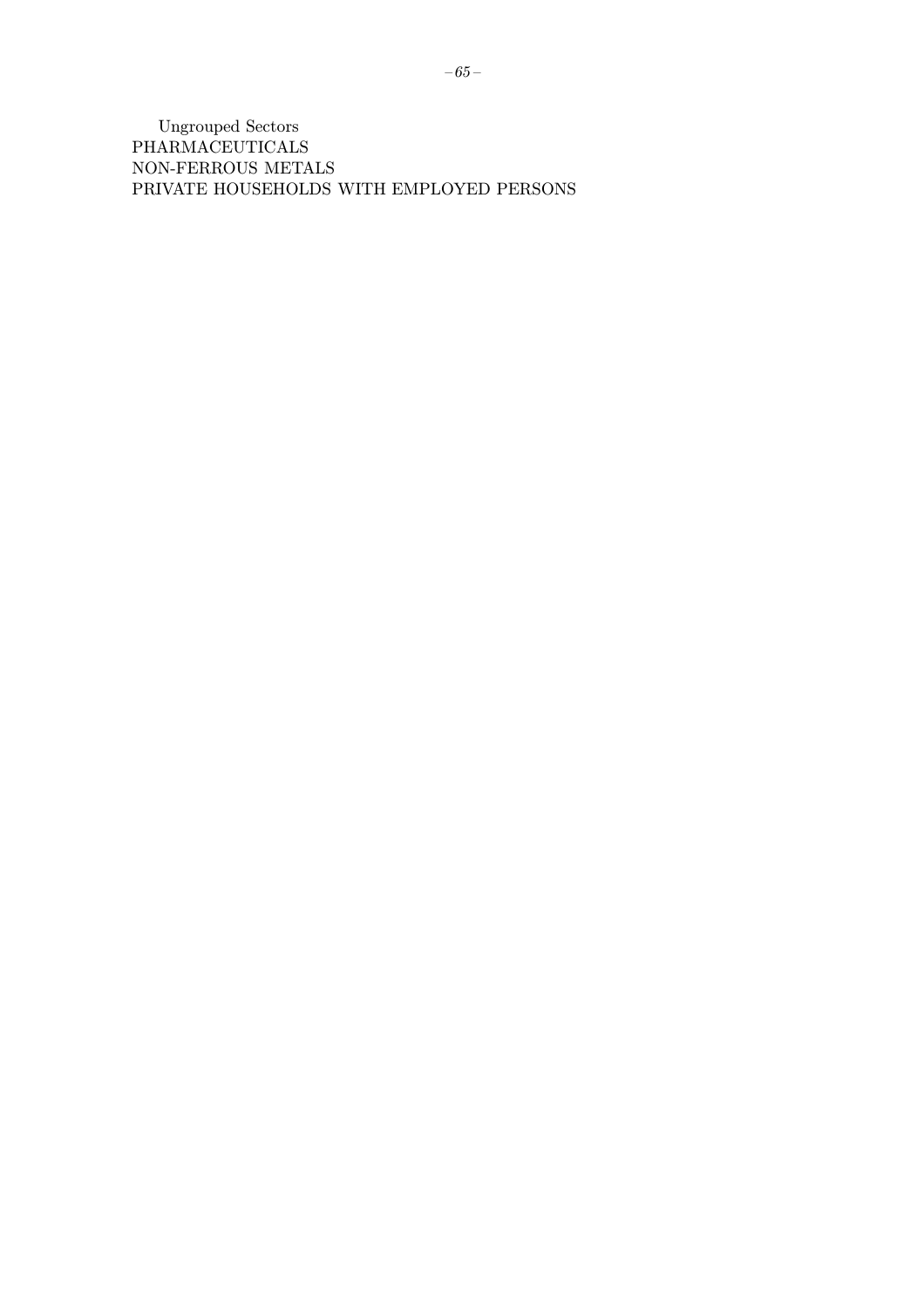Ungrouped Sectors
PHARMACEUTICALS
NON-FERROUS METALS
PRIVATE HOUSEHOLDS WITH EMPLOYED PERSONS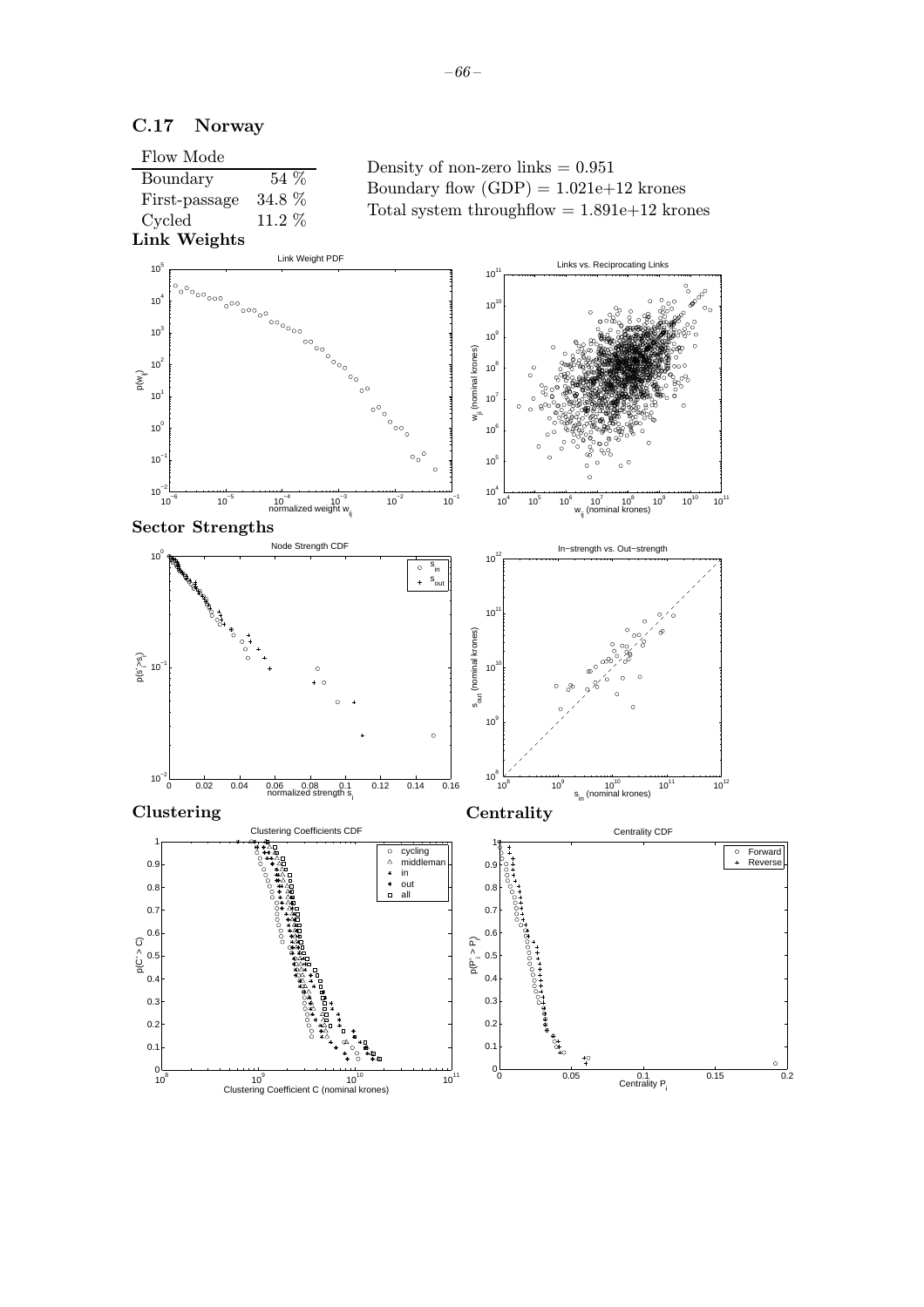## C.17 Norway

| Flow Mode | |
|---|---|
| Boundary | 54 % |
| First-passage | 34.8 % |
| Cycled | 11.2 % |

Density of non-zero links = 0.951

Boundary flow (GDP) = 1.021e+12 krones

Total system throughflow = 1.891e+12 krones

### Link Weights

### Sector Strengths

### Clustering

### Centrality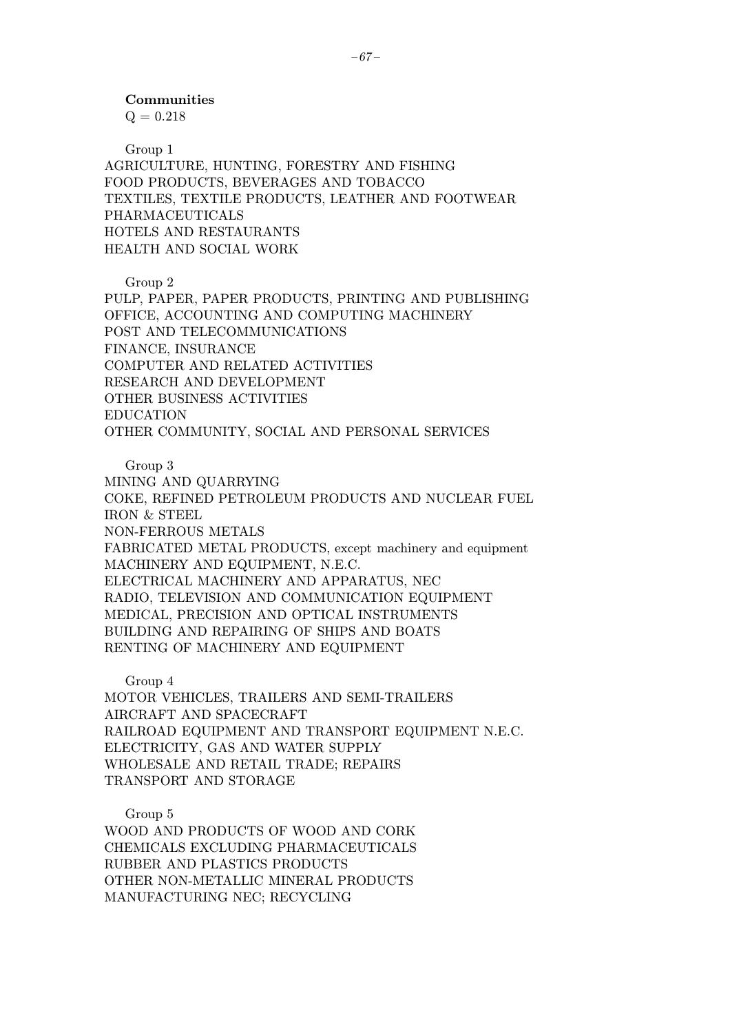**Communities**

$Q = 0.218$

Group 1

AGRICULTURE, HUNTING, FORESTRY AND FISHING
FOOD PRODUCTS, BEVERAGES AND TOBACCO
TEXTILES, TEXTILE PRODUCTS, LEATHER AND FOOTWEAR
PHARMACEUTICALS
HOTELS AND RESTAURANTS
HEALTH AND SOCIAL WORK

Group 2

PULP, PAPER, PAPER PRODUCTS, PRINTING AND PUBLISHING
OFFICE, ACCOUNTING AND COMPUTING MACHINERY
POST AND TELECOMMUNICATIONS
FINANCE, INSURANCE
COMPUTER AND RELATED ACTIVITIES
RESEARCH AND DEVELOPMENT
OTHER BUSINESS ACTIVITIES
EDUCATION
OTHER COMMUNITY, SOCIAL AND PERSONAL SERVICES

Group 3

MINING AND QUARRYING
COKE, REFINED PETROLEUM PRODUCTS AND NUCLEAR FUEL
IRON & STEEL
NON-FERROUS METALS
FABRICATED METAL PRODUCTS, except machinery and equipment
MACHINERY AND EQUIPMENT, N.E.C.
ELECTRICAL MACHINERY AND APPARATUS, NEC
RADIO, TELEVISION AND COMMUNICATION EQUIPMENT
MEDICAL, PRECISION AND OPTICAL INSTRUMENTS
BUILDING AND REPAIRING OF SHIPS AND BOATS
RENTING OF MACHINERY AND EQUIPMENT

Group 4

MOTOR VEHICLES, TRAILERS AND SEMI-TRAILERS
AIRCRAFT AND SPACECRAFT
RAILROAD EQUIPMENT AND TRANSPORT EQUIPMENT N.E.C.
ELECTRICITY, GAS AND WATER SUPPLY
WHOLESALE AND RETAIL TRADE; REPAIRS
TRANSPORT AND STORAGE

Group 5

WOOD AND PRODUCTS OF WOOD AND CORK
CHEMICALS EXCLUDING PHARMACEUTICALS
RUBBER AND PLASTICS PRODUCTS
OTHER NON-METALLIC MINERAL PRODUCTS
MANUFACTURING NEC; RECYCLING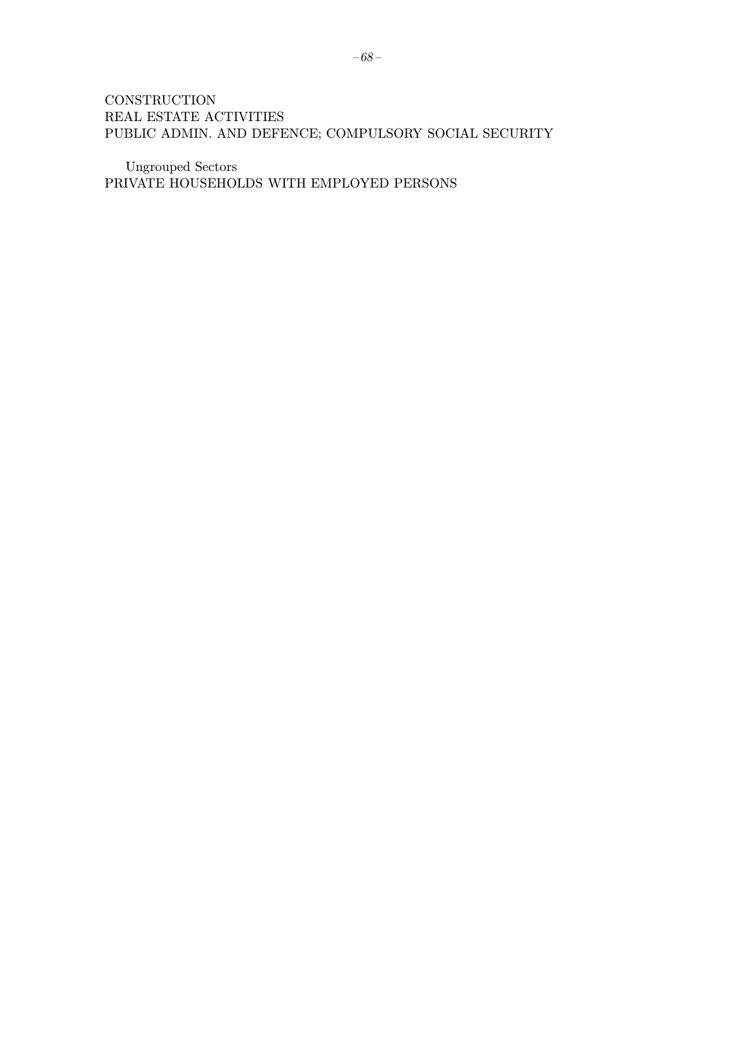CONSTRUCTION
REAL ESTATE ACTIVITIES
PUBLIC ADMIN. AND DEFENCE; COMPULSORY SOCIAL SECURITY

Ungrouped Sectors
PRIVATE HOUSEHOLDS WITH EMPLOYED PERSONS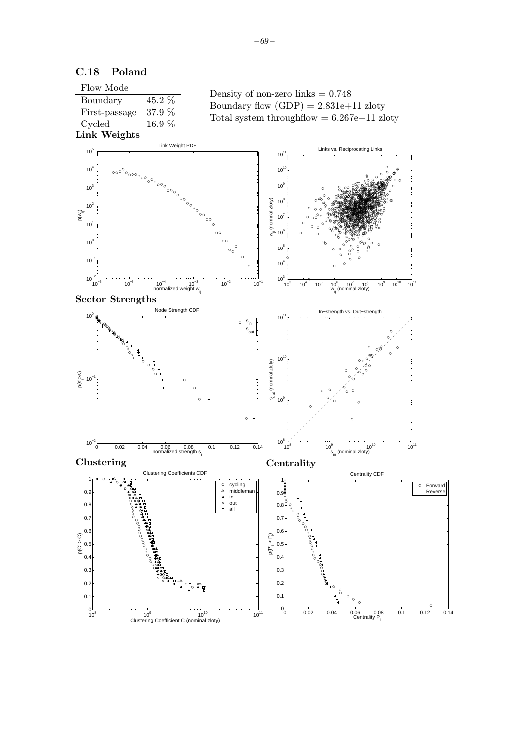## C.18 Poland

| Flow Mode | |
|---|---|
| Boundary | 45.2 % |
| First-passage | 37.9 % |
| Cycled | 16.9 % |

Density of non-zero links = 0.748

Boundary flow (GDP) = 2.831e+11 zloty

Total system throughflow = 6.267e+11 zloty

### Link Weights

### Sector Strengths

### Clustering

### Centrality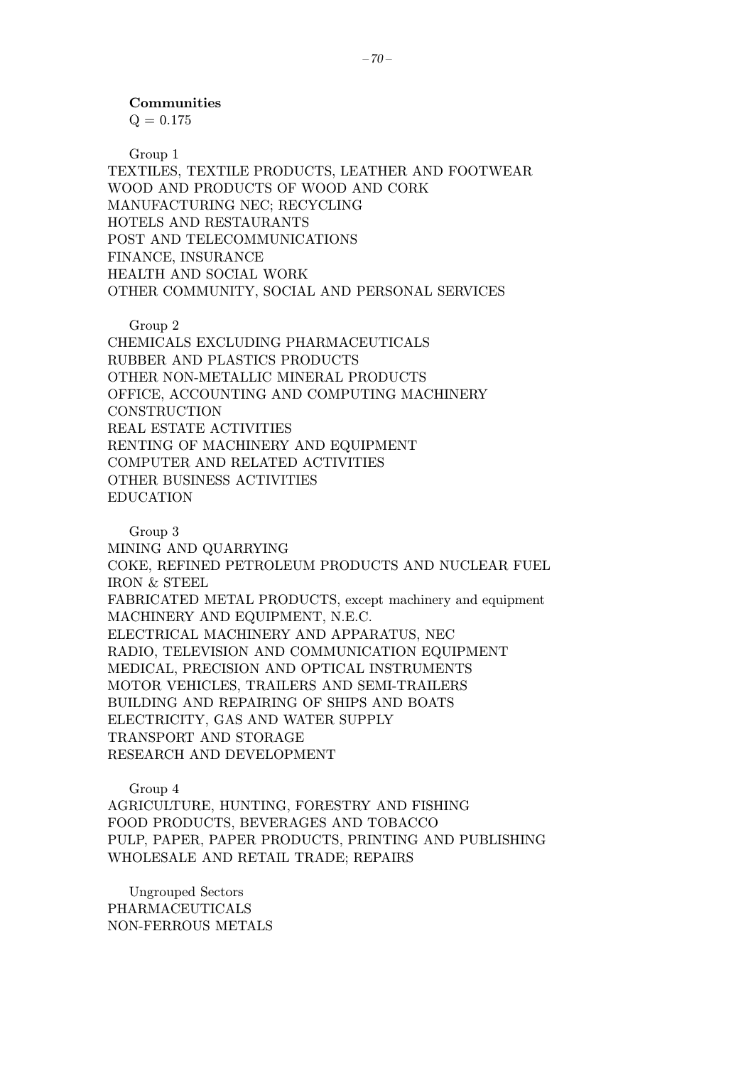**Communities**

Q = 0.175

Group 1

TEXTILES, TEXTILE PRODUCTS, LEATHER AND FOOTWEAR
WOOD AND PRODUCTS OF WOOD AND CORK
MANUFACTURING NEC; RECYCLING
HOTELS AND RESTAURANTS
POST AND TELECOMMUNICATIONS
FINANCE, INSURANCE
HEALTH AND SOCIAL WORK
OTHER COMMUNITY, SOCIAL AND PERSONAL SERVICES

Group 2

CHEMICALS EXCLUDING PHARMACEUTICALS
RUBBER AND PLASTICS PRODUCTS
OTHER NON-METALLIC MINERAL PRODUCTS
OFFICE, ACCOUNTING AND COMPUTING MACHINERY
CONSTRUCTION
REAL ESTATE ACTIVITIES
RENTING OF MACHINERY AND EQUIPMENT
COMPUTER AND RELATED ACTIVITIES
OTHER BUSINESS ACTIVITIES
EDUCATION

Group 3

MINING AND QUARRYING
COKE, REFINED PETROLEUM PRODUCTS AND NUCLEAR FUEL
IRON & STEEL
FABRICATED METAL PRODUCTS, except machinery and equipment
MACHINERY AND EQUIPMENT, N.E.C.
ELECTRICAL MACHINERY AND APPARATUS, NEC
RADIO, TELEVISION AND COMMUNICATION EQUIPMENT
MEDICAL, PRECISION AND OPTICAL INSTRUMENTS
MOTOR VEHICLES, TRAILERS AND SEMI-TRAILERS
BUILDING AND REPAIRING OF SHIPS AND BOATS
ELECTRICITY, GAS AND WATER SUPPLY
TRANSPORT AND STORAGE
RESEARCH AND DEVELOPMENT

Group 4

AGRICULTURE, HUNTING, FORESTRY AND FISHING
FOOD PRODUCTS, BEVERAGES AND TOBACCO
PULP, PAPER, PAPER PRODUCTS, PRINTING AND PUBLISHING
WHOLESALE AND RETAIL TRADE; REPAIRS

Ungrouped Sectors

PHARMACEUTICALS
NON-FERROUS METALS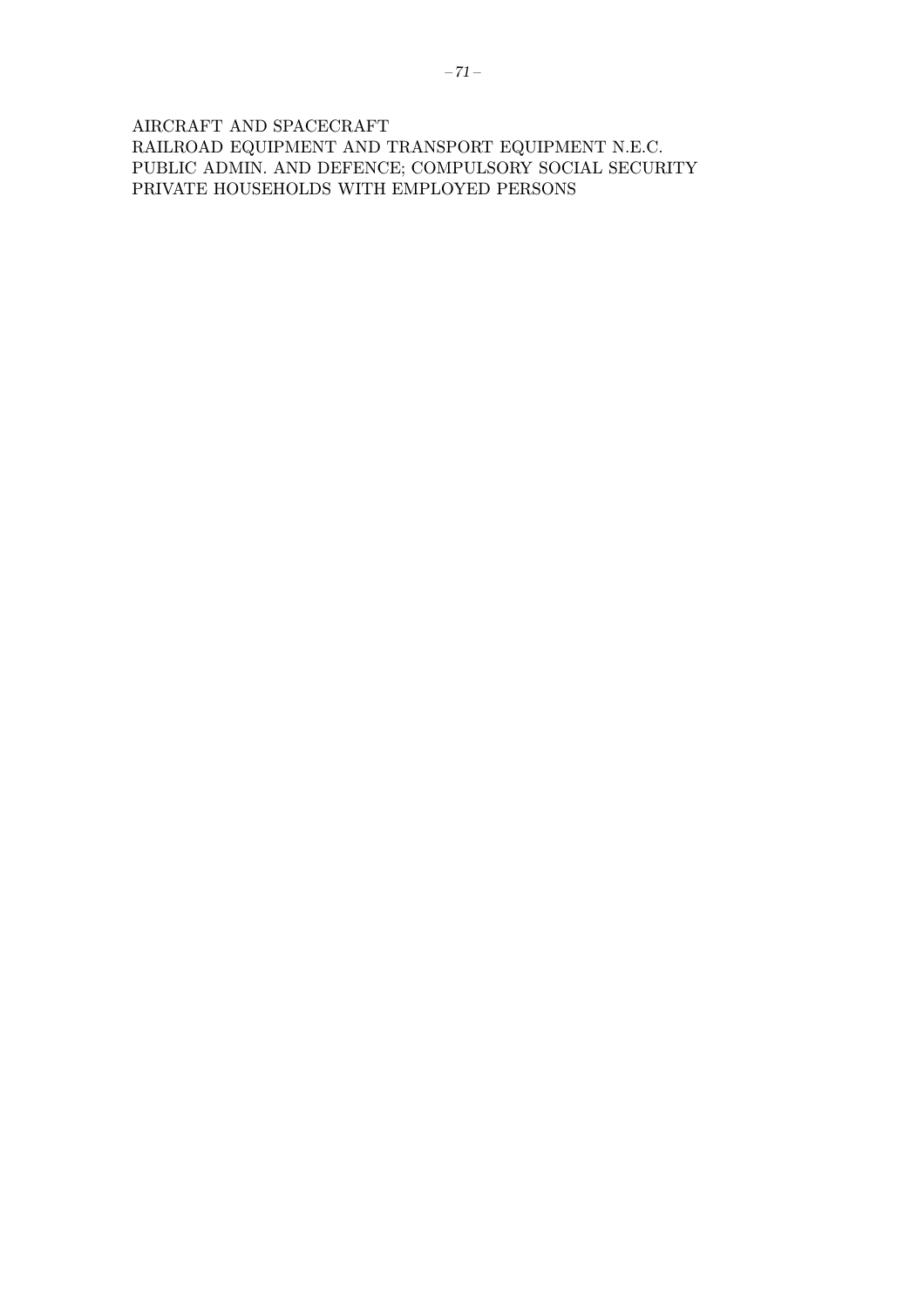AIRCRAFT AND SPACECRAFT
RAILROAD EQUIPMENT AND TRANSPORT EQUIPMENT N.E.C.
PUBLIC ADMIN. AND DEFENCE; COMPULSORY SOCIAL SECURITY
PRIVATE HOUSEHOLDS WITH EMPLOYED PERSONS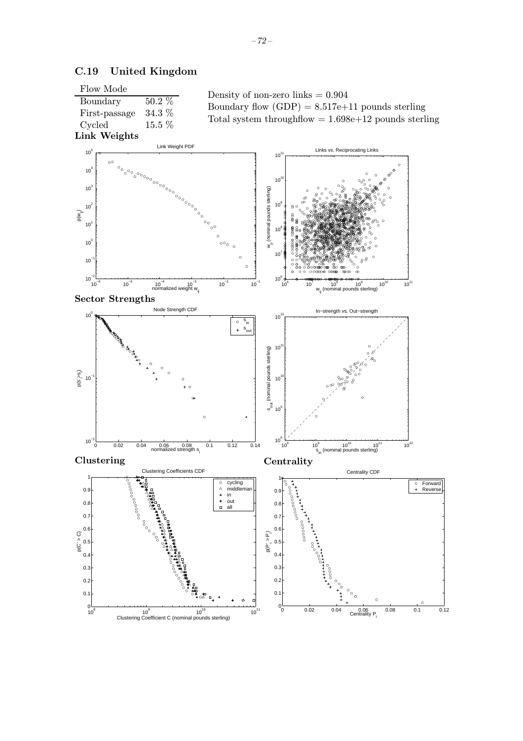## C.19 United Kingdom

| Flow Mode | |
|---|---|
| Boundary | 50.2 % |
| First-passage | 34.3 % |
| Cycled | 15.5 % |

Density of non-zero links = 0.904

Boundary flow (GDP) = 8.517e+11 pounds sterling

Total system throughflow = 1.698e+12 pounds sterling

### Link Weights

### Sector Strengths

### Clustering

### Centrality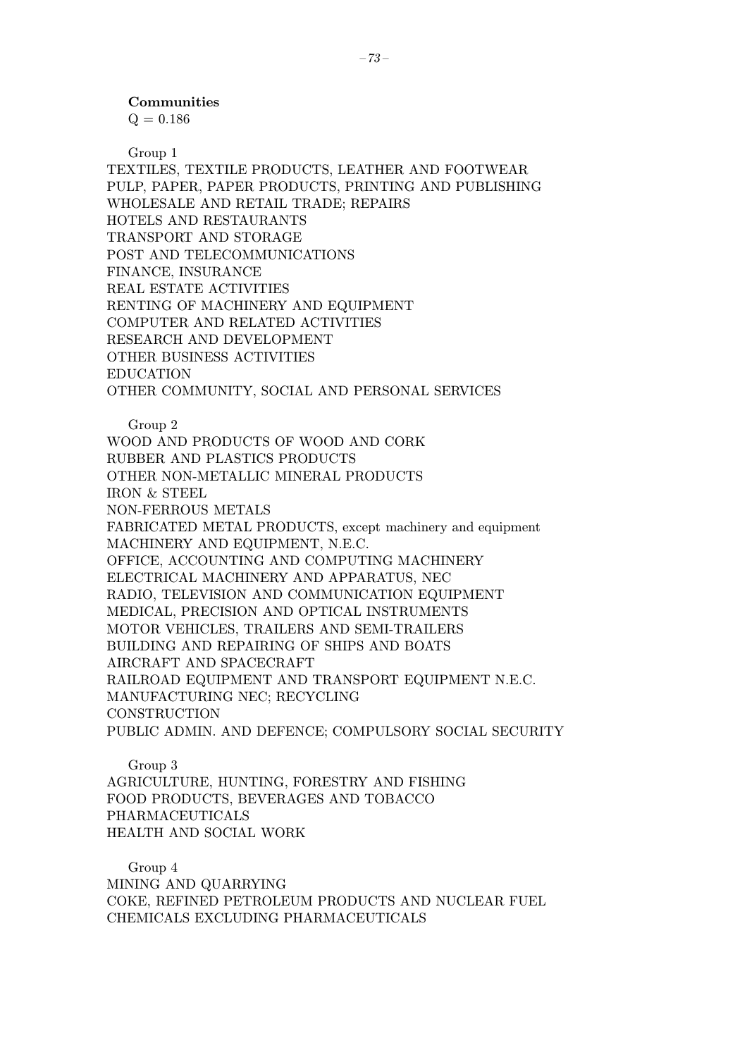**Communities**

Q = 0.186

Group 1

TEXTILES, TEXTILE PRODUCTS, LEATHER AND FOOTWEAR
PULP, PAPER, PAPER PRODUCTS, PRINTING AND PUBLISHING
WHOLESALE AND RETAIL TRADE; REPAIRS
HOTELS AND RESTAURANTS
TRANSPORT AND STORAGE
POST AND TELECOMMUNICATIONS
FINANCE, INSURANCE
REAL ESTATE ACTIVITIES
RENTING OF MACHINERY AND EQUIPMENT
COMPUTER AND RELATED ACTIVITIES
RESEARCH AND DEVELOPMENT
OTHER BUSINESS ACTIVITIES
EDUCATION
OTHER COMMUNITY, SOCIAL AND PERSONAL SERVICES

Group 2

WOOD AND PRODUCTS OF WOOD AND CORK
RUBBER AND PLASTICS PRODUCTS
OTHER NON-METALLIC MINERAL PRODUCTS
IRON & STEEL
NON-FERROUS METALS
FABRICATED METAL PRODUCTS, except machinery and equipment
MACHINERY AND EQUIPMENT, N.E.C.
OFFICE, ACCOUNTING AND COMPUTING MACHINERY
ELECTRICAL MACHINERY AND APPARATUS, NEC
RADIO, TELEVISION AND COMMUNICATION EQUIPMENT
MEDICAL, PRECISION AND OPTICAL INSTRUMENTS
MOTOR VEHICLES, TRAILERS AND SEMI-TRAILERS
BUILDING AND REPAIRING OF SHIPS AND BOATS
AIRCRAFT AND SPACECRAFT
RAILROAD EQUIPMENT AND TRANSPORT EQUIPMENT N.E.C.
MANUFACTURING NEC; RECYCLING
CONSTRUCTION
PUBLIC ADMIN. AND DEFENCE; COMPULSORY SOCIAL SECURITY

Group 3

AGRICULTURE, HUNTING, FORESTRY AND FISHING
FOOD PRODUCTS, BEVERAGES AND TOBACCO
PHARMACEUTICALS
HEALTH AND SOCIAL WORK

Group 4

MINING AND QUARRYING
COKE, REFINED PETROLEUM PRODUCTS AND NUCLEAR FUEL
CHEMICALS EXCLUDING PHARMACEUTICALS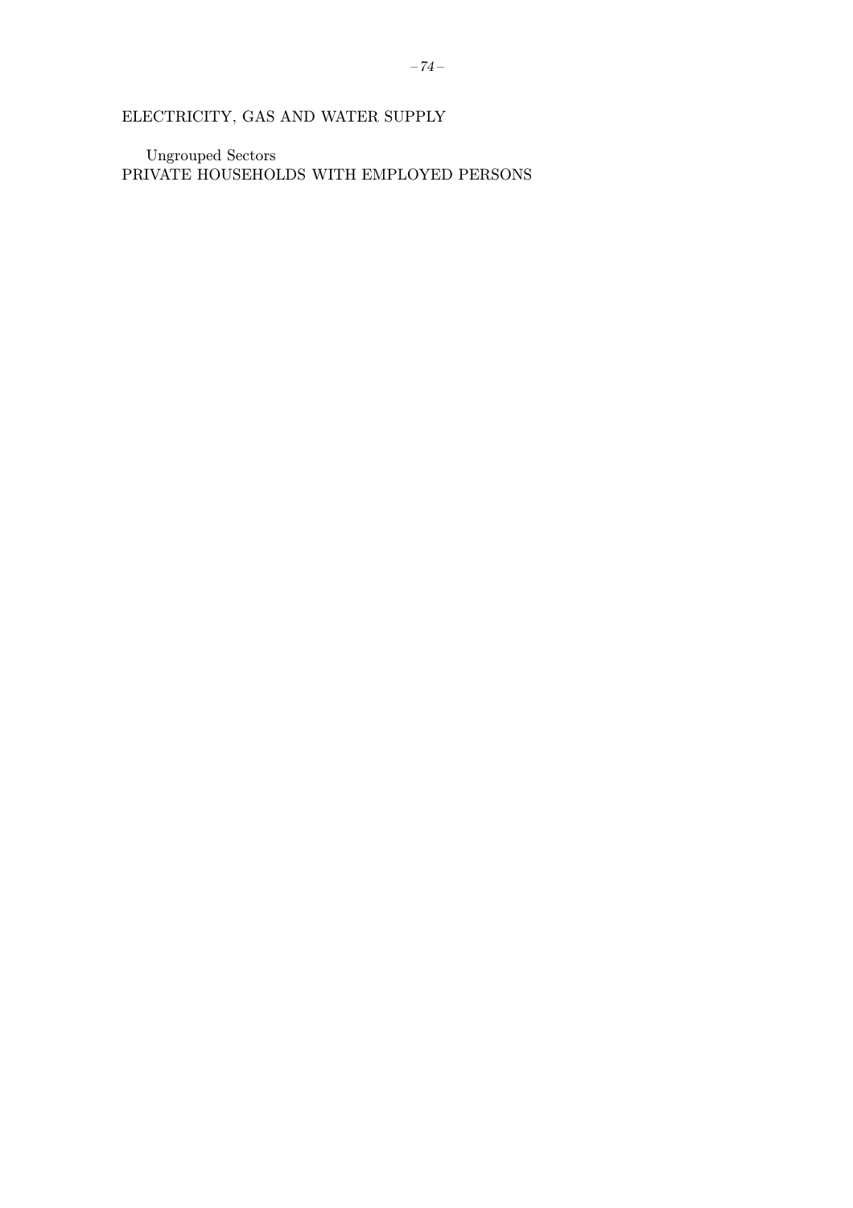ELECTRICITY, GAS AND WATER SUPPLY

Ungrouped Sectors

PRIVATE HOUSEHOLDS WITH EMPLOYED PERSONS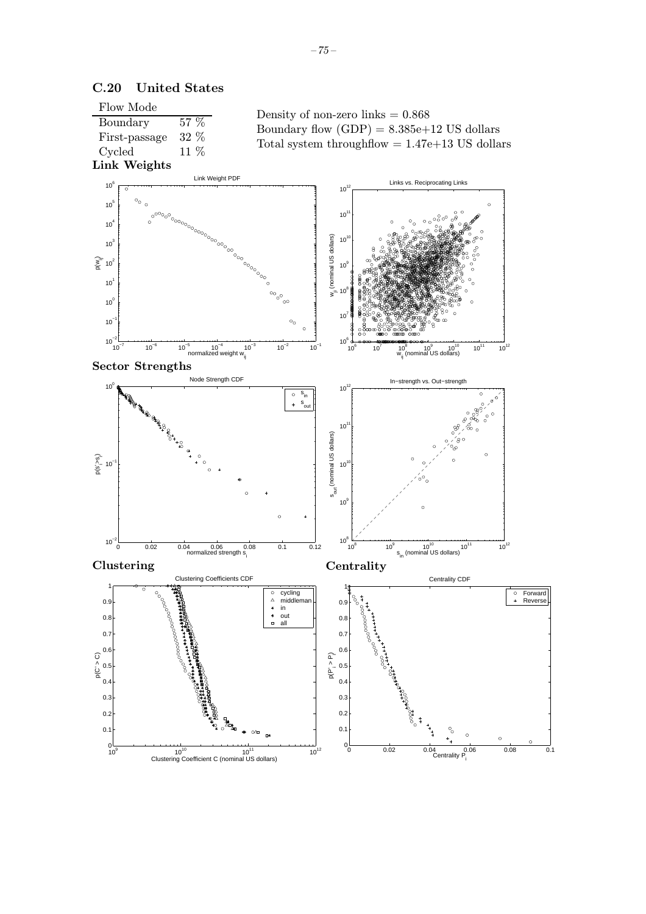## C.20 United States

| Flow Mode | |
|---|---|
| Boundary | 57 % |
| First-passage | 32 % |
| Cycled | 11 % |

Density of non-zero links = 0.868
Boundary flow (GDP) = 8.385e+12 US dollars
Total system throughflow = 1.47e+13 US dollars

### Link Weights

### Sector Strengths

### Clustering

### Centrality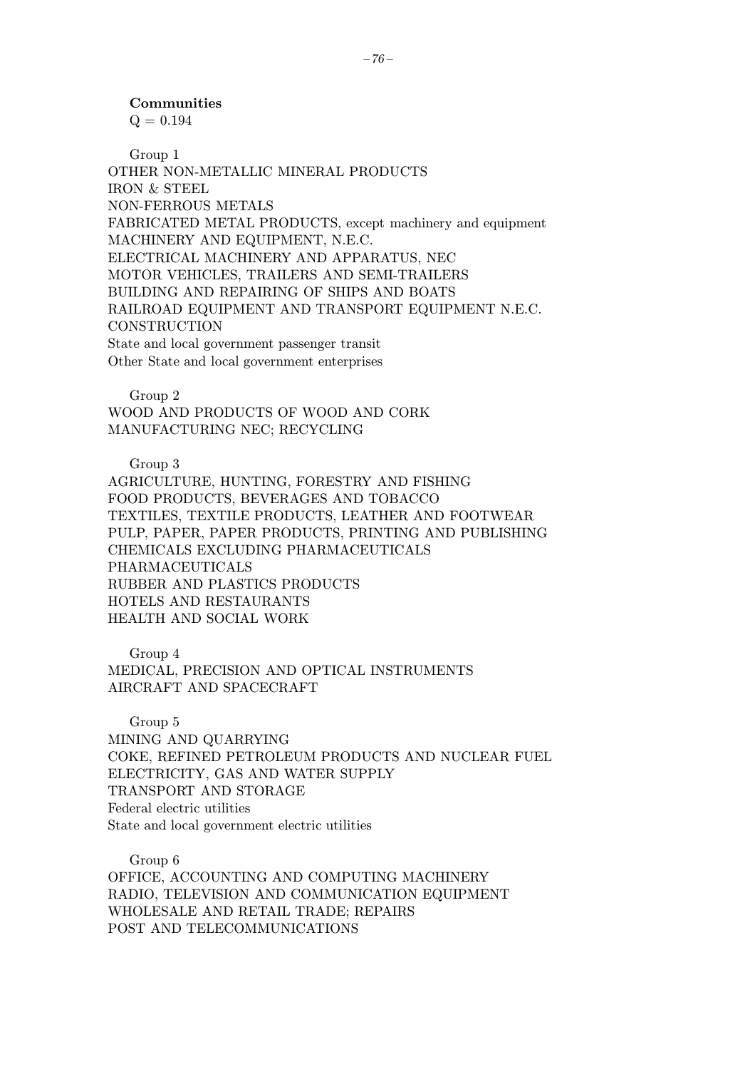**Communities**

$Q = 0.194$

Group 1

OTHER NON-METALLIC MINERAL PRODUCTS
IRON & STEEL
NON-FERROUS METALS
FABRICATED METAL PRODUCTS, except machinery and equipment
MACHINERY AND EQUIPMENT, N.E.C.
ELECTRICAL MACHINERY AND APPARATUS, NEC
MOTOR VEHICLES, TRAILERS AND SEMI-TRAILERS
BUILDING AND REPAIRING OF SHIPS AND BOATS
RAILROAD EQUIPMENT AND TRANSPORT EQUIPMENT N.E.C.
CONSTRUCTION
State and local government passenger transit
Other State and local government enterprises

Group 2

WOOD AND PRODUCTS OF WOOD AND CORK
MANUFACTURING NEC; RECYCLING

Group 3

AGRICULTURE, HUNTING, FORESTRY AND FISHING
FOOD PRODUCTS, BEVERAGES AND TOBACCO
TEXTILES, TEXTILE PRODUCTS, LEATHER AND FOOTWEAR
PULP, PAPER, PAPER PRODUCTS, PRINTING AND PUBLISHING
CHEMICALS EXCLUDING PHARMACEUTICALS
PHARMACEUTICALS
RUBBER AND PLASTICS PRODUCTS
HOTELS AND RESTAURANTS
HEALTH AND SOCIAL WORK

Group 4

MEDICAL, PRECISION AND OPTICAL INSTRUMENTS
AIRCRAFT AND SPACECRAFT

Group 5

MINING AND QUARRYING
COKE, REFINED PETROLEUM PRODUCTS AND NUCLEAR FUEL
ELECTRICITY, GAS AND WATER SUPPLY
TRANSPORT AND STORAGE
Federal electric utilities
State and local government electric utilities

Group 6

OFFICE, ACCOUNTING AND COMPUTING MACHINERY
RADIO, TELEVISION AND COMMUNICATION EQUIPMENT
WHOLESALE AND RETAIL TRADE; REPAIRS
POST AND TELECOMMUNICATIONS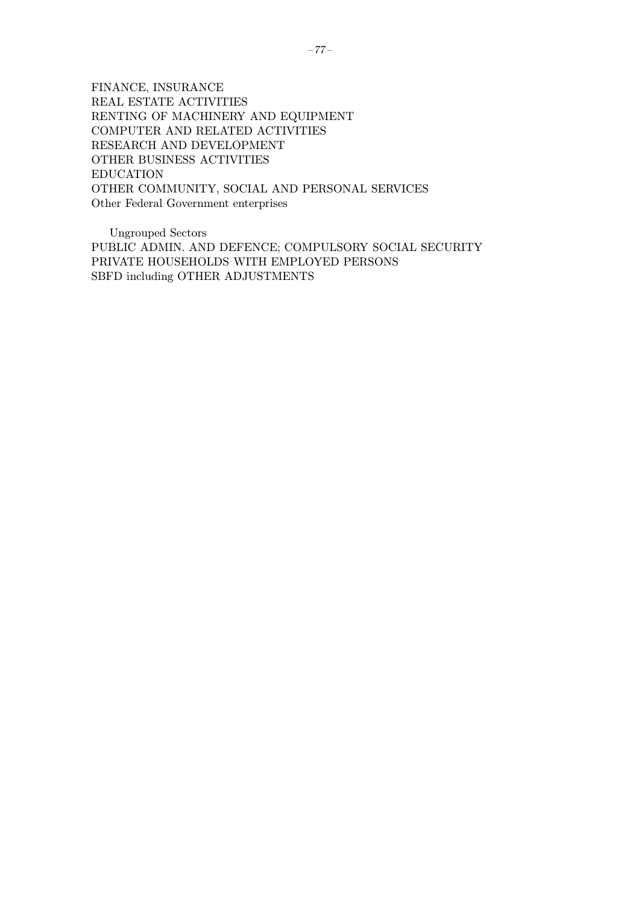FINANCE, INSURANCE
REAL ESTATE ACTIVITIES
RENTING OF MACHINERY AND EQUIPMENT
COMPUTER AND RELATED ACTIVITIES
RESEARCH AND DEVELOPMENT
OTHER BUSINESS ACTIVITIES
EDUCATION
OTHER COMMUNITY, SOCIAL AND PERSONAL SERVICES
Other Federal Government enterprises

Ungrouped Sectors
PUBLIC ADMIN. AND DEFENCE; COMPULSORY SOCIAL SECURITY
PRIVATE HOUSEHOLDS WITH EMPLOYED PERSONS
SBFD including OTHER ADJUSTMENTS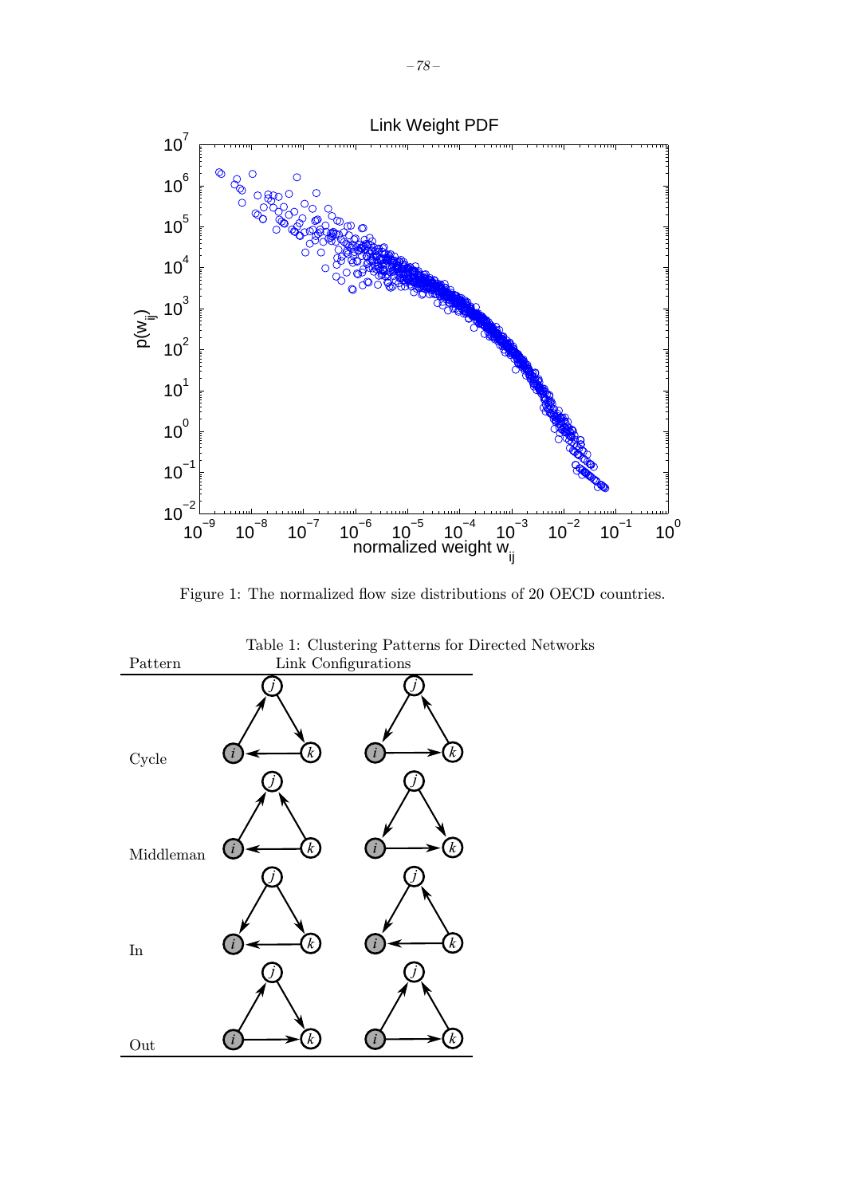Figure 1: The normalized flow size distributions of 20 OECD countries.

Table 1: Clustering Patterns for Directed Networks

| Pattern | Link Configurations |
| --- | --- |
| Cycle | |
| Middleman | |
| In | |
| Out | |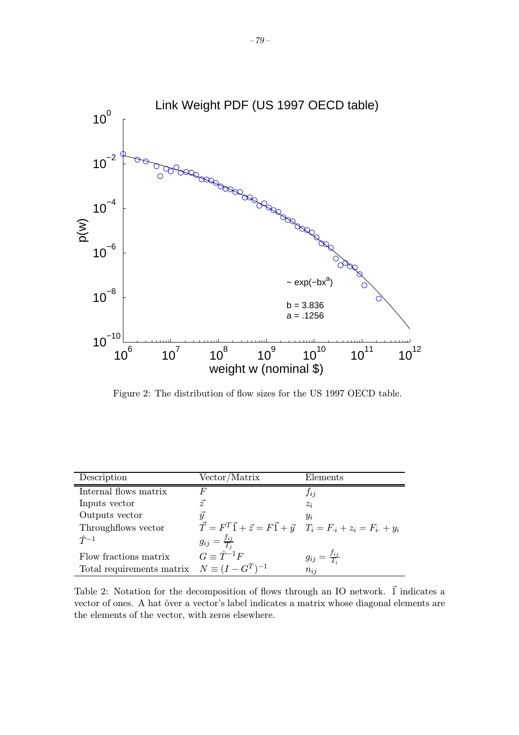Figure 2: The distribution of flow sizes for the US 1997 OECD table.

| Description | Vector/Matrix | Elements |
|---|---|---|
| Internal flows matrix | $F$ | $f_{ij}$ |
| Inputs vector | $\vec{z}$ | $z_i$ |
| Outputs vector | $\vec{y}$ | $y_i$ |
| Throughflows vector | $\vec{T} = F^T\vec{1} + \vec{z} = F\vec{1} + \vec{y}$ | $T_i = F_{\cdot i} + z_i = F_{i\cdot} + y_i$ |
| $\hat{T}^{-1}$ | $g_{ij} = \frac{f_{ij}}{T_j}$ | |
| Flow fractions matrix | $G \equiv \hat{T}^{-1}F$ | $g_{ij} = \frac{f_{ij}}{T_i}$ |
| Total requirements matrix | $N \equiv (I - G^T)^{-1}$ | $n_{ij}$ |

Table 2: Notation for the decomposition of flows through an IO network. $\vec{1}$ indicates a vector of ones. A hat ôver a vector's label indicates a matrix whose diagonal elements are the elements of the vector, with zeros elsewhere.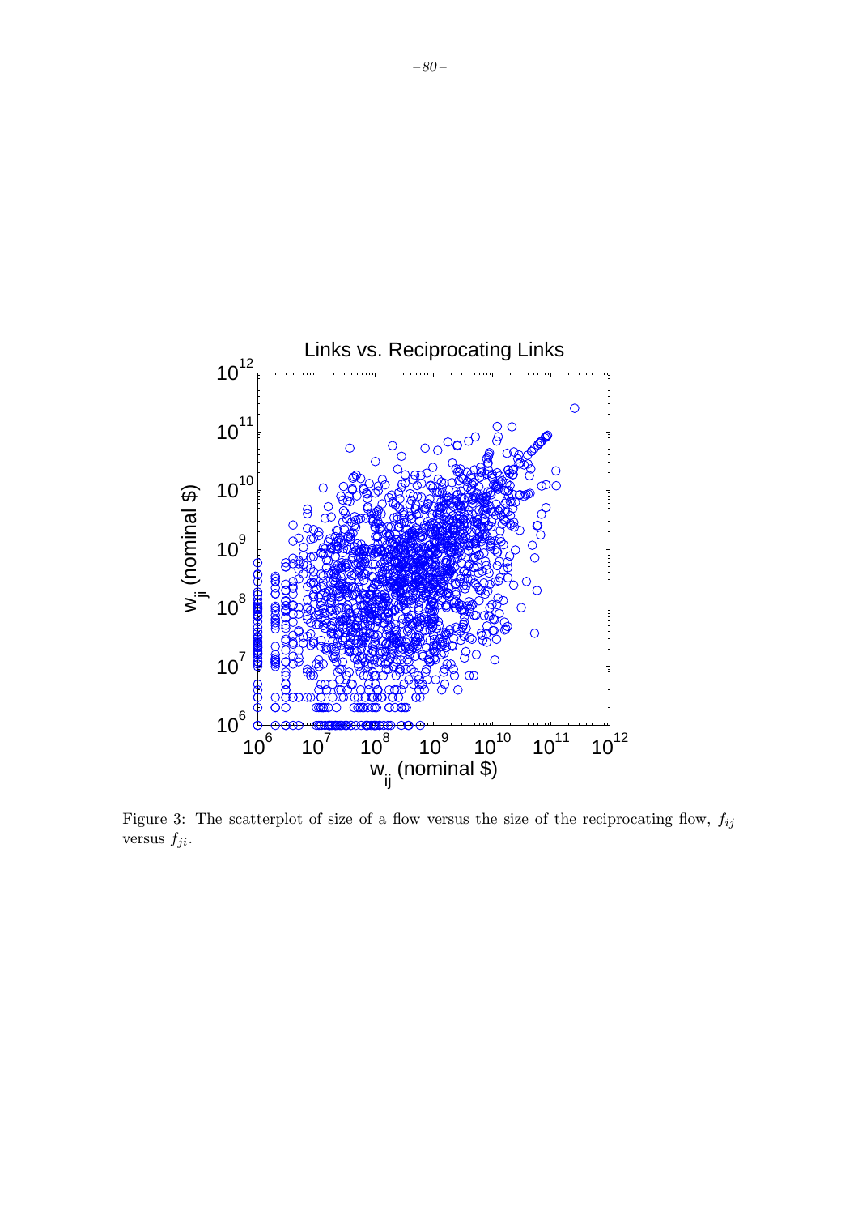Figure 3: The scatterplot of size of a flow versus the size of the reciprocating flow, $f_{ij}$ versus $f_{ji}$.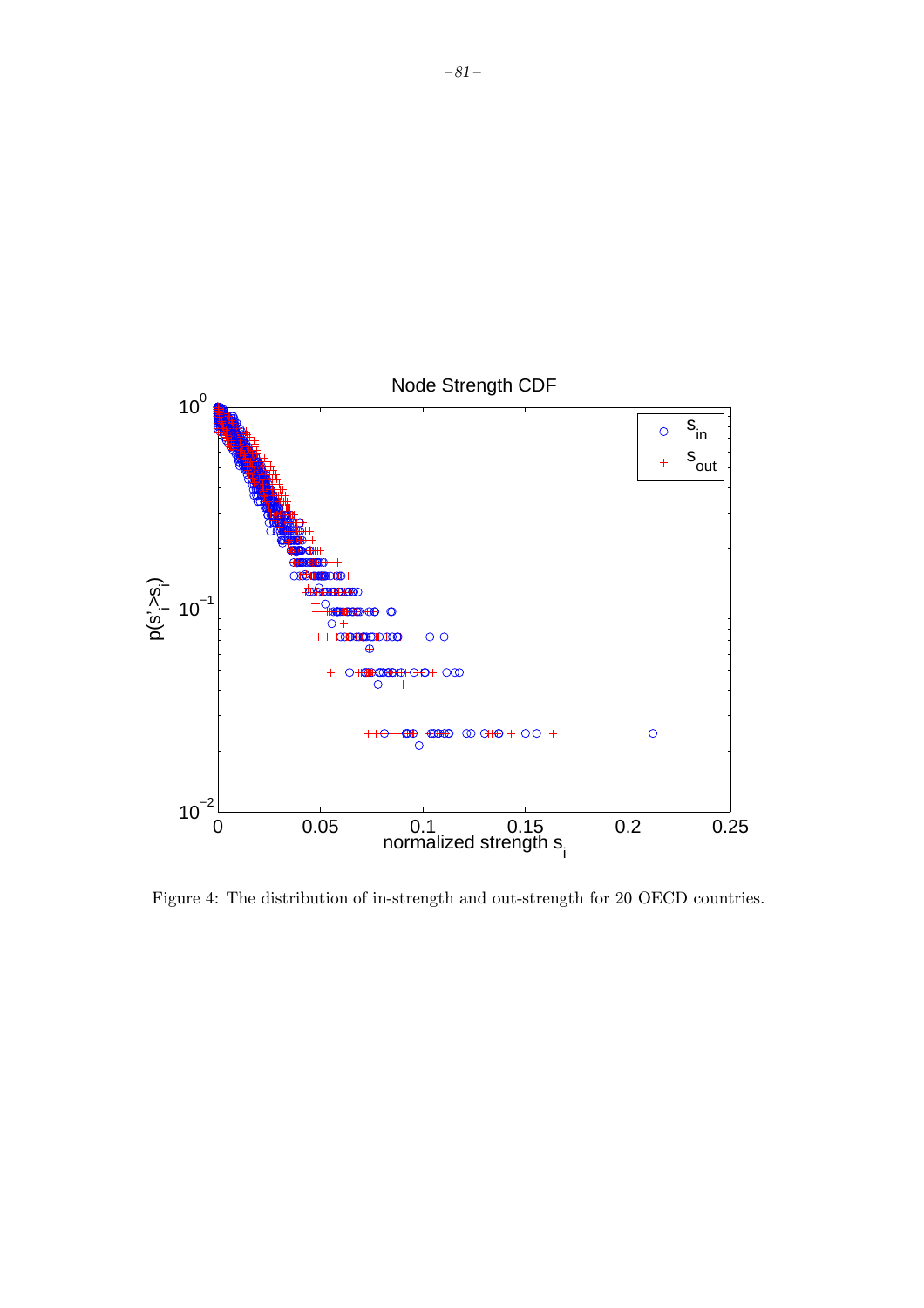Figure 4: The distribution of in-strength and out-strength for 20 OECD countries.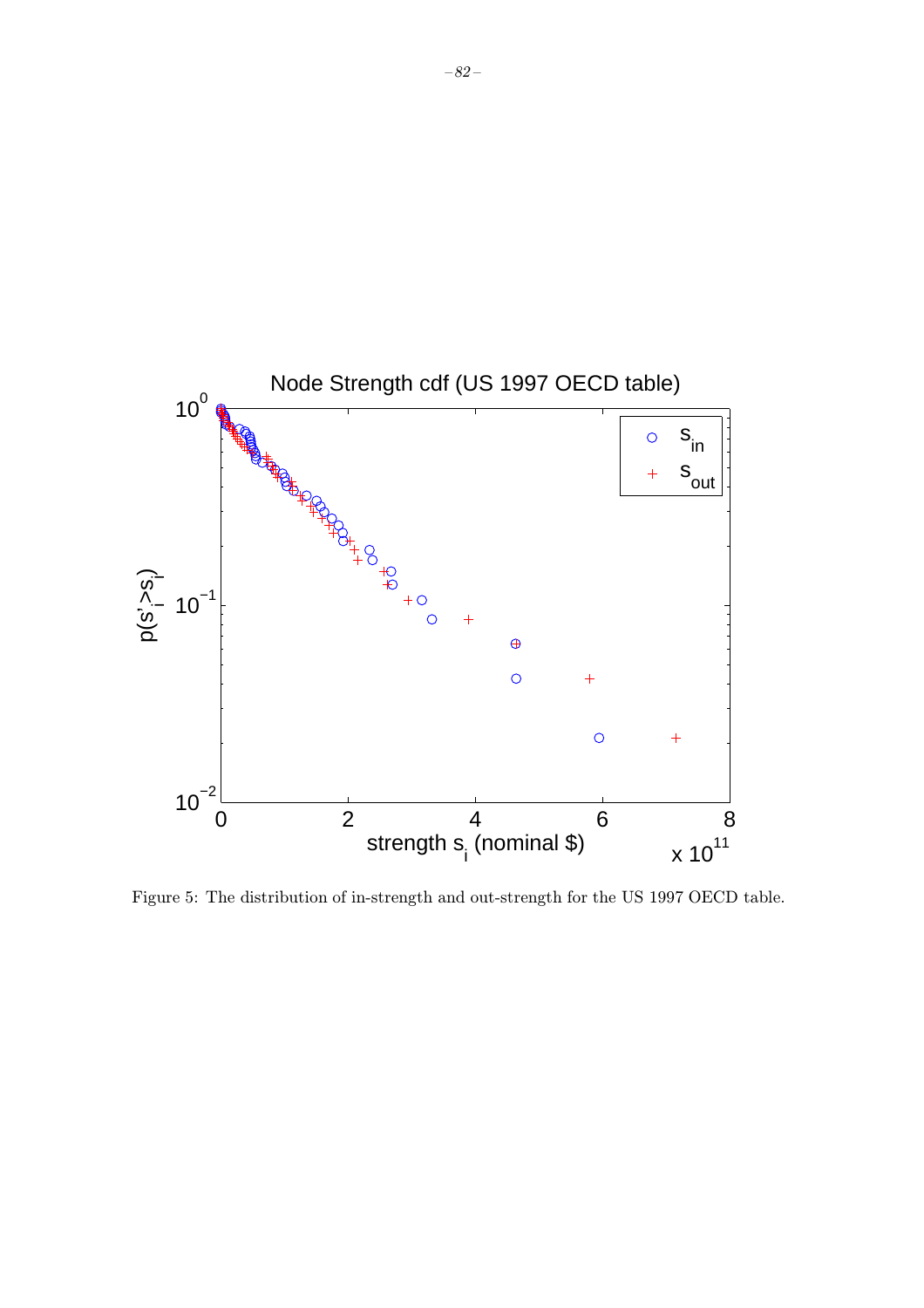Figure 5: The distribution of in-strength and out-strength for the US 1997 OECD table.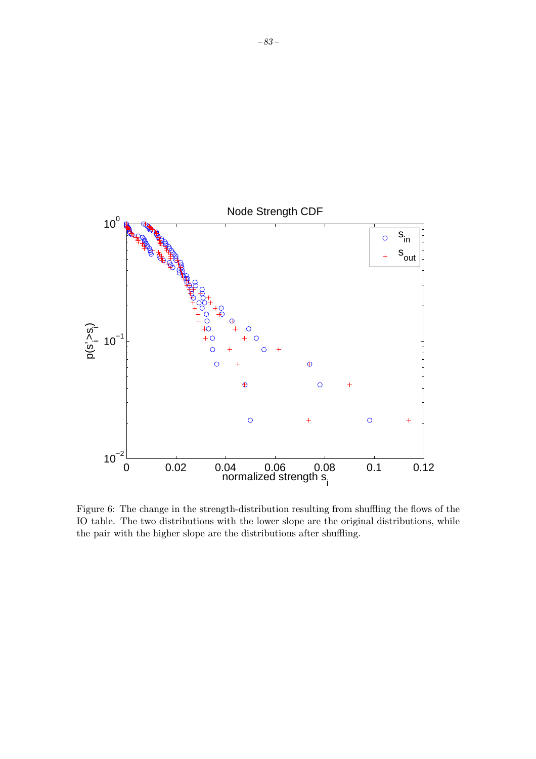Figure 6: The change in the strength-distribution resulting from shuffling the flows of the IO table. The two distributions with the lower slope are the original distributions, while the pair with the higher slope are the distributions after shuffling.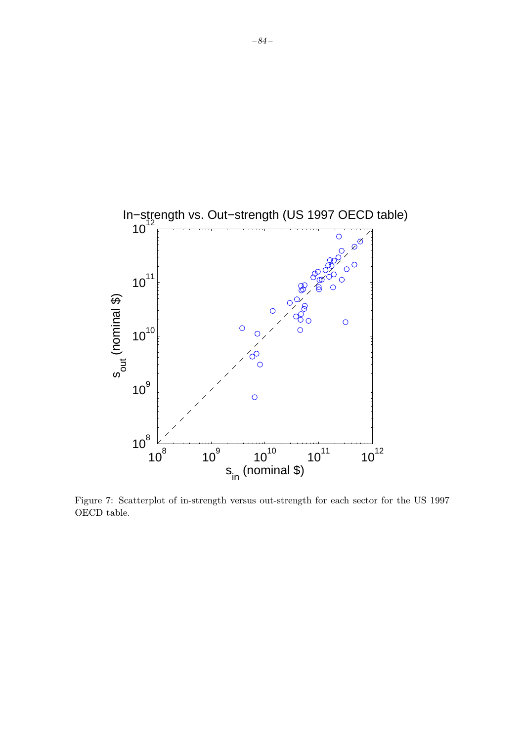Figure 7: Scatterplot of in-strength versus out-strength for each sector for the US 1997 OECD table.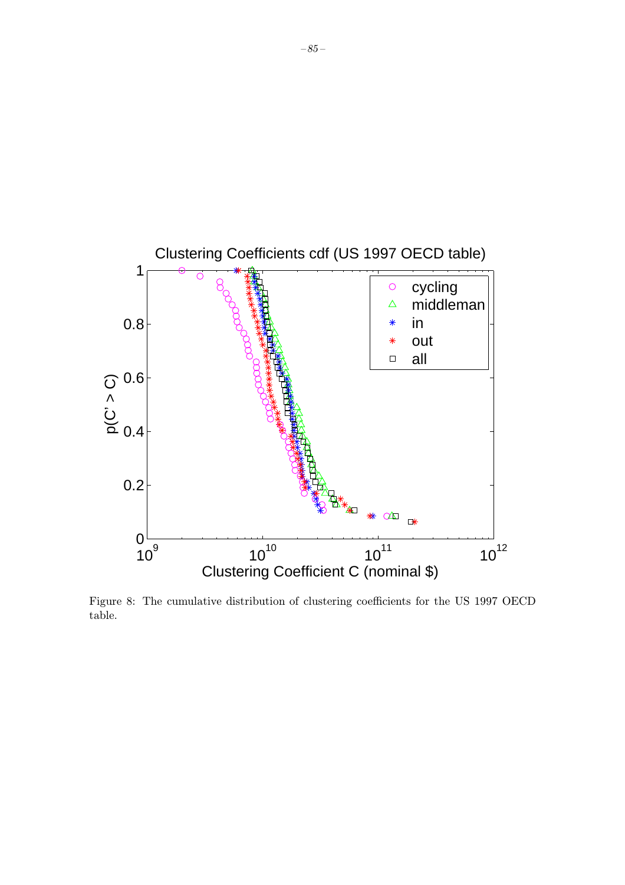Figure 8: The cumulative distribution of clustering coefficients for the US 1997 OECD table.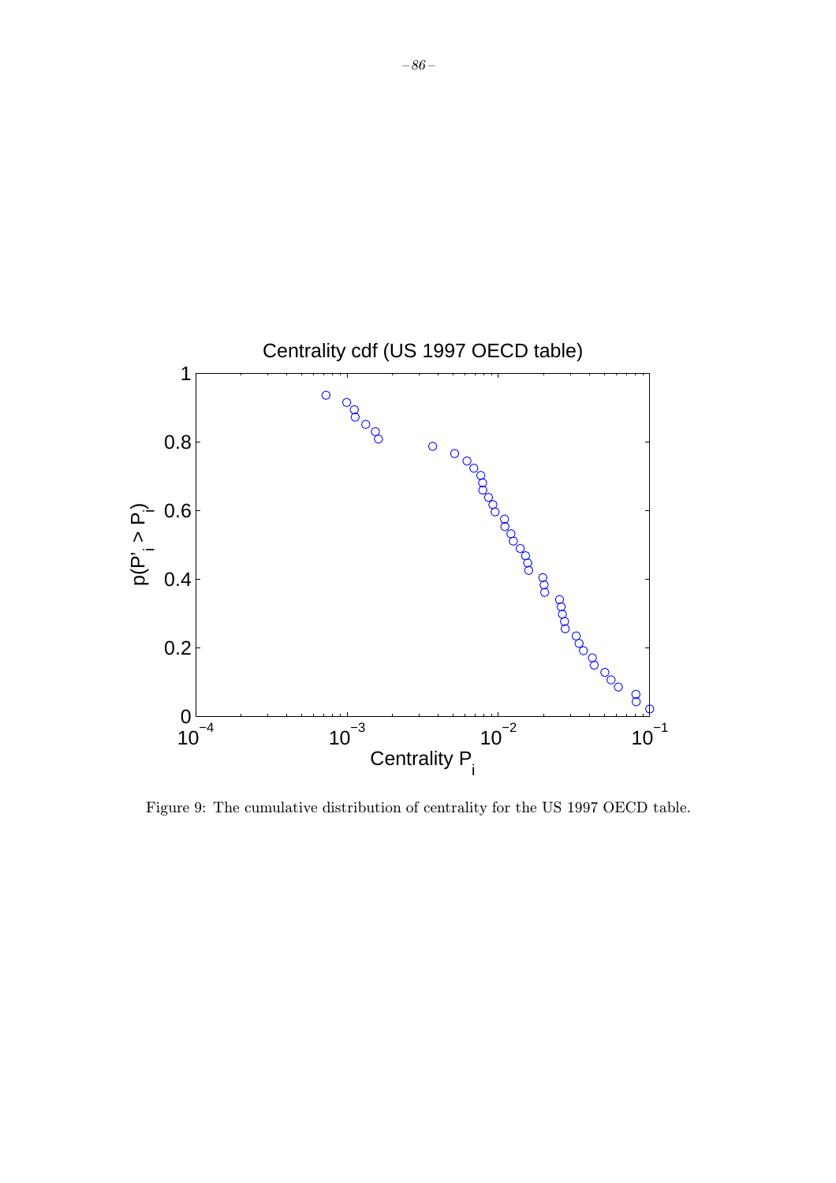Figure 9: The cumulative distribution of centrality for the US 1997 OECD table.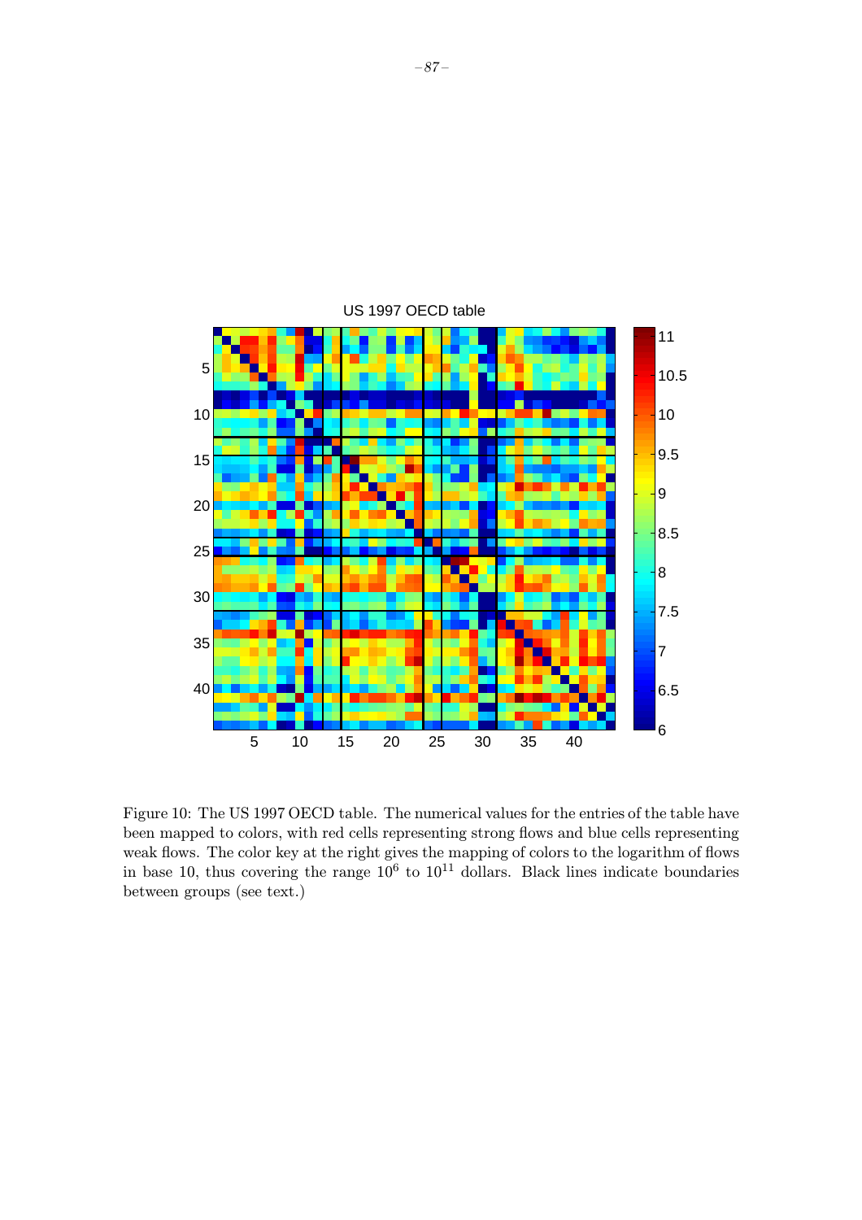Figure 10: The US 1997 OECD table. The numerical values for the entries of the table have been mapped to colors, with red cells representing strong flows and blue cells representing weak flows. The color key at the right gives the mapping of colors to the logarithm of flows in base 10, thus covering the range $10^6$ to $10^{11}$ dollars. Black lines indicate boundaries between groups (see text.)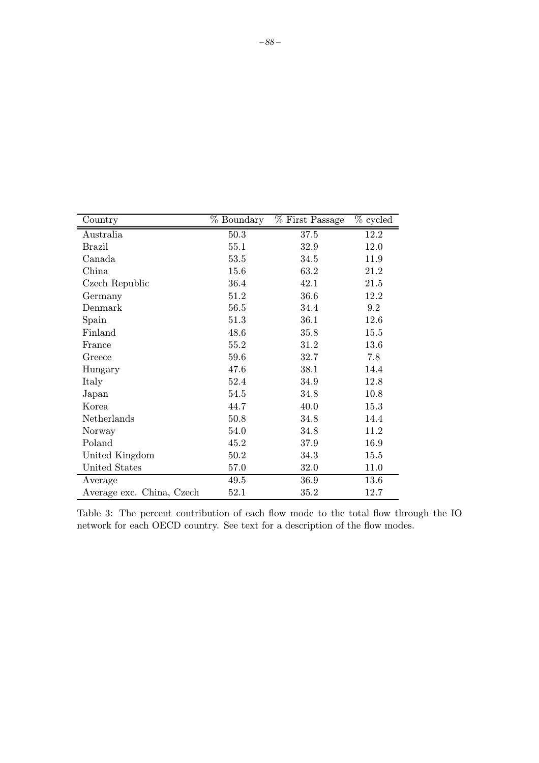| Country | % Boundary | % First Passage | % cycled |
| --- | --- | --- | --- |
| Australia | 50.3 | 37.5 | 12.2 |
| Brazil | 55.1 | 32.9 | 12.0 |
| Canada | 53.5 | 34.5 | 11.9 |
| China | 15.6 | 63.2 | 21.2 |
| Czech Republic | 36.4 | 42.1 | 21.5 |
| Germany | 51.2 | 36.6 | 12.2 |
| Denmark | 56.5 | 34.4 | 9.2 |
| Spain | 51.3 | 36.1 | 12.6 |
| Finland | 48.6 | 35.8 | 15.5 |
| France | 55.2 | 31.2 | 13.6 |
| Greece | 59.6 | 32.7 | 7.8 |
| Hungary | 47.6 | 38.1 | 14.4 |
| Italy | 52.4 | 34.9 | 12.8 |
| Japan | 54.5 | 34.8 | 10.8 |
| Korea | 44.7 | 40.0 | 15.3 |
| Netherlands | 50.8 | 34.8 | 14.4 |
| Norway | 54.0 | 34.8 | 11.2 |
| Poland | 45.2 | 37.9 | 16.9 |
| United Kingdom | 50.2 | 34.3 | 15.5 |
| United States | 57.0 | 32.0 | 11.0 |
| Average | 49.5 | 36.9 | 13.6 |
| Average exc. China, Czech | 52.1 | 35.2 | 12.7 |

Table 3: The percent contribution of each flow mode to the total flow through the IO network for each OECD country. See text for a description of the flow modes.